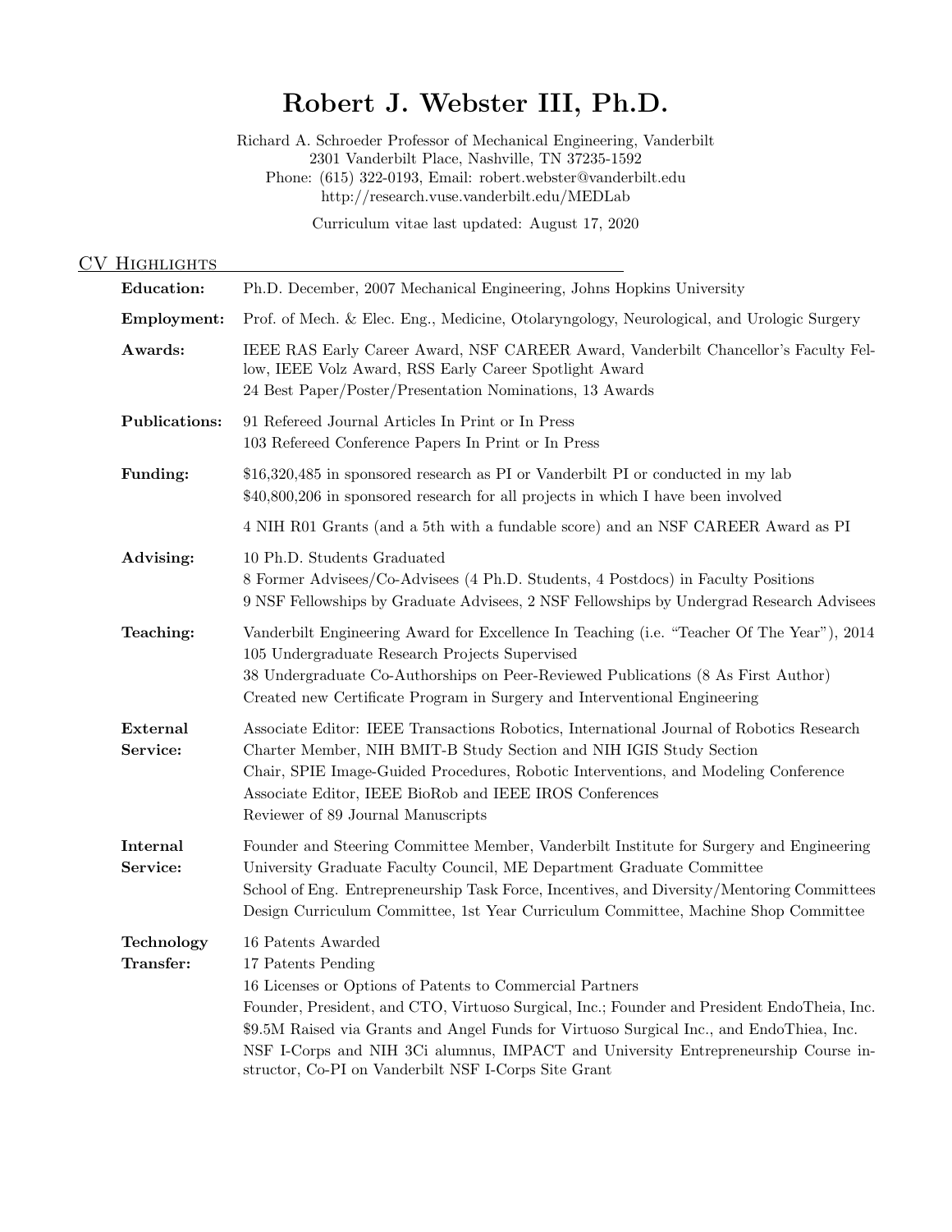# Robert J. Webster III, Ph.D.

Richard A. Schroeder Professor of Mechanical Engineering, Vanderbilt
2301 Vanderbilt Place, Nashville, TN 37235-1592
Phone: (615) 322-0193, Email: robert.webster@vanderbilt.edu
http://research.vuse.vanderbilt.edu/MEDLab

Curriculum vitae last updated: August 17, 2020

## CV Highlights

**Education:** Ph.D. December, 2007 Mechanical Engineering, Johns Hopkins University

**Employment:** Prof. of Mech. & Elec. Eng., Medicine, Otolaryngology, Neurological, and Urologic Surgery

**Awards:** IEEE RAS Early Career Award, NSF CAREER Award, Vanderbilt Chancellor's Faculty Fellow, IEEE Volz Award, RSS Early Career Spotlight Award
24 Best Paper/Poster/Presentation Nominations, 13 Awards

**Publications:** 91 Refereed Journal Articles In Print or In Press
103 Refereed Conference Papers In Print or In Press

**Funding:** $16,320,485 in sponsored research as PI or Vanderbilt PI or conducted in my lab
$40,800,206 in sponsored research for all projects in which I have been involved

4 NIH R01 Grants (and a 5th with a fundable score) and an NSF CAREER Award as PI

**Advising:** 10 Ph.D. Students Graduated
8 Former Advisees/Co-Advisees (4 Ph.D. Students, 4 Postdocs) in Faculty Positions
9 NSF Fellowships by Graduate Advisees, 2 NSF Fellowships by Undergrad Research Advisees

**Teaching:** Vanderbilt Engineering Award for Excellence In Teaching (i.e. "Teacher Of The Year"), 2014
105 Undergraduate Research Projects Supervised
38 Undergraduate Co-Authorships on Peer-Reviewed Publications (8 As First Author)
Created new Certificate Program in Surgery and Interventional Engineering

**External Service:** Associate Editor: IEEE Transactions Robotics, International Journal of Robotics Research
Charter Member, NIH BMIT-B Study Section and NIH IGIS Study Section
Chair, SPIE Image-Guided Procedures, Robotic Interventions, and Modeling Conference
Associate Editor, IEEE BioRob and IEEE IROS Conferences
Reviewer of 89 Journal Manuscripts

**Internal Service:** Founder and Steering Committee Member, Vanderbilt Institute for Surgery and Engineering
University Graduate Faculty Council, ME Department Graduate Committee
School of Eng. Entrepreneurship Task Force, Incentives, and Diversity/Mentoring Committees
Design Curriculum Committee, 1st Year Curriculum Committee, Machine Shop Committee

**Technology Transfer:** 16 Patents Awarded
17 Patents Pending
16 Licenses or Options of Patents to Commercial Partners
Founder, President, and CTO, Virtuoso Surgical, Inc.; Founder and President EndoTheia, Inc.
$9.5M Raised via Grants and Angel Funds for Virtuoso Surgical Inc., and EndoThiea, Inc.
NSF I-Corps and NIH 3Ci alumnus, IMPACT and University Entrepreneurship Course instructor, Co-PI on Vanderbilt NSF I-Corps Site Grant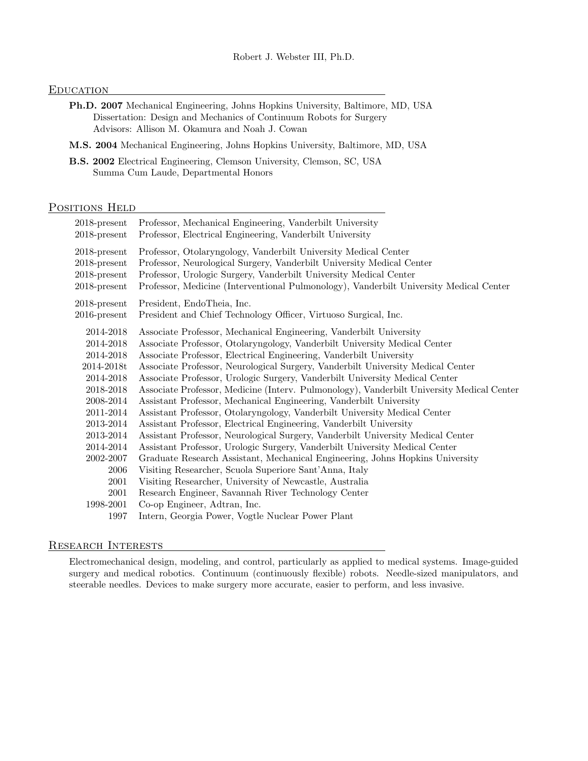Robert J. Webster III, Ph.D.

## Education

**Ph.D. 2007** Mechanical Engineering, Johns Hopkins University, Baltimore, MD, USA
Dissertation: Design and Mechanics of Continuum Robots for Surgery
Advisors: Allison M. Okamura and Noah J. Cowan

**M.S. 2004** Mechanical Engineering, Johns Hopkins University, Baltimore, MD, USA

**B.S. 2002** Electrical Engineering, Clemson University, Clemson, SC, USA
Summa Cum Laude, Departmental Honors

## Positions Held

| | |
|---|---|
| 2018-present | Professor, Mechanical Engineering, Vanderbilt University |
| 2018-present | Professor, Electrical Engineering, Vanderbilt University |
| 2018-present | Professor, Otolaryngology, Vanderbilt University Medical Center |
| 2018-present | Professor, Neurological Surgery, Vanderbilt University Medical Center |
| 2018-present | Professor, Urologic Surgery, Vanderbilt University Medical Center |
| 2018-present | Professor, Medicine (Interventional Pulmonology), Vanderbilt University Medical Center |
| 2018-present | President, EndoTheia, Inc. |
| 2016-present | President and Chief Technology Officer, Virtuoso Surgical, Inc. |
| 2014-2018 | Associate Professor, Mechanical Engineering, Vanderbilt University |
| 2014-2018 | Associate Professor, Otolaryngology, Vanderbilt University Medical Center |
| 2014-2018 | Associate Professor, Electrical Engineering, Vanderbilt University |
| 2014-2018t | Associate Professor, Neurological Surgery, Vanderbilt University Medical Center |
| 2014-2018 | Associate Professor, Urologic Surgery, Vanderbilt University Medical Center |
| 2018-2018 | Associate Professor, Medicine (Interv. Pulmonology), Vanderbilt University Medical Center |
| 2008-2014 | Assistant Professor, Mechanical Engineering, Vanderbilt University |
| 2011-2014 | Assistant Professor, Otolaryngology, Vanderbilt University Medical Center |
| 2013-2014 | Assistant Professor, Electrical Engineering, Vanderbilt University |
| 2013-2014 | Assistant Professor, Neurological Surgery, Vanderbilt University Medical Center |
| 2014-2014 | Assistant Professor, Urologic Surgery, Vanderbilt University Medical Center |
| 2002-2007 | Graduate Research Assistant, Mechanical Engineering, Johns Hopkins University |
| 2006 | Visiting Researcher, Scuola Superiore Sant'Anna, Italy |
| 2001 | Visiting Researcher, University of Newcastle, Australia |
| 2001 | Research Engineer, Savannah River Technology Center |
| 1998-2001 | Co-op Engineer, Adtran, Inc. |
| 1997 | Intern, Georgia Power, Vogtle Nuclear Power Plant |

## Research Interests

Electromechanical design, modeling, and control, particularly as applied to medical systems. Image-guided surgery and medical robotics. Continuum (continuously flexible) robots. Needle-sized manipulators, and steerable needles. Devices to make surgery more accurate, easier to perform, and less invasive.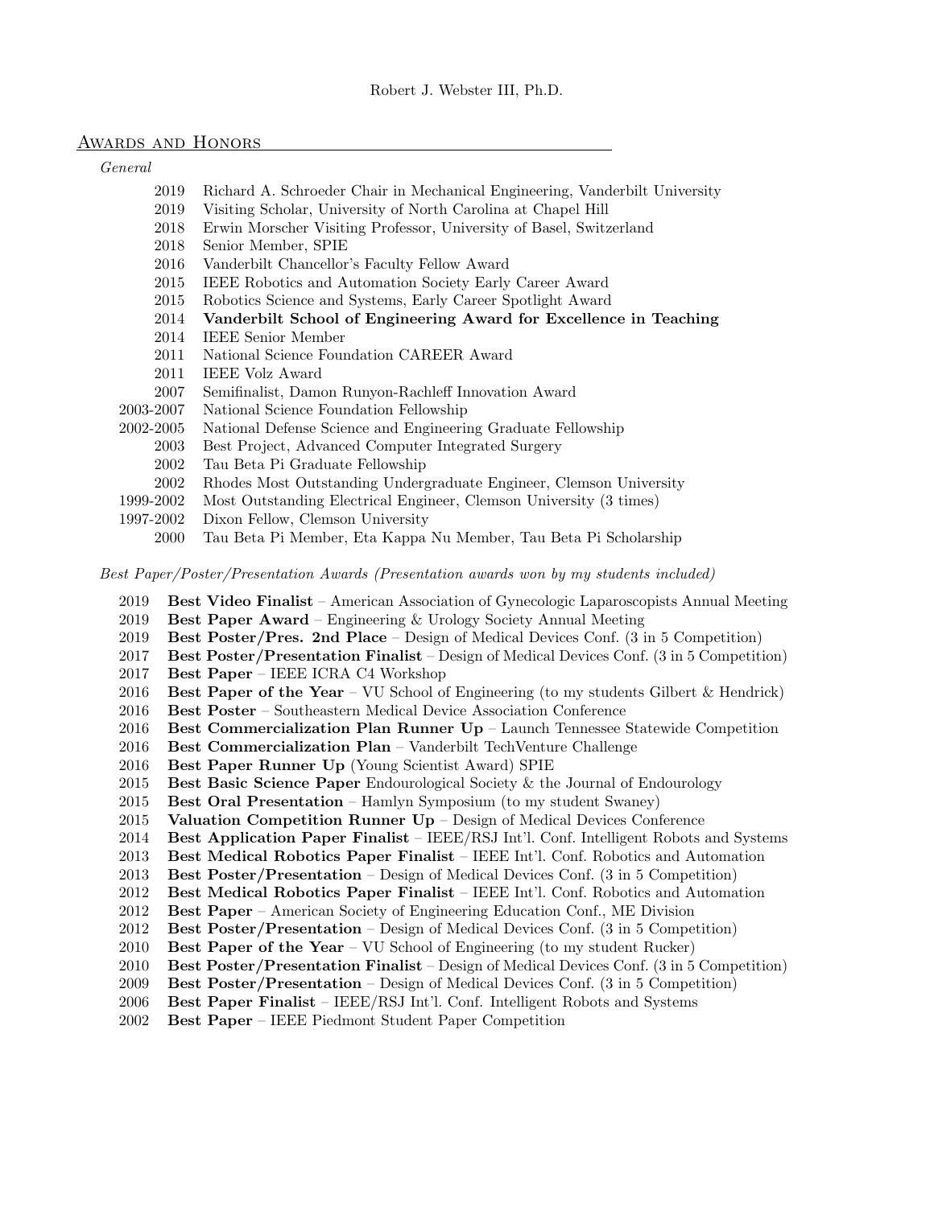## Awards and Honors

*General*

| | |
|---|---|
| 2019 | Richard A. Schroeder Chair in Mechanical Engineering, Vanderbilt University |
| 2019 | Visiting Scholar, University of North Carolina at Chapel Hill |
| 2018 | Erwin Morscher Visiting Professor, University of Basel, Switzerland |
| 2018 | Senior Member, SPIE |
| 2016 | Vanderbilt Chancellor's Faculty Fellow Award |
| 2015 | IEEE Robotics and Automation Society Early Career Award |
| 2015 | Robotics Science and Systems, Early Career Spotlight Award |
| 2014 | **Vanderbilt School of Engineering Award for Excellence in Teaching** |
| 2014 | IEEE Senior Member |
| 2011 | National Science Foundation CAREER Award |
| 2011 | IEEE Volz Award |
| 2007 | Semifinalist, Damon Runyon-Rachleff Innovation Award |
| 2003-2007 | National Science Foundation Fellowship |
| 2002-2005 | National Defense Science and Engineering Graduate Fellowship |
| 2003 | Best Project, Advanced Computer Integrated Surgery |
| 2002 | Tau Beta Pi Graduate Fellowship |
| 2002 | Rhodes Most Outstanding Undergraduate Engineer, Clemson University |
| 1999-2002 | Most Outstanding Electrical Engineer, Clemson University (3 times) |
| 1997-2002 | Dixon Fellow, Clemson University |
| 2000 | Tau Beta Pi Member, Eta Kappa Nu Member, Tau Beta Pi Scholarship |

*Best Paper/Poster/Presentation Awards (Presentation awards won by my students included)*

| | |
|---|---|
| 2019 | **Best Video Finalist** – American Association of Gynecologic Laparoscopists Annual Meeting |
| 2019 | **Best Paper Award** – Engineering & Urology Society Annual Meeting |
| 2019 | **Best Poster/Pres. 2nd Place** – Design of Medical Devices Conf. (3 in 5 Competition) |
| 2017 | **Best Poster/Presentation Finalist** – Design of Medical Devices Conf. (3 in 5 Competition) |
| 2017 | **Best Paper** – IEEE ICRA C4 Workshop |
| 2016 | **Best Paper of the Year** – VU School of Engineering (to my students Gilbert & Hendrick) |
| 2016 | **Best Poster** – Southeastern Medical Device Association Conference |
| 2016 | **Best Commercialization Plan Runner Up** – Launch Tennessee Statewide Competition |
| 2016 | **Best Commercialization Plan** – Vanderbilt TechVenture Challenge |
| 2016 | **Best Paper Runner Up** (Young Scientist Award) SPIE |
| 2015 | **Best Basic Science Paper** Endourological Society & the Journal of Endourology |
| 2015 | **Best Oral Presentation** – Hamlyn Symposium (to my student Swaney) |
| 2015 | **Valuation Competition Runner Up** – Design of Medical Devices Conference |
| 2014 | **Best Application Paper Finalist** – IEEE/RSJ Int'l. Conf. Intelligent Robots and Systems |
| 2013 | **Best Medical Robotics Paper Finalist** – IEEE Int'l. Conf. Robotics and Automation |
| 2013 | **Best Poster/Presentation** – Design of Medical Devices Conf. (3 in 5 Competition) |
| 2012 | **Best Medical Robotics Paper Finalist** – IEEE Int'l. Conf. Robotics and Automation |
| 2012 | **Best Paper** – American Society of Engineering Education Conf., ME Division |
| 2012 | **Best Poster/Presentation** – Design of Medical Devices Conf. (3 in 5 Competition) |
| 2010 | **Best Paper of the Year** – VU School of Engineering (to my student Rucker) |
| 2010 | **Best Poster/Presentation Finalist** – Design of Medical Devices Conf. (3 in 5 Competition) |
| 2009 | **Best Poster/Presentation** – Design of Medical Devices Conf. (3 in 5 Competition) |
| 2006 | **Best Paper Finalist** – IEEE/RSJ Int'l. Conf. Intelligent Robots and Systems |
| 2002 | **Best Paper** – IEEE Piedmont Student Paper Competition |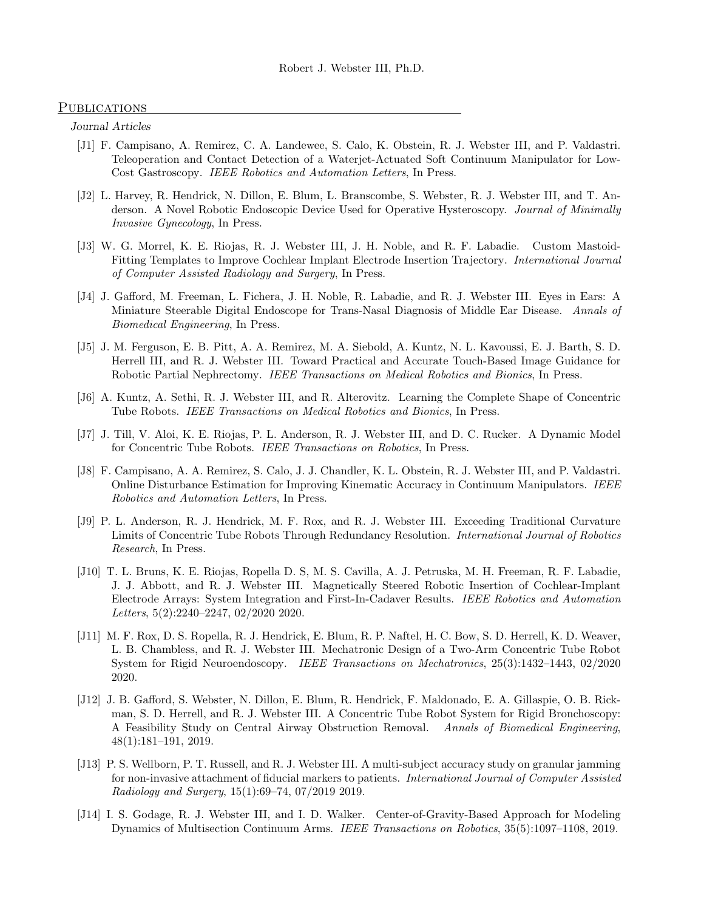## Publications

*Journal Articles*

[J1] F. Campisano, A. Remirez, C. A. Landewee, S. Calo, K. Obstein, R. J. Webster III, and P. Valdastri. Teleoperation and Contact Detection of a Waterjet-Actuated Soft Continuum Manipulator for Low-Cost Gastroscopy. *IEEE Robotics and Automation Letters*, In Press.

[J2] L. Harvey, R. Hendrick, N. Dillon, E. Blum, L. Branscombe, S. Webster, R. J. Webster III, and T. Anderson. A Novel Robotic Endoscopic Device Used for Operative Hysteroscopy. *Journal of Minimally Invasive Gynecology*, In Press.

[J3] W. G. Morrel, K. E. Riojas, R. J. Webster III, J. H. Noble, and R. F. Labadie. Custom Mastoid-Fitting Templates to Improve Cochlear Implant Electrode Insertion Trajectory. *International Journal of Computer Assisted Radiology and Surgery*, In Press.

[J4] J. Gafford, M. Freeman, L. Fichera, J. H. Noble, R. Labadie, and R. J. Webster III. Eyes in Ears: A Miniature Steerable Digital Endoscope for Trans-Nasal Diagnosis of Middle Ear Disease. *Annals of Biomedical Engineering*, In Press.

[J5] J. M. Ferguson, E. B. Pitt, A. A. Remirez, M. A. Siebold, A. Kuntz, N. L. Kavoussi, E. J. Barth, S. D. Herrell III, and R. J. Webster III. Toward Practical and Accurate Touch-Based Image Guidance for Robotic Partial Nephrectomy. *IEEE Transactions on Medical Robotics and Bionics*, In Press.

[J6] A. Kuntz, A. Sethi, R. J. Webster III, and R. Alterovitz. Learning the Complete Shape of Concentric Tube Robots. *IEEE Transactions on Medical Robotics and Bionics*, In Press.

[J7] J. Till, V. Aloi, K. E. Riojas, P. L. Anderson, R. J. Webster III, and D. C. Rucker. A Dynamic Model for Concentric Tube Robots. *IEEE Transactions on Robotics*, In Press.

[J8] F. Campisano, A. A. Remirez, S. Calo, J. J. Chandler, K. L. Obstein, R. J. Webster III, and P. Valdastri. Online Disturbance Estimation for Improving Kinematic Accuracy in Continuum Manipulators. *IEEE Robotics and Automation Letters*, In Press.

[J9] P. L. Anderson, R. J. Hendrick, M. F. Rox, and R. J. Webster III. Exceeding Traditional Curvature Limits of Concentric Tube Robots Through Redundancy Resolution. *International Journal of Robotics Research*, In Press.

[J10] T. L. Bruns, K. E. Riojas, Ropella D. S, M. S. Cavilla, A. J. Petruska, M. H. Freeman, R. F. Labadie, J. J. Abbott, and R. J. Webster III. Magnetically Steered Robotic Insertion of Cochlear-Implant Electrode Arrays: System Integration and First-In-Cadaver Results. *IEEE Robotics and Automation Letters*, 5(2):2240–2247, 02/2020 2020.

[J11] M. F. Rox, D. S. Ropella, R. J. Hendrick, E. Blum, R. P. Naftel, H. C. Bow, S. D. Herrell, K. D. Weaver, L. B. Chambless, and R. J. Webster III. Mechatronic Design of a Two-Arm Concentric Tube Robot System for Rigid Neuroendoscopy. *IEEE Transactions on Mechatronics*, 25(3):1432–1443, 02/2020 2020.

[J12] J. B. Gafford, S. Webster, N. Dillon, E. Blum, R. Hendrick, F. Maldonado, E. A. Gillaspie, O. B. Rickman, S. D. Herrell, and R. J. Webster III. A Concentric Tube Robot System for Rigid Bronchoscopy: A Feasibility Study on Central Airway Obstruction Removal. *Annals of Biomedical Engineering*, 48(1):181–191, 2019.

[J13] P. S. Wellborn, P. T. Russell, and R. J. Webster III. A multi-subject accuracy study on granular jamming for non-invasive attachment of fiducial markers to patients. *International Journal of Computer Assisted Radiology and Surgery*, 15(1):69–74, 07/2019 2019.

[J14] I. S. Godage, R. J. Webster III, and I. D. Walker. Center-of-Gravity-Based Approach for Modeling Dynamics of Multisection Continuum Arms. *IEEE Transactions on Robotics*, 35(5):1097–1108, 2019.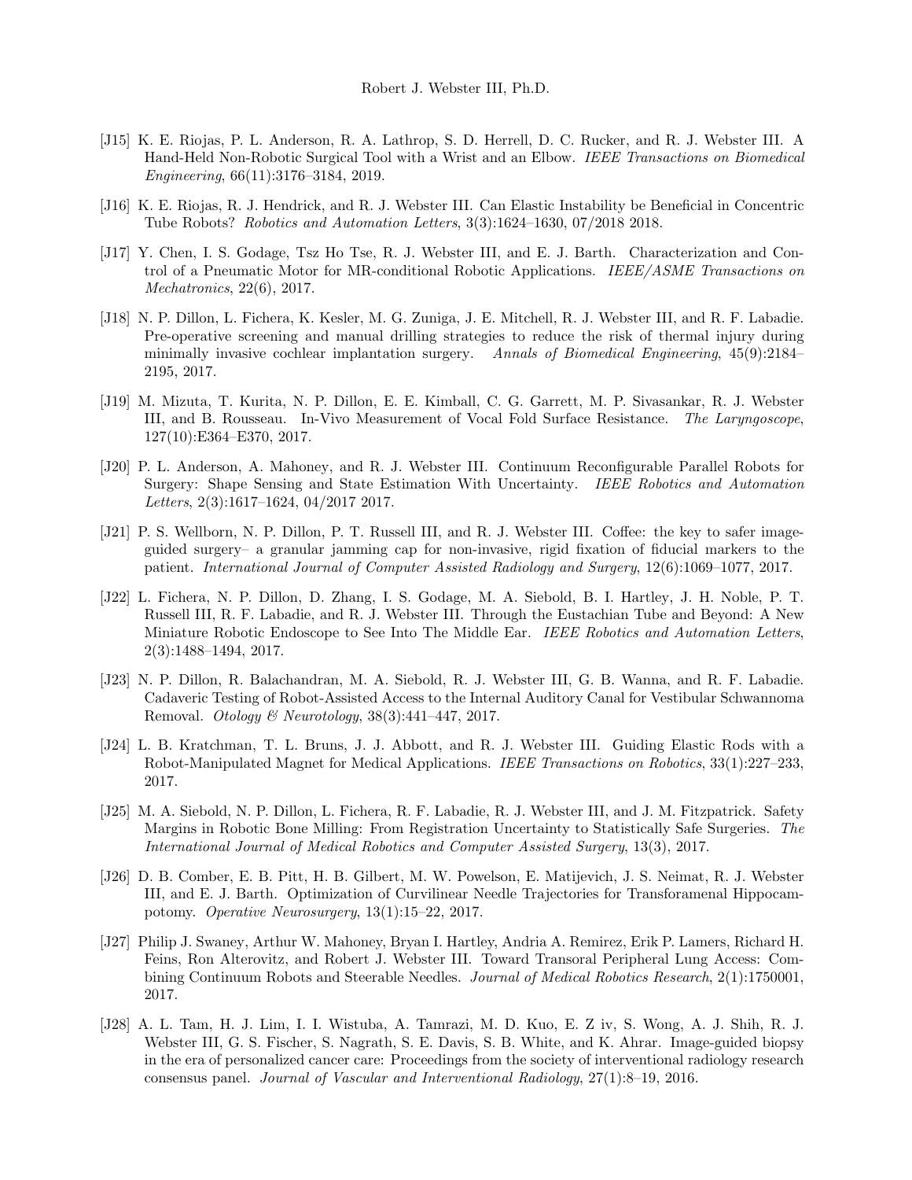[J15] K. E. Riojas, P. L. Anderson, R. A. Lathrop, S. D. Herrell, D. C. Rucker, and R. J. Webster III. A Hand-Held Non-Robotic Surgical Tool with a Wrist and an Elbow. *IEEE Transactions on Biomedical Engineering*, 66(11):3176–3184, 2019.

[J16] K. E. Riojas, R. J. Hendrick, and R. J. Webster III. Can Elastic Instability be Beneficial in Concentric Tube Robots? *Robotics and Automation Letters*, 3(3):1624–1630, 07/2018 2018.

[J17] Y. Chen, I. S. Godage, Tsz Ho Tse, R. J. Webster III, and E. J. Barth. Characterization and Control of a Pneumatic Motor for MR-conditional Robotic Applications. *IEEE/ASME Transactions on Mechatronics*, 22(6), 2017.

[J18] N. P. Dillon, L. Fichera, K. Kesler, M. G. Zuniga, J. E. Mitchell, R. J. Webster III, and R. F. Labadie. Pre-operative screening and manual drilling strategies to reduce the risk of thermal injury during minimally invasive cochlear implantation surgery. *Annals of Biomedical Engineering*, 45(9):2184–2195, 2017.

[J19] M. Mizuta, T. Kurita, N. P. Dillon, E. E. Kimball, C. G. Garrett, M. P. Sivasankar, R. J. Webster III, and B. Rousseau. In-Vivo Measurement of Vocal Fold Surface Resistance. *The Laryngoscope*, 127(10):E364–E370, 2017.

[J20] P. L. Anderson, A. Mahoney, and R. J. Webster III. Continuum Reconfigurable Parallel Robots for Surgery: Shape Sensing and State Estimation With Uncertainty. *IEEE Robotics and Automation Letters*, 2(3):1617–1624, 04/2017 2017.

[J21] P. S. Wellborn, N. P. Dillon, P. T. Russell III, and R. J. Webster III. Coffee: the key to safer image-guided surgery– a granular jamming cap for non-invasive, rigid fixation of fiducial markers to the patient. *International Journal of Computer Assisted Radiology and Surgery*, 12(6):1069–1077, 2017.

[J22] L. Fichera, N. P. Dillon, D. Zhang, I. S. Godage, M. A. Siebold, B. I. Hartley, J. H. Noble, P. T. Russell III, R. F. Labadie, and R. J. Webster III. Through the Eustachian Tube and Beyond: A New Miniature Robotic Endoscope to See Into The Middle Ear. *IEEE Robotics and Automation Letters*, 2(3):1488–1494, 2017.

[J23] N. P. Dillon, R. Balachandran, M. A. Siebold, R. J. Webster III, G. B. Wanna, and R. F. Labadie. Cadaveric Testing of Robot-Assisted Access to the Internal Auditory Canal for Vestibular Schwannoma Removal. *Otology & Neurotology*, 38(3):441–447, 2017.

[J24] L. B. Kratchman, T. L. Bruns, J. J. Abbott, and R. J. Webster III. Guiding Elastic Rods with a Robot-Manipulated Magnet for Medical Applications. *IEEE Transactions on Robotics*, 33(1):227–233, 2017.

[J25] M. A. Siebold, N. P. Dillon, L. Fichera, R. F. Labadie, R. J. Webster III, and J. M. Fitzpatrick. Safety Margins in Robotic Bone Milling: From Registration Uncertainty to Statistically Safe Surgeries. *The International Journal of Medical Robotics and Computer Assisted Surgery*, 13(3), 2017.

[J26] D. B. Comber, E. B. Pitt, H. B. Gilbert, M. W. Powelson, E. Matijevich, J. S. Neimat, R. J. Webster III, and E. J. Barth. Optimization of Curvilinear Needle Trajectories for Transforamenal Hippocampotomy. *Operative Neurosurgery*, 13(1):15–22, 2017.

[J27] Philip J. Swaney, Arthur W. Mahoney, Bryan I. Hartley, Andria A. Remirez, Erik P. Lamers, Richard H. Feins, Ron Alterovitz, and Robert J. Webster III. Toward Transoral Peripheral Lung Access: Combining Continuum Robots and Steerable Needles. *Journal of Medical Robotics Research*, 2(1):1750001, 2017.

[J28] A. L. Tam, H. J. Lim, I. I. Wistuba, A. Tamrazi, M. D. Kuo, E. Z iv, S. Wong, A. J. Shih, R. J. Webster III, G. S. Fischer, S. Nagrath, S. E. Davis, S. B. White, and K. Ahrar. Image-guided biopsy in the era of personalized cancer care: Proceedings from the society of interventional radiology research consensus panel. *Journal of Vascular and Interventional Radiology*, 27(1):8–19, 2016.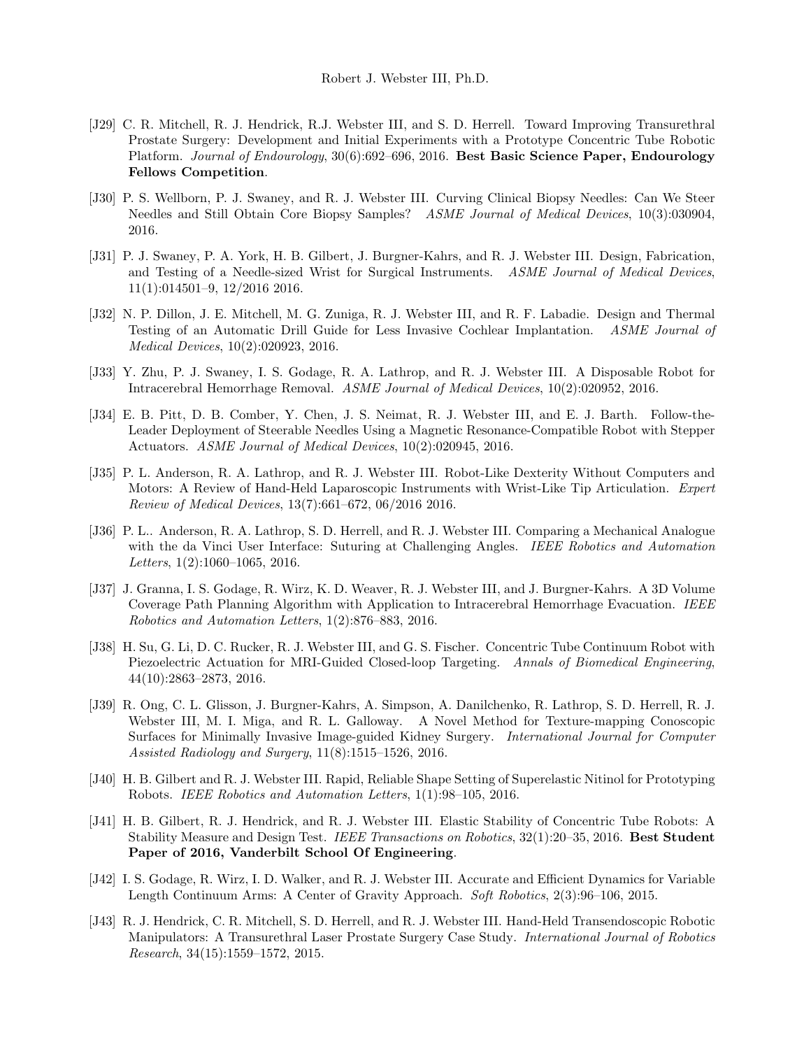- [J29] C. R. Mitchell, R. J. Hendrick, R.J. Webster III, and S. D. Herrell. Toward Improving Transurethral Prostate Surgery: Development and Initial Experiments with a Prototype Concentric Tube Robotic Platform. *Journal of Endourology*, 30(6):692–696, 2016. **Best Basic Science Paper, Endourology Fellows Competition**.

- [J30] P. S. Wellborn, P. J. Swaney, and R. J. Webster III. Curving Clinical Biopsy Needles: Can We Steer Needles and Still Obtain Core Biopsy Samples? *ASME Journal of Medical Devices*, 10(3):030904, 2016.

- [J31] P. J. Swaney, P. A. York, H. B. Gilbert, J. Burgner-Kahrs, and R. J. Webster III. Design, Fabrication, and Testing of a Needle-sized Wrist for Surgical Instruments. *ASME Journal of Medical Devices*, 11(1):014501–9, 12/2016 2016.

- [J32] N. P. Dillon, J. E. Mitchell, M. G. Zuniga, R. J. Webster III, and R. F. Labadie. Design and Thermal Testing of an Automatic Drill Guide for Less Invasive Cochlear Implantation. *ASME Journal of Medical Devices*, 10(2):020923, 2016.

- [J33] Y. Zhu, P. J. Swaney, I. S. Godage, R. A. Lathrop, and R. J. Webster III. A Disposable Robot for Intracerebral Hemorrhage Removal. *ASME Journal of Medical Devices*, 10(2):020952, 2016.

- [J34] E. B. Pitt, D. B. Comber, Y. Chen, J. S. Neimat, R. J. Webster III, and E. J. Barth. Follow-the-Leader Deployment of Steerable Needles Using a Magnetic Resonance-Compatible Robot with Stepper Actuators. *ASME Journal of Medical Devices*, 10(2):020945, 2016.

- [J35] P. L. Anderson, R. A. Lathrop, and R. J. Webster III. Robot-Like Dexterity Without Computers and Motors: A Review of Hand-Held Laparoscopic Instruments with Wrist-Like Tip Articulation. *Expert Review of Medical Devices*, 13(7):661–672, 06/2016 2016.

- [J36] P. L.. Anderson, R. A. Lathrop, S. D. Herrell, and R. J. Webster III. Comparing a Mechanical Analogue with the da Vinci User Interface: Suturing at Challenging Angles. *IEEE Robotics and Automation Letters*, 1(2):1060–1065, 2016.

- [J37] J. Granna, I. S. Godage, R. Wirz, K. D. Weaver, R. J. Webster III, and J. Burgner-Kahrs. A 3D Volume Coverage Path Planning Algorithm with Application to Intracerebral Hemorrhage Evacuation. *IEEE Robotics and Automation Letters*, 1(2):876–883, 2016.

- [J38] H. Su, G. Li, D. C. Rucker, R. J. Webster III, and G. S. Fischer. Concentric Tube Continuum Robot with Piezoelectric Actuation for MRI-Guided Closed-loop Targeting. *Annals of Biomedical Engineering*, 44(10):2863–2873, 2016.

- [J39] R. Ong, C. L. Glisson, J. Burgner-Kahrs, A. Simpson, A. Danilchenko, R. Lathrop, S. D. Herrell, R. J. Webster III, M. I. Miga, and R. L. Galloway. A Novel Method for Texture-mapping Conoscopic Surfaces for Minimally Invasive Image-guided Kidney Surgery. *International Journal for Computer Assisted Radiology and Surgery*, 11(8):1515–1526, 2016.

- [J40] H. B. Gilbert and R. J. Webster III. Rapid, Reliable Shape Setting of Superelastic Nitinol for Prototyping Robots. *IEEE Robotics and Automation Letters*, 1(1):98–105, 2016.

- [J41] H. B. Gilbert, R. J. Hendrick, and R. J. Webster III. Elastic Stability of Concentric Tube Robots: A Stability Measure and Design Test. *IEEE Transactions on Robotics*, 32(1):20–35, 2016. **Best Student Paper of 2016, Vanderbilt School Of Engineering**.

- [J42] I. S. Godage, R. Wirz, I. D. Walker, and R. J. Webster III. Accurate and Efficient Dynamics for Variable Length Continuum Arms: A Center of Gravity Approach. *Soft Robotics*, 2(3):96–106, 2015.

- [J43] R. J. Hendrick, C. R. Mitchell, S. D. Herrell, and R. J. Webster III. Hand-Held Transendoscopic Robotic Manipulators: A Transurethral Laser Prostate Surgery Case Study. *International Journal of Robotics Research*, 34(15):1559–1572, 2015.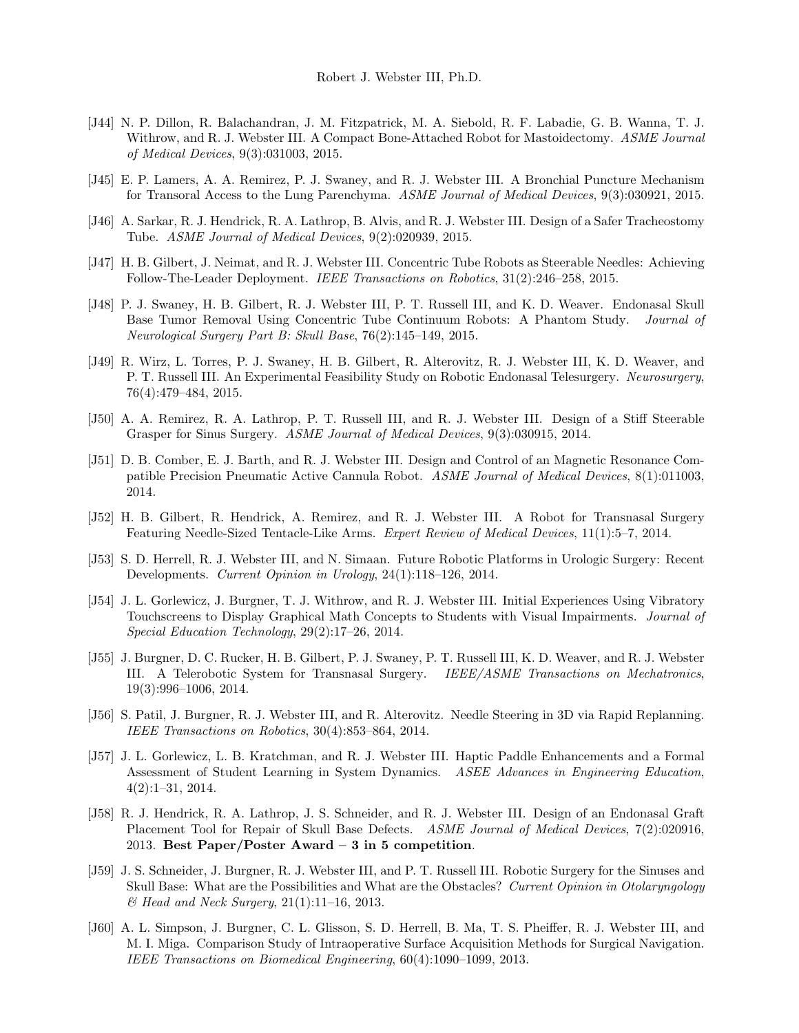- [J44] N. P. Dillon, R. Balachandran, J. M. Fitzpatrick, M. A. Siebold, R. F. Labadie, G. B. Wanna, T. J. Withrow, and R. J. Webster III. A Compact Bone-Attached Robot for Mastoidectomy. *ASME Journal of Medical Devices*, 9(3):031003, 2015.

- [J45] E. P. Lamers, A. A. Remirez, P. J. Swaney, and R. J. Webster III. A Bronchial Puncture Mechanism for Transoral Access to the Lung Parenchyma. *ASME Journal of Medical Devices*, 9(3):030921, 2015.

- [J46] A. Sarkar, R. J. Hendrick, R. A. Lathrop, B. Alvis, and R. J. Webster III. Design of a Safer Tracheostomy Tube. *ASME Journal of Medical Devices*, 9(2):020939, 2015.

- [J47] H. B. Gilbert, J. Neimat, and R. J. Webster III. Concentric Tube Robots as Steerable Needles: Achieving Follow-The-Leader Deployment. *IEEE Transactions on Robotics*, 31(2):246–258, 2015.

- [J48] P. J. Swaney, H. B. Gilbert, R. J. Webster III, P. T. Russell III, and K. D. Weaver. Endonasal Skull Base Tumor Removal Using Concentric Tube Continuum Robots: A Phantom Study. *Journal of Neurological Surgery Part B: Skull Base*, 76(2):145–149, 2015.

- [J49] R. Wirz, L. Torres, P. J. Swaney, H. B. Gilbert, R. Alterovitz, R. J. Webster III, K. D. Weaver, and P. T. Russell III. An Experimental Feasibility Study on Robotic Endonasal Telesurgery. *Neurosurgery*, 76(4):479–484, 2015.

- [J50] A. A. Remirez, R. A. Lathrop, P. T. Russell III, and R. J. Webster III. Design of a Stiff Steerable Grasper for Sinus Surgery. *ASME Journal of Medical Devices*, 9(3):030915, 2014.

- [J51] D. B. Comber, E. J. Barth, and R. J. Webster III. Design and Control of an Magnetic Resonance Compatible Precision Pneumatic Active Cannula Robot. *ASME Journal of Medical Devices*, 8(1):011003, 2014.

- [J52] H. B. Gilbert, R. Hendrick, A. Remirez, and R. J. Webster III. A Robot for Transnasal Surgery Featuring Needle-Sized Tentacle-Like Arms. *Expert Review of Medical Devices*, 11(1):5–7, 2014.

- [J53] S. D. Herrell, R. J. Webster III, and N. Simaan. Future Robotic Platforms in Urologic Surgery: Recent Developments. *Current Opinion in Urology*, 24(1):118–126, 2014.

- [J54] J. L. Gorlewicz, J. Burgner, T. J. Withrow, and R. J. Webster III. Initial Experiences Using Vibratory Touchscreens to Display Graphical Math Concepts to Students with Visual Impairments. *Journal of Special Education Technology*, 29(2):17–26, 2014.

- [J55] J. Burgner, D. C. Rucker, H. B. Gilbert, P. J. Swaney, P. T. Russell III, K. D. Weaver, and R. J. Webster III. A Telerobotic System for Transnasal Surgery. *IEEE/ASME Transactions on Mechatronics*, 19(3):996–1006, 2014.

- [J56] S. Patil, J. Burgner, R. J. Webster III, and R. Alterovitz. Needle Steering in 3D via Rapid Replanning. *IEEE Transactions on Robotics*, 30(4):853–864, 2014.

- [J57] J. L. Gorlewicz, L. B. Kratchman, and R. J. Webster III. Haptic Paddle Enhancements and a Formal Assessment of Student Learning in System Dynamics. *ASEE Advances in Engineering Education*, 4(2):1–31, 2014.

- [J58] R. J. Hendrick, R. A. Lathrop, J. S. Schneider, and R. J. Webster III. Design of an Endonasal Graft Placement Tool for Repair of Skull Base Defects. *ASME Journal of Medical Devices*, 7(2):020916, 2013. **Best Paper/Poster Award – 3 in 5 competition**.

- [J59] J. S. Schneider, J. Burgner, R. J. Webster III, and P. T. Russell III. Robotic Surgery for the Sinuses and Skull Base: What are the Possibilities and What are the Obstacles? *Current Opinion in Otolaryngology & Head and Neck Surgery*, 21(1):11–16, 2013.

- [J60] A. L. Simpson, J. Burgner, C. L. Glisson, S. D. Herrell, B. Ma, T. S. Pheiffer, R. J. Webster III, and M. I. Miga. Comparison Study of Intraoperative Surface Acquisition Methods for Surgical Navigation. *IEEE Transactions on Biomedical Engineering*, 60(4):1090–1099, 2013.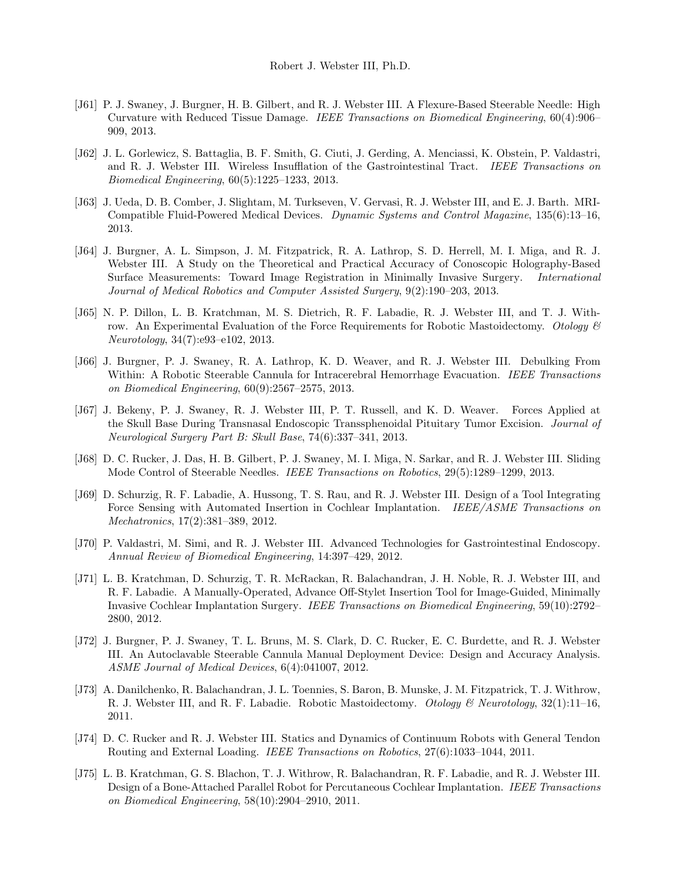[J61] P. J. Swaney, J. Burgner, H. B. Gilbert, and R. J. Webster III. A Flexure-Based Steerable Needle: High Curvature with Reduced Tissue Damage. *IEEE Transactions on Biomedical Engineering*, 60(4):906–909, 2013.

[J62] J. L. Gorlewicz, S. Battaglia, B. F. Smith, G. Ciuti, J. Gerding, A. Menciassi, K. Obstein, P. Valdastri, and R. J. Webster III. Wireless Insufflation of the Gastrointestinal Tract. *IEEE Transactions on Biomedical Engineering*, 60(5):1225–1233, 2013.

[J63] J. Ueda, D. B. Comber, J. Slightam, M. Turkseven, V. Gervasi, R. J. Webster III, and E. J. Barth. MRI-Compatible Fluid-Powered Medical Devices. *Dynamic Systems and Control Magazine*, 135(6):13–16, 2013.

[J64] J. Burgner, A. L. Simpson, J. M. Fitzpatrick, R. A. Lathrop, S. D. Herrell, M. I. Miga, and R. J. Webster III. A Study on the Theoretical and Practical Accuracy of Conoscopic Holography-Based Surface Measurements: Toward Image Registration in Minimally Invasive Surgery. *International Journal of Medical Robotics and Computer Assisted Surgery*, 9(2):190–203, 2013.

[J65] N. P. Dillon, L. B. Kratchman, M. S. Dietrich, R. F. Labadie, R. J. Webster III, and T. J. Withrow. An Experimental Evaluation of the Force Requirements for Robotic Mastoidectomy. *Otology & Neurotology*, 34(7):e93–e102, 2013.

[J66] J. Burgner, P. J. Swaney, R. A. Lathrop, K. D. Weaver, and R. J. Webster III. Debulking From Within: A Robotic Steerable Cannula for Intracerebral Hemorrhage Evacuation. *IEEE Transactions on Biomedical Engineering*, 60(9):2567–2575, 2013.

[J67] J. Bekeny, P. J. Swaney, R. J. Webster III, P. T. Russell, and K. D. Weaver. Forces Applied at the Skull Base During Transnasal Endoscopic Transsphenoidal Pituitary Tumor Excision. *Journal of Neurological Surgery Part B: Skull Base*, 74(6):337–341, 2013.

[J68] D. C. Rucker, J. Das, H. B. Gilbert, P. J. Swaney, M. I. Miga, N. Sarkar, and R. J. Webster III. Sliding Mode Control of Steerable Needles. *IEEE Transactions on Robotics*, 29(5):1289–1299, 2013.

[J69] D. Schurzig, R. F. Labadie, A. Hussong, T. S. Rau, and R. J. Webster III. Design of a Tool Integrating Force Sensing with Automated Insertion in Cochlear Implantation. *IEEE/ASME Transactions on Mechatronics*, 17(2):381–389, 2012.

[J70] P. Valdastri, M. Simi, and R. J. Webster III. Advanced Technologies for Gastrointestinal Endoscopy. *Annual Review of Biomedical Engineering*, 14:397–429, 2012.

[J71] L. B. Kratchman, D. Schurzig, T. R. McRackan, R. Balachandran, J. H. Noble, R. J. Webster III, and R. F. Labadie. A Manually-Operated, Advance Off-Stylet Insertion Tool for Image-Guided, Minimally Invasive Cochlear Implantation Surgery. *IEEE Transactions on Biomedical Engineering*, 59(10):2792–2800, 2012.

[J72] J. Burgner, P. J. Swaney, T. L. Bruns, M. S. Clark, D. C. Rucker, E. C. Burdette, and R. J. Webster III. An Autoclavable Steerable Cannula Manual Deployment Device: Design and Accuracy Analysis. *ASME Journal of Medical Devices*, 6(4):041007, 2012.

[J73] A. Danilchenko, R. Balachandran, J. L. Toennies, S. Baron, B. Munske, J. M. Fitzpatrick, T. J. Withrow, R. J. Webster III, and R. F. Labadie. Robotic Mastoidectomy. *Otology & Neurotology*, 32(1):11–16, 2011.

[J74] D. C. Rucker and R. J. Webster III. Statics and Dynamics of Continuum Robots with General Tendon Routing and External Loading. *IEEE Transactions on Robotics*, 27(6):1033–1044, 2011.

[J75] L. B. Kratchman, G. S. Blachon, T. J. Withrow, R. Balachandran, R. F. Labadie, and R. J. Webster III. Design of a Bone-Attached Parallel Robot for Percutaneous Cochlear Implantation. *IEEE Transactions on Biomedical Engineering*, 58(10):2904–2910, 2011.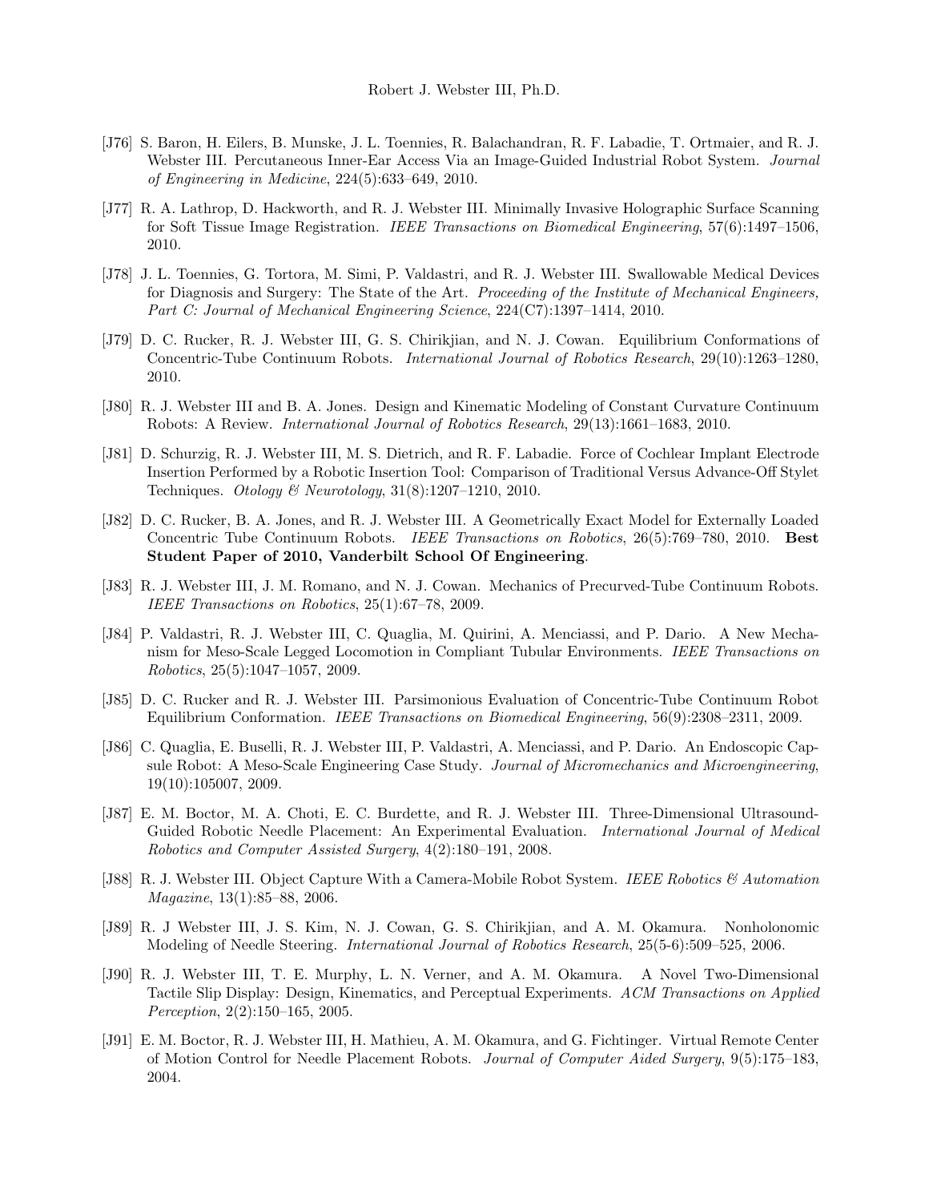[J76] S. Baron, H. Eilers, B. Munske, J. L. Toennies, R. Balachandran, R. F. Labadie, T. Ortmaier, and R. J. Webster III. Percutaneous Inner-Ear Access Via an Image-Guided Industrial Robot System. *Journal of Engineering in Medicine*, 224(5):633–649, 2010.

[J77] R. A. Lathrop, D. Hackworth, and R. J. Webster III. Minimally Invasive Holographic Surface Scanning for Soft Tissue Image Registration. *IEEE Transactions on Biomedical Engineering*, 57(6):1497–1506, 2010.

[J78] J. L. Toennies, G. Tortora, M. Simi, P. Valdastri, and R. J. Webster III. Swallowable Medical Devices for Diagnosis and Surgery: The State of the Art. *Proceeding of the Institute of Mechanical Engineers, Part C: Journal of Mechanical Engineering Science*, 224(C7):1397–1414, 2010.

[J79] D. C. Rucker, R. J. Webster III, G. S. Chirikjian, and N. J. Cowan. Equilibrium Conformations of Concentric-Tube Continuum Robots. *International Journal of Robotics Research*, 29(10):1263–1280, 2010.

[J80] R. J. Webster III and B. A. Jones. Design and Kinematic Modeling of Constant Curvature Continuum Robots: A Review. *International Journal of Robotics Research*, 29(13):1661–1683, 2010.

[J81] D. Schurzig, R. J. Webster III, M. S. Dietrich, and R. F. Labadie. Force of Cochlear Implant Electrode Insertion Performed by a Robotic Insertion Tool: Comparison of Traditional Versus Advance-Off Stylet Techniques. *Otology & Neurotology*, 31(8):1207–1210, 2010.

[J82] D. C. Rucker, B. A. Jones, and R. J. Webster III. A Geometrically Exact Model for Externally Loaded Concentric Tube Continuum Robots. *IEEE Transactions on Robotics*, 26(5):769–780, 2010. **Best Student Paper of 2010, Vanderbilt School Of Engineering**.

[J83] R. J. Webster III, J. M. Romano, and N. J. Cowan. Mechanics of Precurved-Tube Continuum Robots. *IEEE Transactions on Robotics*, 25(1):67–78, 2009.

[J84] P. Valdastri, R. J. Webster III, C. Quaglia, M. Quirini, A. Menciassi, and P. Dario. A New Mechanism for Meso-Scale Legged Locomotion in Compliant Tubular Environments. *IEEE Transactions on Robotics*, 25(5):1047–1057, 2009.

[J85] D. C. Rucker and R. J. Webster III. Parsimonious Evaluation of Concentric-Tube Continuum Robot Equilibrium Conformation. *IEEE Transactions on Biomedical Engineering*, 56(9):2308–2311, 2009.

[J86] C. Quaglia, E. Buselli, R. J. Webster III, P. Valdastri, A. Menciassi, and P. Dario. An Endoscopic Capsule Robot: A Meso-Scale Engineering Case Study. *Journal of Micromechanics and Microengineering*, 19(10):105007, 2009.

[J87] E. M. Boctor, M. A. Choti, E. C. Burdette, and R. J. Webster III. Three-Dimensional Ultrasound-Guided Robotic Needle Placement: An Experimental Evaluation. *International Journal of Medical Robotics and Computer Assisted Surgery*, 4(2):180–191, 2008.

[J88] R. J. Webster III. Object Capture With a Camera-Mobile Robot System. *IEEE Robotics & Automation Magazine*, 13(1):85–88, 2006.

[J89] R. J Webster III, J. S. Kim, N. J. Cowan, G. S. Chirikjian, and A. M. Okamura. Nonholonomic Modeling of Needle Steering. *International Journal of Robotics Research*, 25(5-6):509–525, 2006.

[J90] R. J. Webster III, T. E. Murphy, L. N. Verner, and A. M. Okamura. A Novel Two-Dimensional Tactile Slip Display: Design, Kinematics, and Perceptual Experiments. *ACM Transactions on Applied Perception*, 2(2):150–165, 2005.

[J91] E. M. Boctor, R. J. Webster III, H. Mathieu, A. M. Okamura, and G. Fichtinger. Virtual Remote Center of Motion Control for Needle Placement Robots. *Journal of Computer Aided Surgery*, 9(5):175–183, 2004.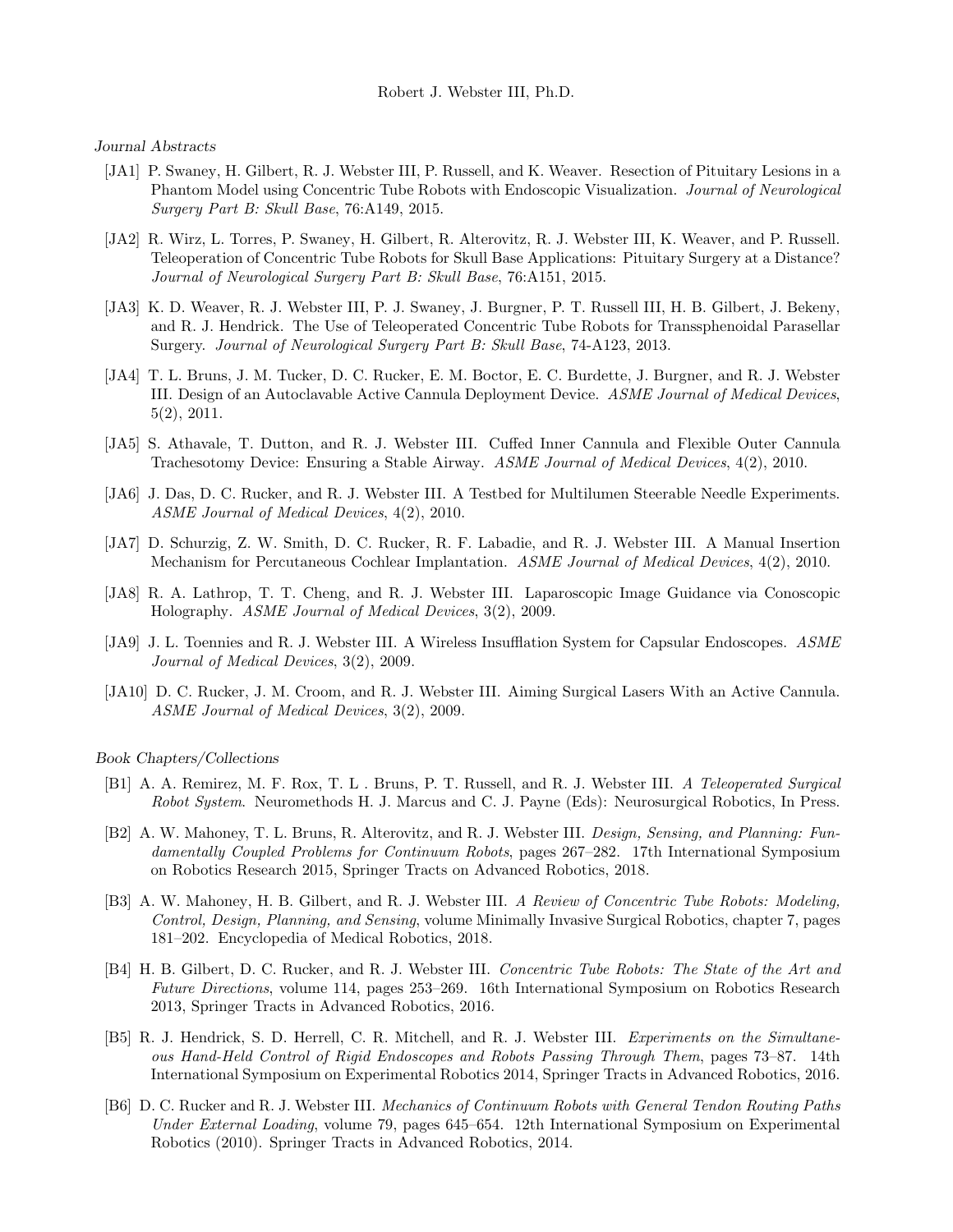*Journal Abstracts*

[JA1] P. Swaney, H. Gilbert, R. J. Webster III, P. Russell, and K. Weaver. Resection of Pituitary Lesions in a Phantom Model using Concentric Tube Robots with Endoscopic Visualization. *Journal of Neurological Surgery Part B: Skull Base*, 76:A149, 2015.

[JA2] R. Wirz, L. Torres, P. Swaney, H. Gilbert, R. Alterovitz, R. J. Webster III, K. Weaver, and P. Russell. Teleoperation of Concentric Tube Robots for Skull Base Applications: Pituitary Surgery at a Distance? *Journal of Neurological Surgery Part B: Skull Base*, 76:A151, 2015.

[JA3] K. D. Weaver, R. J. Webster III, P. J. Swaney, J. Burgner, P. T. Russell III, H. B. Gilbert, J. Bekeny, and R. J. Hendrick. The Use of Teleoperated Concentric Tube Robots for Transsphenoidal Parasellar Surgery. *Journal of Neurological Surgery Part B: Skull Base*, 74-A123, 2013.

[JA4] T. L. Bruns, J. M. Tucker, D. C. Rucker, E. M. Boctor, E. C. Burdette, J. Burgner, and R. J. Webster III. Design of an Autoclavable Active Cannula Deployment Device. *ASME Journal of Medical Devices*, 5(2), 2011.

[JA5] S. Athavale, T. Dutton, and R. J. Webster III. Cuffed Inner Cannula and Flexible Outer Cannula Trachesotomy Device: Ensuring a Stable Airway. *ASME Journal of Medical Devices*, 4(2), 2010.

[JA6] J. Das, D. C. Rucker, and R. J. Webster III. A Testbed for Multilumen Steerable Needle Experiments. *ASME Journal of Medical Devices*, 4(2), 2010.

[JA7] D. Schurzig, Z. W. Smith, D. C. Rucker, R. F. Labadie, and R. J. Webster III. A Manual Insertion Mechanism for Percutaneous Cochlear Implantation. *ASME Journal of Medical Devices*, 4(2), 2010.

[JA8] R. A. Lathrop, T. T. Cheng, and R. J. Webster III. Laparoscopic Image Guidance via Conoscopic Holography. *ASME Journal of Medical Devices*, 3(2), 2009.

[JA9] J. L. Toennies and R. J. Webster III. A Wireless Insufflation System for Capsular Endoscopes. *ASME Journal of Medical Devices*, 3(2), 2009.

[JA10] D. C. Rucker, J. M. Croom, and R. J. Webster III. Aiming Surgical Lasers With an Active Cannula. *ASME Journal of Medical Devices*, 3(2), 2009.

*Book Chapters/Collections*

[B1] A. A. Remirez, M. F. Rox, T. L . Bruns, P. T. Russell, and R. J. Webster III. *A Teleoperated Surgical Robot System*. Neuromethods H. J. Marcus and C. J. Payne (Eds): Neurosurgical Robotics, In Press.

[B2] A. W. Mahoney, T. L. Bruns, R. Alterovitz, and R. J. Webster III. *Design, Sensing, and Planning: Fundamentally Coupled Problems for Continuum Robots*, pages 267–282. 17th International Symposium on Robotics Research 2015, Springer Tracts on Advanced Robotics, 2018.

[B3] A. W. Mahoney, H. B. Gilbert, and R. J. Webster III. *A Review of Concentric Tube Robots: Modeling, Control, Design, Planning, and Sensing*, volume Minimally Invasive Surgical Robotics, chapter 7, pages 181–202. Encyclopedia of Medical Robotics, 2018.

[B4] H. B. Gilbert, D. C. Rucker, and R. J. Webster III. *Concentric Tube Robots: The State of the Art and Future Directions*, volume 114, pages 253–269. 16th International Symposium on Robotics Research 2013, Springer Tracts in Advanced Robotics, 2016.

[B5] R. J. Hendrick, S. D. Herrell, C. R. Mitchell, and R. J. Webster III. *Experiments on the Simultaneous Hand-Held Control of Rigid Endoscopes and Robots Passing Through Them*, pages 73–87. 14th International Symposium on Experimental Robotics 2014, Springer Tracts in Advanced Robotics, 2016.

[B6] D. C. Rucker and R. J. Webster III. *Mechanics of Continuum Robots with General Tendon Routing Paths Under External Loading*, volume 79, pages 645–654. 12th International Symposium on Experimental Robotics (2010). Springer Tracts in Advanced Robotics, 2014.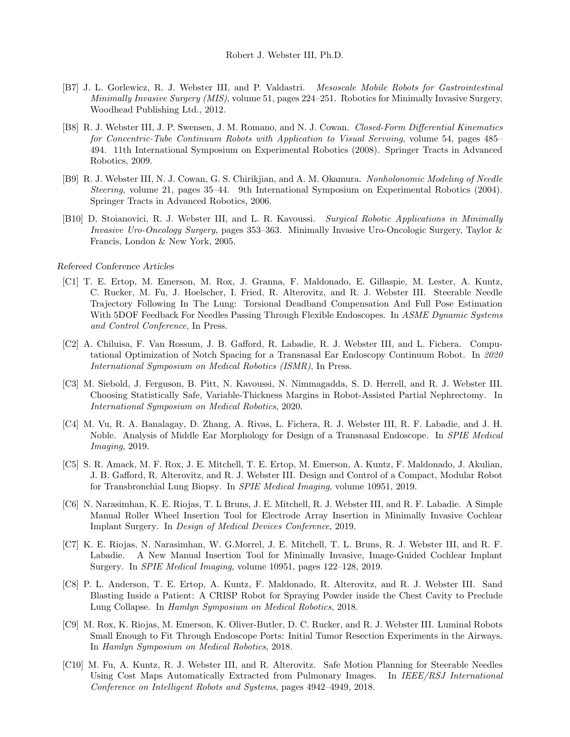- [B7] J. L. Gorlewicz, R. J. Webster III, and P. Valdastri. *Mesoscale Mobile Robots for Gastrointestinal Minimally Invasive Surgery (MIS)*, volume 51, pages 224–251. Robotics for Minimally Invasive Surgery, Woodhead Publishing Ltd., 2012.
- [B8] R. J. Webster III, J. P. Swensen, J. M. Romano, and N. J. Cowan. *Closed-Form Differential Kinematics for Concentric-Tube Continuum Robots with Application to Visual Servoing*, volume 54, pages 485–494. 11th International Symposium on Experimental Robotics (2008). Springer Tracts in Advanced Robotics, 2009.
- [B9] R. J. Webster III, N. J. Cowan, G. S. Chirikjian, and A. M. Okamura. *Nonholonomic Modeling of Needle Steering*, volume 21, pages 35–44. 9th International Symposium on Experimental Robotics (2004). Springer Tracts in Advanced Robotics, 2006.
- [B10] D. Stoianovici, R. J. Webster III, and L. R. Kavoussi. *Surgical Robotic Applications in Minimally Invasive Uro-Oncology Surgery*, pages 353–363. Minimally Invasive Uro-Oncologic Surgery, Taylor & Francis, London & New York, 2005.

*Refereed Conference Articles*

- [C1] T. E. Ertop, M. Emerson, M. Rox, J. Granna, F. Maldonado, E. Gillaspie, M. Lester, A. Kuntz, C. Rucker, M. Fu, J. Hoelscher, I. Fried, R. Alterovitz, and R. J. Webster III. Steerable Needle Trajectory Following In The Lung: Torsional Deadband Compensation And Full Pose Estimation With 5DOF Feedback For Needles Passing Through Flexible Endoscopes. In *ASME Dynamic Systems and Control Conference*, In Press.
- [C2] A. Chiluisa, F. Van Rossum, J. B. Gafford, R. Labadie, R. J. Webster III, and L. Fichera. Computational Optimization of Notch Spacing for a Transnasal Ear Endoscopy Continuum Robot. In *2020 International Symposium on Medical Robotics (ISMR)*, In Press.
- [C3] M. Siebold, J. Ferguson, B. Pitt, N. Kavoussi, N. Nimmagadda, S. D. Herrell, and R. J. Webster III. Choosing Statistically Safe, Variable-Thickness Margins in Robot-Assisted Partial Nephrectomy. In *International Symposium on Medical Robotics*, 2020.
- [C4] M. Vu, R. A. Banalagay, D. Zhang, A. Rivas, L. Fichera, R. J. Webster III, R. F. Labadie, and J. H. Noble. Analysis of Middle Ear Morphology for Design of a Transnasal Endoscope. In *SPIE Medical Imaging*, 2019.
- [C5] S. R. Amack, M. F. Rox, J. E. Mitchell, T. E. Ertop, M. Emerson, A. Kuntz, F. Maldonado, J. Akulian, J. B. Gafford, R. Alterovitz, and R. J. Webster III. Design and Control of a Compact, Modular Robot for Transbronchial Lung Biopsy. In *SPIE Medical Imaging*, volume 10951, 2019.
- [C6] N. Narasimhan, K. E. Riojas, T. L Bruns, J. E. Mitchell, R. J. Webster III, and R. F. Labadie. A Simple Manual Roller Wheel Insertion Tool for Electrode Array Insertion in Minimally Invasive Cochlear Implant Surgery. In *Design of Medical Devices Conference*, 2019.
- [C7] K. E. Riojas, N. Narasimhan, W. G.Morrel, J. E. Mitchell, T. L. Bruns, R. J. Webster III, and R. F. Labadie. A New Manual Insertion Tool for Minimally Invasive, Image-Guided Cochlear Implant Surgery. In *SPIE Medical Imaging*, volume 10951, pages 122–128, 2019.
- [C8] P. L. Anderson, T. E. Ertop, A. Kuntz, F. Maldonado, R. Alterovitz, and R. J. Webster III. Sand Blasting Inside a Patient: A CRISP Robot for Spraying Powder inside the Chest Cavity to Preclude Lung Collapse. In *Hamlyn Symposium on Medical Robotics*, 2018.
- [C9] M. Rox, K. Riojas, M. Emerson, K. Oliver-Butler, D. C. Rucker, and R. J. Webster III. Luminal Robots Small Enough to Fit Through Endoscope Ports: Initial Tumor Resection Experiments in the Airways. In *Hamlyn Symposium on Medical Robotics*, 2018.
- [C10] M. Fu, A. Kuntz, R. J. Webster III, and R. Alterovitz. Safe Motion Planning for Steerable Needles Using Cost Maps Automatically Extracted from Pulmonary Images. In *IEEE/RSJ International Conference on Intelligent Robots and Systems*, pages 4942–4949, 2018.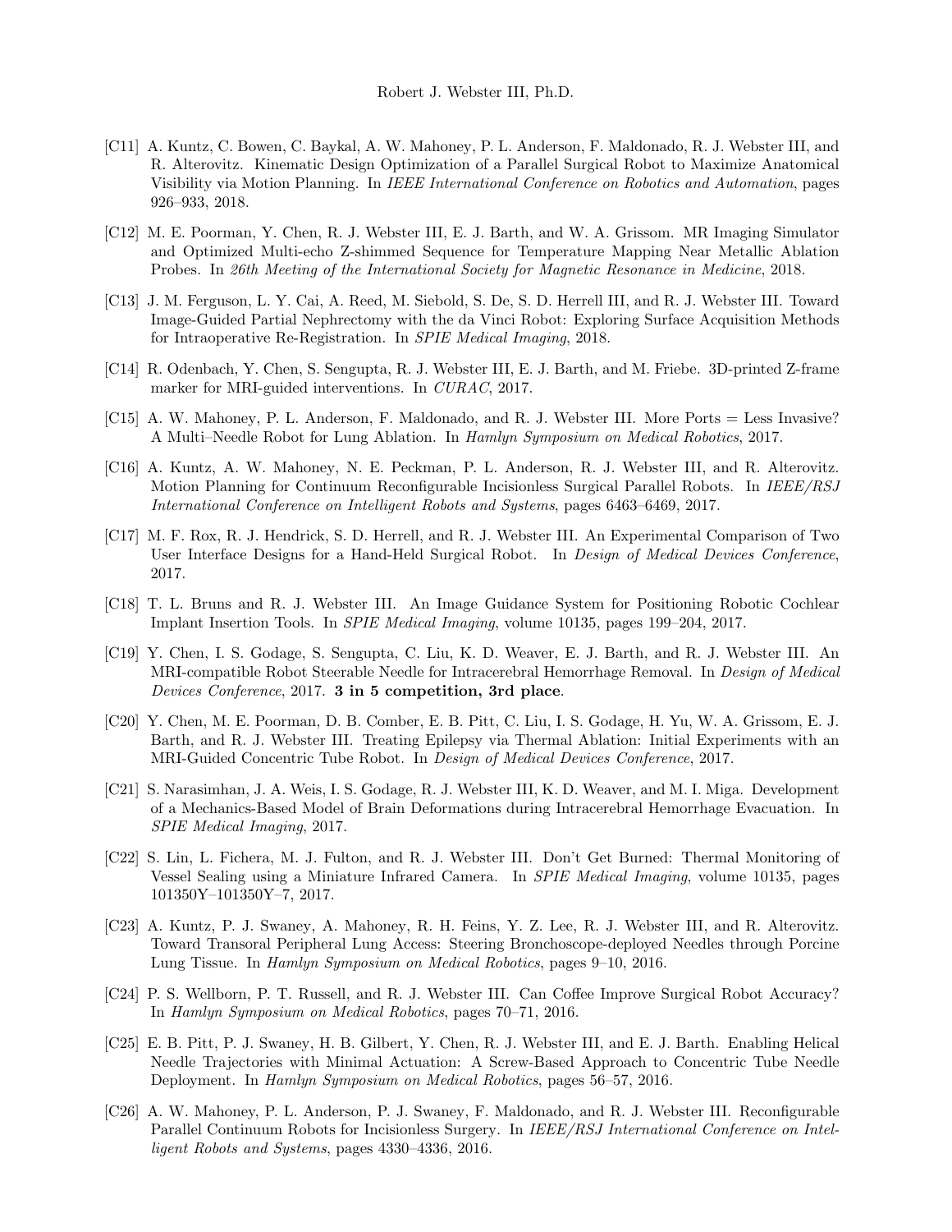[C11] A. Kuntz, C. Bowen, C. Baykal, A. W. Mahoney, P. L. Anderson, F. Maldonado, R. J. Webster III, and R. Alterovitz. Kinematic Design Optimization of a Parallel Surgical Robot to Maximize Anatomical Visibility via Motion Planning. In *IEEE International Conference on Robotics and Automation*, pages 926–933, 2018.

[C12] M. E. Poorman, Y. Chen, R. J. Webster III, E. J. Barth, and W. A. Grissom. MR Imaging Simulator and Optimized Multi-echo Z-shimmed Sequence for Temperature Mapping Near Metallic Ablation Probes. In *26th Meeting of the International Society for Magnetic Resonance in Medicine*, 2018.

[C13] J. M. Ferguson, L. Y. Cai, A. Reed, M. Siebold, S. De, S. D. Herrell III, and R. J. Webster III. Toward Image-Guided Partial Nephrectomy with the da Vinci Robot: Exploring Surface Acquisition Methods for Intraoperative Re-Registration. In *SPIE Medical Imaging*, 2018.

[C14] R. Odenbach, Y. Chen, S. Sengupta, R. J. Webster III, E. J. Barth, and M. Friebe. 3D-printed Z-frame marker for MRI-guided interventions. In *CURAC*, 2017.

[C15] A. W. Mahoney, P. L. Anderson, F. Maldonado, and R. J. Webster III. More Ports = Less Invasive? A Multi–Needle Robot for Lung Ablation. In *Hamlyn Symposium on Medical Robotics*, 2017.

[C16] A. Kuntz, A. W. Mahoney, N. E. Peckman, P. L. Anderson, R. J. Webster III, and R. Alterovitz. Motion Planning for Continuum Reconfigurable Incisionless Surgical Parallel Robots. In *IEEE/RSJ International Conference on Intelligent Robots and Systems*, pages 6463–6469, 2017.

[C17] M. F. Rox, R. J. Hendrick, S. D. Herrell, and R. J. Webster III. An Experimental Comparison of Two User Interface Designs for a Hand-Held Surgical Robot. In *Design of Medical Devices Conference*, 2017.

[C18] T. L. Bruns and R. J. Webster III. An Image Guidance System for Positioning Robotic Cochlear Implant Insertion Tools. In *SPIE Medical Imaging*, volume 10135, pages 199–204, 2017.

[C19] Y. Chen, I. S. Godage, S. Sengupta, C. Liu, K. D. Weaver, E. J. Barth, and R. J. Webster III. An MRI-compatible Robot Steerable Needle for Intracerebral Hemorrhage Removal. In *Design of Medical Devices Conference*, 2017. **3 in 5 competition, 3rd place**.

[C20] Y. Chen, M. E. Poorman, D. B. Comber, E. B. Pitt, C. Liu, I. S. Godage, H. Yu, W. A. Grissom, E. J. Barth, and R. J. Webster III. Treating Epilepsy via Thermal Ablation: Initial Experiments with an MRI-Guided Concentric Tube Robot. In *Design of Medical Devices Conference*, 2017.

[C21] S. Narasimhan, J. A. Weis, I. S. Godage, R. J. Webster III, K. D. Weaver, and M. I. Miga. Development of a Mechanics-Based Model of Brain Deformations during Intracerebral Hemorrhage Evacuation. In *SPIE Medical Imaging*, 2017.

[C22] S. Lin, L. Fichera, M. J. Fulton, and R. J. Webster III. Don't Get Burned: Thermal Monitoring of Vessel Sealing using a Miniature Infrared Camera. In *SPIE Medical Imaging*, volume 10135, pages 101350Y–101350Y–7, 2017.

[C23] A. Kuntz, P. J. Swaney, A. Mahoney, R. H. Feins, Y. Z. Lee, R. J. Webster III, and R. Alterovitz. Toward Transoral Peripheral Lung Access: Steering Bronchoscope-deployed Needles through Porcine Lung Tissue. In *Hamlyn Symposium on Medical Robotics*, pages 9–10, 2016.

[C24] P. S. Wellborn, P. T. Russell, and R. J. Webster III. Can Coffee Improve Surgical Robot Accuracy? In *Hamlyn Symposium on Medical Robotics*, pages 70–71, 2016.

[C25] E. B. Pitt, P. J. Swaney, H. B. Gilbert, Y. Chen, R. J. Webster III, and E. J. Barth. Enabling Helical Needle Trajectories with Minimal Actuation: A Screw-Based Approach to Concentric Tube Needle Deployment. In *Hamlyn Symposium on Medical Robotics*, pages 56–57, 2016.

[C26] A. W. Mahoney, P. L. Anderson, P. J. Swaney, F. Maldonado, and R. J. Webster III. Reconfigurable Parallel Continuum Robots for Incisionless Surgery. In *IEEE/RSJ International Conference on Intelligent Robots and Systems*, pages 4330–4336, 2016.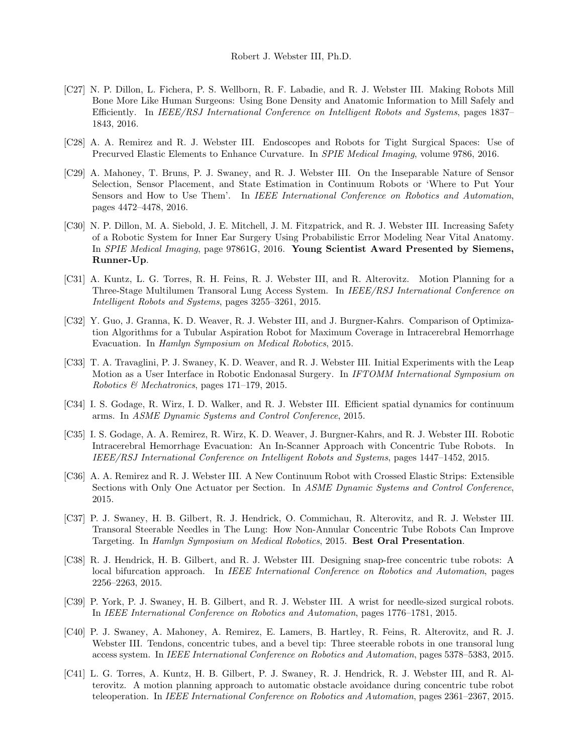[C27] N. P. Dillon, L. Fichera, P. S. Wellborn, R. F. Labadie, and R. J. Webster III. Making Robots Mill Bone More Like Human Surgeons: Using Bone Density and Anatomic Information to Mill Safely and Efficiently. In *IEEE/RSJ International Conference on Intelligent Robots and Systems*, pages 1837–1843, 2016.

[C28] A. A. Remirez and R. J. Webster III. Endoscopes and Robots for Tight Surgical Spaces: Use of Precurved Elastic Elements to Enhance Curvature. In *SPIE Medical Imaging*, volume 9786, 2016.

[C29] A. Mahoney, T. Bruns, P. J. Swaney, and R. J. Webster III. On the Inseparable Nature of Sensor Selection, Sensor Placement, and State Estimation in Continuum Robots or 'Where to Put Your Sensors and How to Use Them'. In *IEEE International Conference on Robotics and Automation*, pages 4472–4478, 2016.

[C30] N. P. Dillon, M. A. Siebold, J. E. Mitchell, J. M. Fitzpatrick, and R. J. Webster III. Increasing Safety of a Robotic System for Inner Ear Surgery Using Probabilistic Error Modeling Near Vital Anatomy. In *SPIE Medical Imaging*, page 97861G, 2016. **Young Scientist Award Presented by Siemens, Runner-Up**.

[C31] A. Kuntz, L. G. Torres, R. H. Feins, R. J. Webster III, and R. Alterovitz. Motion Planning for a Three-Stage Multilumen Transoral Lung Access System. In *IEEE/RSJ International Conference on Intelligent Robots and Systems*, pages 3255–3261, 2015.

[C32] Y. Guo, J. Granna, K. D. Weaver, R. J. Webster III, and J. Burgner-Kahrs. Comparison of Optimization Algorithms for a Tubular Aspiration Robot for Maximum Coverage in Intracerebral Hemorrhage Evacuation. In *Hamlyn Symposium on Medical Robotics*, 2015.

[C33] T. A. Travaglini, P. J. Swaney, K. D. Weaver, and R. J. Webster III. Initial Experiments with the Leap Motion as a User Interface in Robotic Endonasal Surgery. In *IFTOMM International Symposium on Robotics & Mechatronics*, pages 171–179, 2015.

[C34] I. S. Godage, R. Wirz, I. D. Walker, and R. J. Webster III. Efficient spatial dynamics for continuum arms. In *ASME Dynamic Systems and Control Conference*, 2015.

[C35] I. S. Godage, A. A. Remirez, R. Wirz, K. D. Weaver, J. Burgner-Kahrs, and R. J. Webster III. Robotic Intracerebral Hemorrhage Evacuation: An In-Scanner Approach with Concentric Tube Robots. In *IEEE/RSJ International Conference on Intelligent Robots and Systems*, pages 1447–1452, 2015.

[C36] A. A. Remirez and R. J. Webster III. A New Continuum Robot with Crossed Elastic Strips: Extensible Sections with Only One Actuator per Section. In *ASME Dynamic Systems and Control Conference*, 2015.

[C37] P. J. Swaney, H. B. Gilbert, R. J. Hendrick, O. Commichau, R. Alterovitz, and R. J. Webster III. Transoral Steerable Needles in The Lung: How Non-Annular Concentric Tube Robots Can Improve Targeting. In *Hamlyn Symposium on Medical Robotics*, 2015. **Best Oral Presentation**.

[C38] R. J. Hendrick, H. B. Gilbert, and R. J. Webster III. Designing snap-free concentric tube robots: A local bifurcation approach. In *IEEE International Conference on Robotics and Automation*, pages 2256–2263, 2015.

[C39] P. York, P. J. Swaney, H. B. Gilbert, and R. J. Webster III. A wrist for needle-sized surgical robots. In *IEEE International Conference on Robotics and Automation*, pages 1776–1781, 2015.

[C40] P. J. Swaney, A. Mahoney, A. Remirez, E. Lamers, B. Hartley, R. Feins, R. Alterovitz, and R. J. Webster III. Tendons, concentric tubes, and a bevel tip: Three steerable robots in one transoral lung access system. In *IEEE International Conference on Robotics and Automation*, pages 5378–5383, 2015.

[C41] L. G. Torres, A. Kuntz, H. B. Gilbert, P. J. Swaney, R. J. Hendrick, R. J. Webster III, and R. Alterovitz. A motion planning approach to automatic obstacle avoidance during concentric tube robot teleoperation. In *IEEE International Conference on Robotics and Automation*, pages 2361–2367, 2015.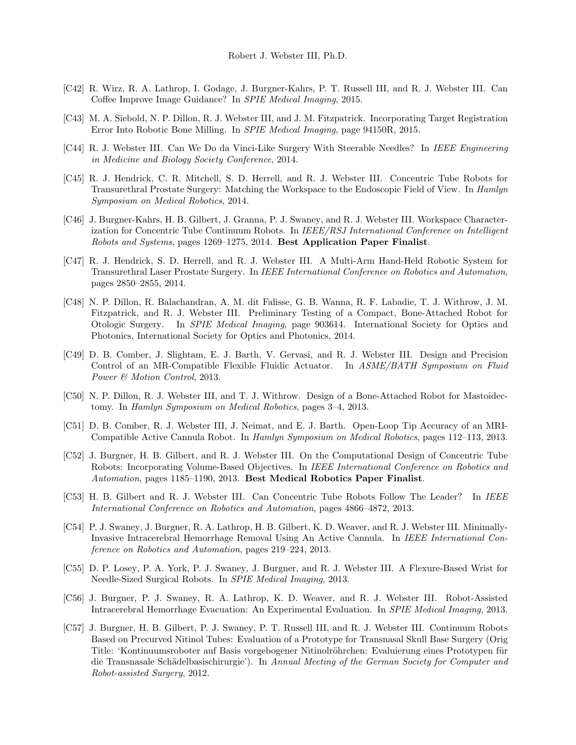[C42] R. Wirz, R. A. Lathrop, I. Godage, J. Burgner-Kahrs, P. T. Russell III, and R. J. Webster III. Can Coffee Improve Image Guidance? In *SPIE Medical Imaging*, 2015.

[C43] M. A. Siebold, N. P. Dillon, R. J. Webster III, and J. M. Fitzpatrick. Incorporating Target Registration Error Into Robotic Bone Milling. In *SPIE Medical Imaging*, page 94150R, 2015.

[C44] R. J. Webster III. Can We Do da Vinci-Like Surgery With Steerable Needles? In *IEEE Engineering in Medicine and Biology Society Conference*, 2014.

[C45] R. J. Hendrick, C. R. Mitchell, S. D. Herrell, and R. J. Webster III. Concentric Tube Robots for Transurethral Prostate Surgery: Matching the Workspace to the Endoscopic Field of View. In *Hamlyn Symposium on Medical Robotics*, 2014.

[C46] J. Burgner-Kahrs, H. B. Gilbert, J. Granna, P. J. Swaney, and R. J. Webster III. Workspace Characterization for Concentric Tube Continuum Robots. In *IEEE/RSJ International Conference on Intelligent Robots and Systems*, pages 1269–1275, 2014. **Best Application Paper Finalist**.

[C47] R. J. Hendrick, S. D. Herrell, and R. J. Webster III. A Multi-Arm Hand-Held Robotic System for Transurethral Laser Prostate Surgery. In *IEEE International Conference on Robotics and Automation*, pages 2850–2855, 2014.

[C48] N. P. Dillon, R. Balachandran, A. M. dit Falisse, G. B. Wanna, R. F. Labadie, T. J. Withrow, J. M. Fitzpatrick, and R. J. Webster III. Preliminary Testing of a Compact, Bone-Attached Robot for Otologic Surgery. In *SPIE Medical Imaging*, page 903614. International Society for Optics and Photonics, International Society for Optics and Photonics, 2014.

[C49] D. B. Comber, J. Slightam, E. J. Barth, V. Gervasi, and R. J. Webster III. Design and Precision Control of an MR-Compatible Flexible Fluidic Actuator. In *ASME/BATH Symposium on Fluid Power & Motion Control*, 2013.

[C50] N. P. Dillon, R. J. Webster III, and T. J. Withrow. Design of a Bone-Attached Robot for Mastoidectomy. In *Hamlyn Symposium on Medical Robotics*, pages 3–4, 2013.

[C51] D. B. Comber, R. J. Webster III, J. Neimat, and E. J. Barth. Open-Loop Tip Accuracy of an MRI-Compatible Active Cannula Robot. In *Hamlyn Symposium on Medical Robotics*, pages 112–113, 2013.

[C52] J. Burgner, H. B. Gilbert, and R. J. Webster III. On the Computational Design of Concentric Tube Robots: Incorporating Volume-Based Objectives. In *IEEE International Conference on Robotics and Automation*, pages 1185–1190, 2013. **Best Medical Robotics Paper Finalist**.

[C53] H. B. Gilbert and R. J. Webster III. Can Concentric Tube Robots Follow The Leader? In *IEEE International Conference on Robotics and Automation*, pages 4866–4872, 2013.

[C54] P. J. Swaney, J. Burgner, R. A. Lathrop, H. B. Gilbert, K. D. Weaver, and R. J. Webster III. Minimally-Invasive Intracerebral Hemorrhage Removal Using An Active Cannula. In *IEEE International Conference on Robotics and Automation*, pages 219–224, 2013.

[C55] D. P. Losey, P. A. York, P. J. Swaney, J. Burgner, and R. J. Webster III. A Flexure-Based Wrist for Needle-Sized Surgical Robots. In *SPIE Medical Imaging*, 2013.

[C56] J. Burgner, P. J. Swaney, R. A. Lathrop, K. D. Weaver, and R. J. Webster III. Robot-Assisted Intracerebral Hemorrhage Evacuation: An Experimental Evaluation. In *SPIE Medical Imaging*, 2013.

[C57] J. Burgner, H. B. Gilbert, P. J. Swaney, P. T. Russell III, and R. J. Webster III. Continuum Robots Based on Precurved Nitinol Tubes: Evaluation of a Prototype for Transnasal Skull Base Surgery (Orig Title: 'Kontinuumsroboter auf Basis vorgebogener Nitinolröhrchen: Evaluierung eines Prototypen für die Transnasale Schädelbasischirurgie'). In *Annual Meeting of the German Society for Computer and Robot-assisted Surgery*, 2012.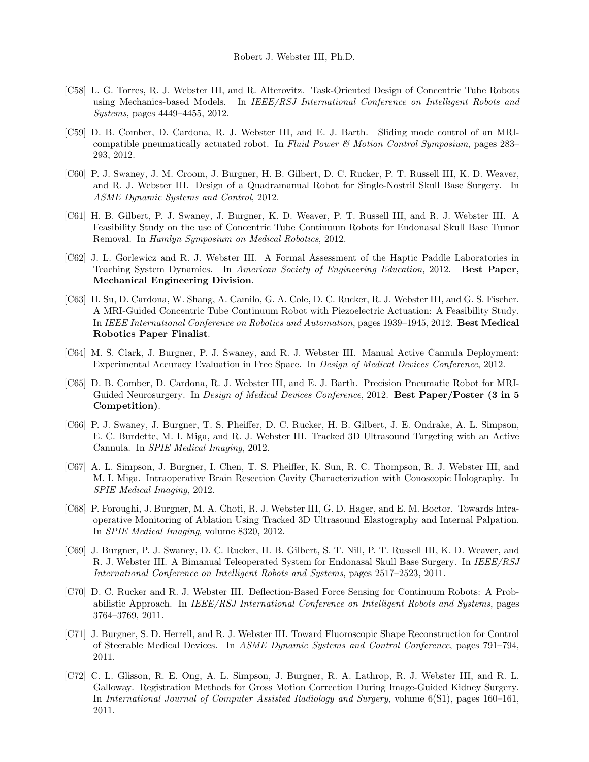[C58] L. G. Torres, R. J. Webster III, and R. Alterovitz. Task-Oriented Design of Concentric Tube Robots using Mechanics-based Models. In *IEEE/RSJ International Conference on Intelligent Robots and Systems*, pages 4449–4455, 2012.

[C59] D. B. Comber, D. Cardona, R. J. Webster III, and E. J. Barth. Sliding mode control of an MRI-compatible pneumatically actuated robot. In *Fluid Power & Motion Control Symposium*, pages 283–293, 2012.

[C60] P. J. Swaney, J. M. Croom, J. Burgner, H. B. Gilbert, D. C. Rucker, P. T. Russell III, K. D. Weaver, and R. J. Webster III. Design of a Quadramanual Robot for Single-Nostril Skull Base Surgery. In *ASME Dynamic Systems and Control*, 2012.

[C61] H. B. Gilbert, P. J. Swaney, J. Burgner, K. D. Weaver, P. T. Russell III, and R. J. Webster III. A Feasibility Study on the use of Concentric Tube Continuum Robots for Endonasal Skull Base Tumor Removal. In *Hamlyn Symposium on Medical Robotics*, 2012.

[C62] J. L. Gorlewicz and R. J. Webster III. A Formal Assessment of the Haptic Paddle Laboratories in Teaching System Dynamics. In *American Society of Engineering Education*, 2012. **Best Paper, Mechanical Engineering Division**.

[C63] H. Su, D. Cardona, W. Shang, A. Camilo, G. A. Cole, D. C. Rucker, R. J. Webster III, and G. S. Fischer. A MRI-Guided Concentric Tube Continuum Robot with Piezoelectric Actuation: A Feasibility Study. In *IEEE International Conference on Robotics and Automation*, pages 1939–1945, 2012. **Best Medical Robotics Paper Finalist**.

[C64] M. S. Clark, J. Burgner, P. J. Swaney, and R. J. Webster III. Manual Active Cannula Deployment: Experimental Accuracy Evaluation in Free Space. In *Design of Medical Devices Conference*, 2012.

[C65] D. B. Comber, D. Cardona, R. J. Webster III, and E. J. Barth. Precision Pneumatic Robot for MRI-Guided Neurosurgery. In *Design of Medical Devices Conference*, 2012. **Best Paper/Poster (3 in 5 Competition)**.

[C66] P. J. Swaney, J. Burgner, T. S. Pheiffer, D. C. Rucker, H. B. Gilbert, J. E. Ondrake, A. L. Simpson, E. C. Burdette, M. I. Miga, and R. J. Webster III. Tracked 3D Ultrasound Targeting with an Active Cannula. In *SPIE Medical Imaging*, 2012.

[C67] A. L. Simpson, J. Burgner, I. Chen, T. S. Pheiffer, K. Sun, R. C. Thompson, R. J. Webster III, and M. I. Miga. Intraoperative Brain Resection Cavity Characterization with Conoscopic Holography. In *SPIE Medical Imaging*, 2012.

[C68] P. Foroughi, J. Burgner, M. A. Choti, R. J. Webster III, G. D. Hager, and E. M. Boctor. Towards Intra-operative Monitoring of Ablation Using Tracked 3D Ultrasound Elastography and Internal Palpation. In *SPIE Medical Imaging*, volume 8320, 2012.

[C69] J. Burgner, P. J. Swaney, D. C. Rucker, H. B. Gilbert, S. T. Nill, P. T. Russell III, K. D. Weaver, and R. J. Webster III. A Bimanual Teleoperated System for Endonasal Skull Base Surgery. In *IEEE/RSJ International Conference on Intelligent Robots and Systems*, pages 2517–2523, 2011.

[C70] D. C. Rucker and R. J. Webster III. Deflection-Based Force Sensing for Continuum Robots: A Probabilistic Approach. In *IEEE/RSJ International Conference on Intelligent Robots and Systems*, pages 3764–3769, 2011.

[C71] J. Burgner, S. D. Herrell, and R. J. Webster III. Toward Fluoroscopic Shape Reconstruction for Control of Steerable Medical Devices. In *ASME Dynamic Systems and Control Conference*, pages 791–794, 2011.

[C72] C. L. Glisson, R. E. Ong, A. L. Simpson, J. Burgner, R. A. Lathrop, R. J. Webster III, and R. L. Galloway. Registration Methods for Gross Motion Correction During Image-Guided Kidney Surgery. In *International Journal of Computer Assisted Radiology and Surgery*, volume 6(S1), pages 160–161, 2011.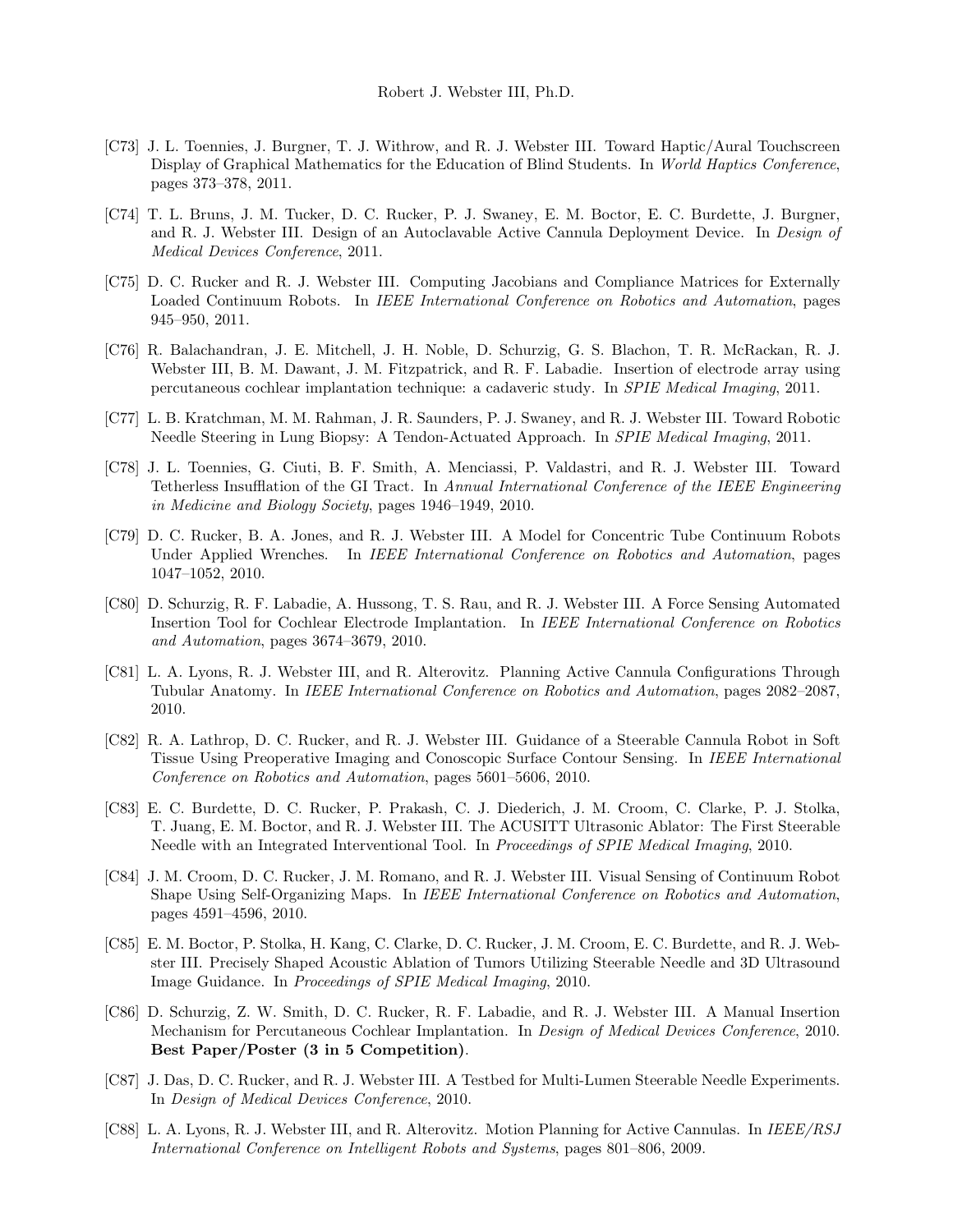[C73] J. L. Toennies, J. Burgner, T. J. Withrow, and R. J. Webster III. Toward Haptic/Aural Touchscreen Display of Graphical Mathematics for the Education of Blind Students. In *World Haptics Conference*, pages 373–378, 2011.

[C74] T. L. Bruns, J. M. Tucker, D. C. Rucker, P. J. Swaney, E. M. Boctor, E. C. Burdette, J. Burgner, and R. J. Webster III. Design of an Autoclavable Active Cannula Deployment Device. In *Design of Medical Devices Conference*, 2011.

[C75] D. C. Rucker and R. J. Webster III. Computing Jacobians and Compliance Matrices for Externally Loaded Continuum Robots. In *IEEE International Conference on Robotics and Automation*, pages 945–950, 2011.

[C76] R. Balachandran, J. E. Mitchell, J. H. Noble, D. Schurzig, G. S. Blachon, T. R. McRackan, R. J. Webster III, B. M. Dawant, J. M. Fitzpatrick, and R. F. Labadie. Insertion of electrode array using percutaneous cochlear implantation technique: a cadaveric study. In *SPIE Medical Imaging*, 2011.

[C77] L. B. Kratchman, M. M. Rahman, J. R. Saunders, P. J. Swaney, and R. J. Webster III. Toward Robotic Needle Steering in Lung Biopsy: A Tendon-Actuated Approach. In *SPIE Medical Imaging*, 2011.

[C78] J. L. Toennies, G. Ciuti, B. F. Smith, A. Menciassi, P. Valdastri, and R. J. Webster III. Toward Tetherless Insufflation of the GI Tract. In *Annual International Conference of the IEEE Engineering in Medicine and Biology Society*, pages 1946–1949, 2010.

[C79] D. C. Rucker, B. A. Jones, and R. J. Webster III. A Model for Concentric Tube Continuum Robots Under Applied Wrenches. In *IEEE International Conference on Robotics and Automation*, pages 1047–1052, 2010.

[C80] D. Schurzig, R. F. Labadie, A. Hussong, T. S. Rau, and R. J. Webster III. A Force Sensing Automated Insertion Tool for Cochlear Electrode Implantation. In *IEEE International Conference on Robotics and Automation*, pages 3674–3679, 2010.

[C81] L. A. Lyons, R. J. Webster III, and R. Alterovitz. Planning Active Cannula Configurations Through Tubular Anatomy. In *IEEE International Conference on Robotics and Automation*, pages 2082–2087, 2010.

[C82] R. A. Lathrop, D. C. Rucker, and R. J. Webster III. Guidance of a Steerable Cannula Robot in Soft Tissue Using Preoperative Imaging and Conoscopic Surface Contour Sensing. In *IEEE International Conference on Robotics and Automation*, pages 5601–5606, 2010.

[C83] E. C. Burdette, D. C. Rucker, P. Prakash, C. J. Diederich, J. M. Croom, C. Clarke, P. J. Stolka, T. Juang, E. M. Boctor, and R. J. Webster III. The ACUSITT Ultrasonic Ablator: The First Steerable Needle with an Integrated Interventional Tool. In *Proceedings of SPIE Medical Imaging*, 2010.

[C84] J. M. Croom, D. C. Rucker, J. M. Romano, and R. J. Webster III. Visual Sensing of Continuum Robot Shape Using Self-Organizing Maps. In *IEEE International Conference on Robotics and Automation*, pages 4591–4596, 2010.

[C85] E. M. Boctor, P. Stolka, H. Kang, C. Clarke, D. C. Rucker, J. M. Croom, E. C. Burdette, and R. J. Webster III. Precisely Shaped Acoustic Ablation of Tumors Utilizing Steerable Needle and 3D Ultrasound Image Guidance. In *Proceedings of SPIE Medical Imaging*, 2010.

[C86] D. Schurzig, Z. W. Smith, D. C. Rucker, R. F. Labadie, and R. J. Webster III. A Manual Insertion Mechanism for Percutaneous Cochlear Implantation. In *Design of Medical Devices Conference*, 2010. **Best Paper/Poster (3 in 5 Competition)**.

[C87] J. Das, D. C. Rucker, and R. J. Webster III. A Testbed for Multi-Lumen Steerable Needle Experiments. In *Design of Medical Devices Conference*, 2010.

[C88] L. A. Lyons, R. J. Webster III, and R. Alterovitz. Motion Planning for Active Cannulas. In *IEEE/RSJ International Conference on Intelligent Robots and Systems*, pages 801–806, 2009.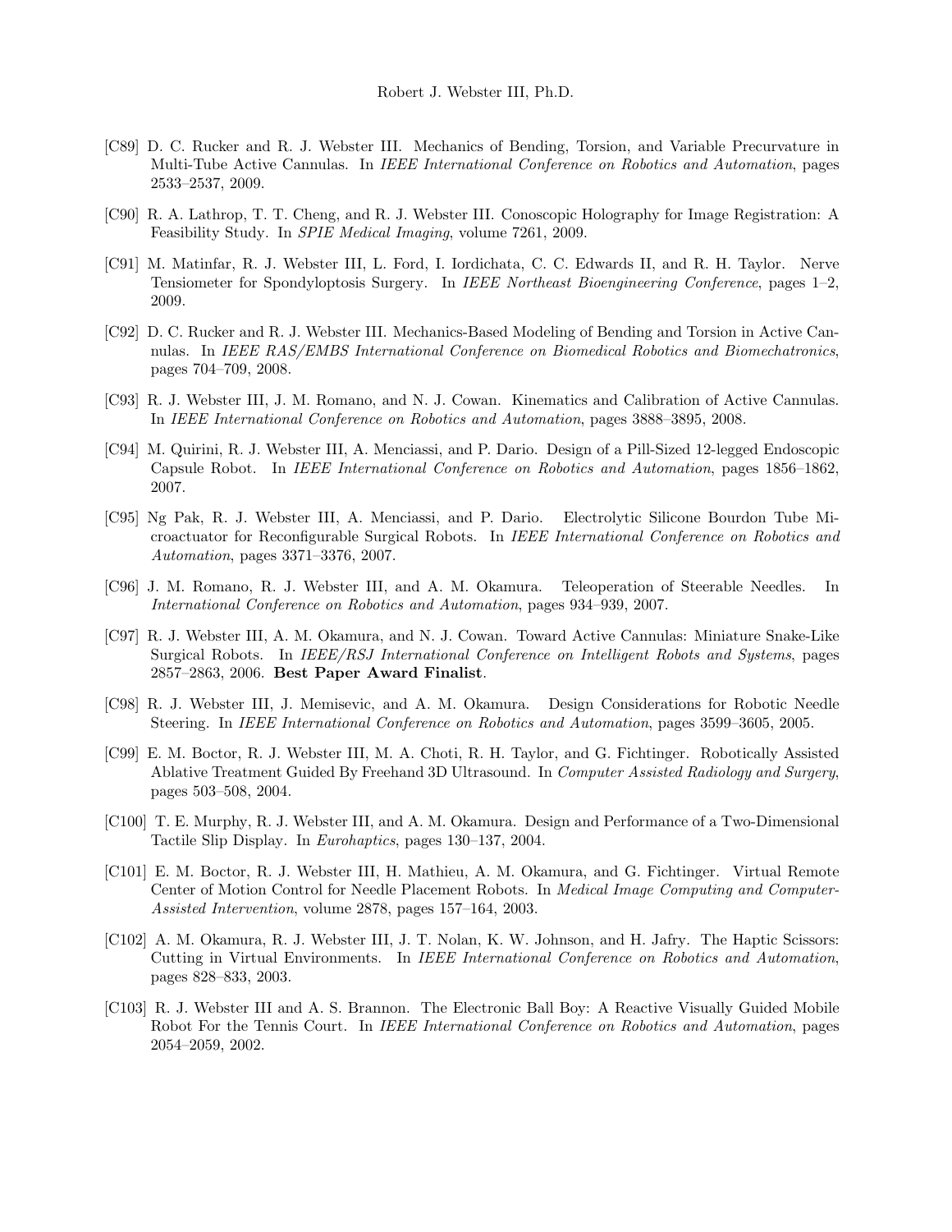- [C89] D. C. Rucker and R. J. Webster III. Mechanics of Bending, Torsion, and Variable Precurvature in Multi-Tube Active Cannulas. In *IEEE International Conference on Robotics and Automation*, pages 2533–2537, 2009.

- [C90] R. A. Lathrop, T. T. Cheng, and R. J. Webster III. Conoscopic Holography for Image Registration: A Feasibility Study. In *SPIE Medical Imaging*, volume 7261, 2009.

- [C91] M. Matinfar, R. J. Webster III, L. Ford, I. Iordichata, C. C. Edwards II, and R. H. Taylor. Nerve Tensiometer for Spondyloptosis Surgery. In *IEEE Northeast Bioengineering Conference*, pages 1–2, 2009.

- [C92] D. C. Rucker and R. J. Webster III. Mechanics-Based Modeling of Bending and Torsion in Active Cannulas. In *IEEE RAS/EMBS International Conference on Biomedical Robotics and Biomechatronics*, pages 704–709, 2008.

- [C93] R. J. Webster III, J. M. Romano, and N. J. Cowan. Kinematics and Calibration of Active Cannulas. In *IEEE International Conference on Robotics and Automation*, pages 3888–3895, 2008.

- [C94] M. Quirini, R. J. Webster III, A. Menciassi, and P. Dario. Design of a Pill-Sized 12-legged Endoscopic Capsule Robot. In *IEEE International Conference on Robotics and Automation*, pages 1856–1862, 2007.

- [C95] Ng Pak, R. J. Webster III, A. Menciassi, and P. Dario. Electrolytic Silicone Bourdon Tube Microactuator for Reconfigurable Surgical Robots. In *IEEE International Conference on Robotics and Automation*, pages 3371–3376, 2007.

- [C96] J. M. Romano, R. J. Webster III, and A. M. Okamura. Teleoperation of Steerable Needles. In *International Conference on Robotics and Automation*, pages 934–939, 2007.

- [C97] R. J. Webster III, A. M. Okamura, and N. J. Cowan. Toward Active Cannulas: Miniature Snake-Like Surgical Robots. In *IEEE/RSJ International Conference on Intelligent Robots and Systems*, pages 2857–2863, 2006. **Best Paper Award Finalist**.

- [C98] R. J. Webster III, J. Memisevic, and A. M. Okamura. Design Considerations for Robotic Needle Steering. In *IEEE International Conference on Robotics and Automation*, pages 3599–3605, 2005.

- [C99] E. M. Boctor, R. J. Webster III, M. A. Choti, R. H. Taylor, and G. Fichtinger. Robotically Assisted Ablative Treatment Guided By Freehand 3D Ultrasound. In *Computer Assisted Radiology and Surgery*, pages 503–508, 2004.

- [C100] T. E. Murphy, R. J. Webster III, and A. M. Okamura. Design and Performance of a Two-Dimensional Tactile Slip Display. In *Eurohaptics*, pages 130–137, 2004.

- [C101] E. M. Boctor, R. J. Webster III, H. Mathieu, A. M. Okamura, and G. Fichtinger. Virtual Remote Center of Motion Control for Needle Placement Robots. In *Medical Image Computing and Computer-Assisted Intervention*, volume 2878, pages 157–164, 2003.

- [C102] A. M. Okamura, R. J. Webster III, J. T. Nolan, K. W. Johnson, and H. Jafry. The Haptic Scissors: Cutting in Virtual Environments. In *IEEE International Conference on Robotics and Automation*, pages 828–833, 2003.

- [C103] R. J. Webster III and A. S. Brannon. The Electronic Ball Boy: A Reactive Visually Guided Mobile Robot For the Tennis Court. In *IEEE International Conference on Robotics and Automation*, pages 2054–2059, 2002.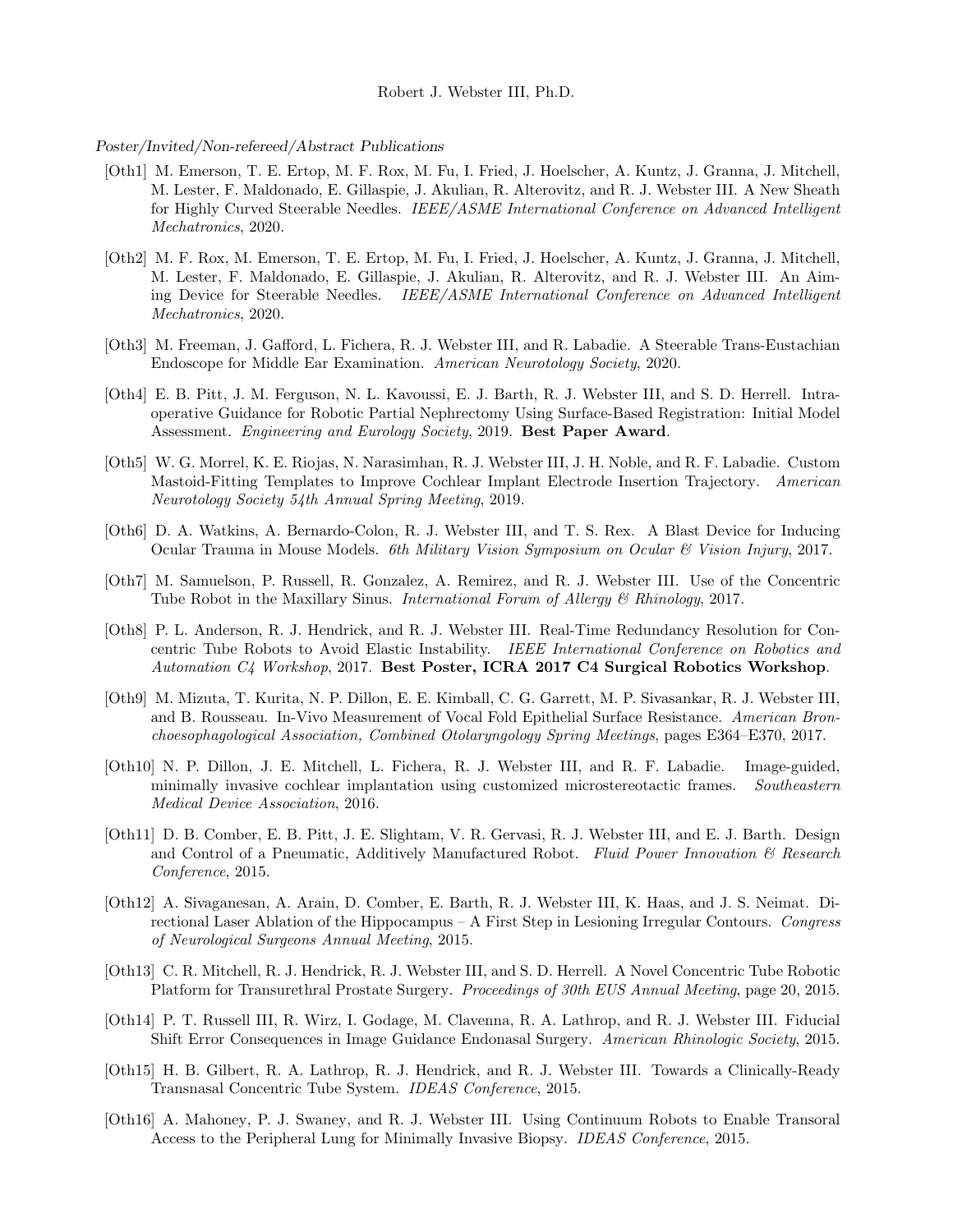*Poster/Invited/Non-refereed/Abstract Publications*

[Oth1] M. Emerson, T. E. Ertop, M. F. Rox, M. Fu, I. Fried, J. Hoelscher, A. Kuntz, J. Granna, J. Mitchell, M. Lester, F. Maldonado, E. Gillaspie, J. Akulian, R. Alterovitz, and R. J. Webster III. A New Sheath for Highly Curved Steerable Needles. *IEEE/ASME International Conference on Advanced Intelligent Mechatronics*, 2020.

[Oth2] M. F. Rox, M. Emerson, T. E. Ertop, M. Fu, I. Fried, J. Hoelscher, A. Kuntz, J. Granna, J. Mitchell, M. Lester, F. Maldonado, E. Gillaspie, J. Akulian, R. Alterovitz, and R. J. Webster III. An Aiming Device for Steerable Needles. *IEEE/ASME International Conference on Advanced Intelligent Mechatronics*, 2020.

[Oth3] M. Freeman, J. Gafford, L. Fichera, R. J. Webster III, and R. Labadie. A Steerable Trans-Eustachian Endoscope for Middle Ear Examination. *American Neurotology Society*, 2020.

[Oth4] E. B. Pitt, J. M. Ferguson, N. L. Kavoussi, E. J. Barth, R. J. Webster III, and S. D. Herrell. Intraoperative Guidance for Robotic Partial Nephrectomy Using Surface-Based Registration: Initial Model Assessment. *Engineering and Eurology Society*, 2019. **Best Paper Award**.

[Oth5] W. G. Morrel, K. E. Riojas, N. Narasimhan, R. J. Webster III, J. H. Noble, and R. F. Labadie. Custom Mastoid-Fitting Templates to Improve Cochlear Implant Electrode Insertion Trajectory. *American Neurotology Society 54th Annual Spring Meeting*, 2019.

[Oth6] D. A. Watkins, A. Bernardo-Colon, R. J. Webster III, and T. S. Rex. A Blast Device for Inducing Ocular Trauma in Mouse Models. *6th Military Vision Symposium on Ocular & Vision Injury*, 2017.

[Oth7] M. Samuelson, P. Russell, R. Gonzalez, A. Remirez, and R. J. Webster III. Use of the Concentric Tube Robot in the Maxillary Sinus. *International Forum of Allergy & Rhinology*, 2017.

[Oth8] P. L. Anderson, R. J. Hendrick, and R. J. Webster III. Real-Time Redundancy Resolution for Concentric Tube Robots to Avoid Elastic Instability. *IEEE International Conference on Robotics and Automation C4 Workshop*, 2017. **Best Poster, ICRA 2017 C4 Surgical Robotics Workshop**.

[Oth9] M. Mizuta, T. Kurita, N. P. Dillon, E. E. Kimball, C. G. Garrett, M. P. Sivasankar, R. J. Webster III, and B. Rousseau. In-Vivo Measurement of Vocal Fold Epithelial Surface Resistance. *American Bronchoesophagological Association, Combined Otolaryngology Spring Meetings*, pages E364–E370, 2017.

[Oth10] N. P. Dillon, J. E. Mitchell, L. Fichera, R. J. Webster III, and R. F. Labadie. Image-guided, minimally invasive cochlear implantation using customized microstereotactic frames. *Southeastern Medical Device Association*, 2016.

[Oth11] D. B. Comber, E. B. Pitt, J. E. Slightam, V. R. Gervasi, R. J. Webster III, and E. J. Barth. Design and Control of a Pneumatic, Additively Manufactured Robot. *Fluid Power Innovation & Research Conference*, 2015.

[Oth12] A. Sivaganesan, A. Arain, D. Comber, E. Barth, R. J. Webster III, K. Haas, and J. S. Neimat. Directional Laser Ablation of the Hippocampus – A First Step in Lesioning Irregular Contours. *Congress of Neurological Surgeons Annual Meeting*, 2015.

[Oth13] C. R. Mitchell, R. J. Hendrick, R. J. Webster III, and S. D. Herrell. A Novel Concentric Tube Robotic Platform for Transurethral Prostate Surgery. *Proceedings of 30th EUS Annual Meeting*, page 20, 2015.

[Oth14] P. T. Russell III, R. Wirz, I. Godage, M. Clavenna, R. A. Lathrop, and R. J. Webster III. Fiducial Shift Error Consequences in Image Guidance Endonasal Surgery. *American Rhinologic Society*, 2015.

[Oth15] H. B. Gilbert, R. A. Lathrop, R. J. Hendrick, and R. J. Webster III. Towards a Clinically-Ready Transnasal Concentric Tube System. *IDEAS Conference*, 2015.

[Oth16] A. Mahoney, P. J. Swaney, and R. J. Webster III. Using Continuum Robots to Enable Transoral Access to the Peripheral Lung for Minimally Invasive Biopsy. *IDEAS Conference*, 2015.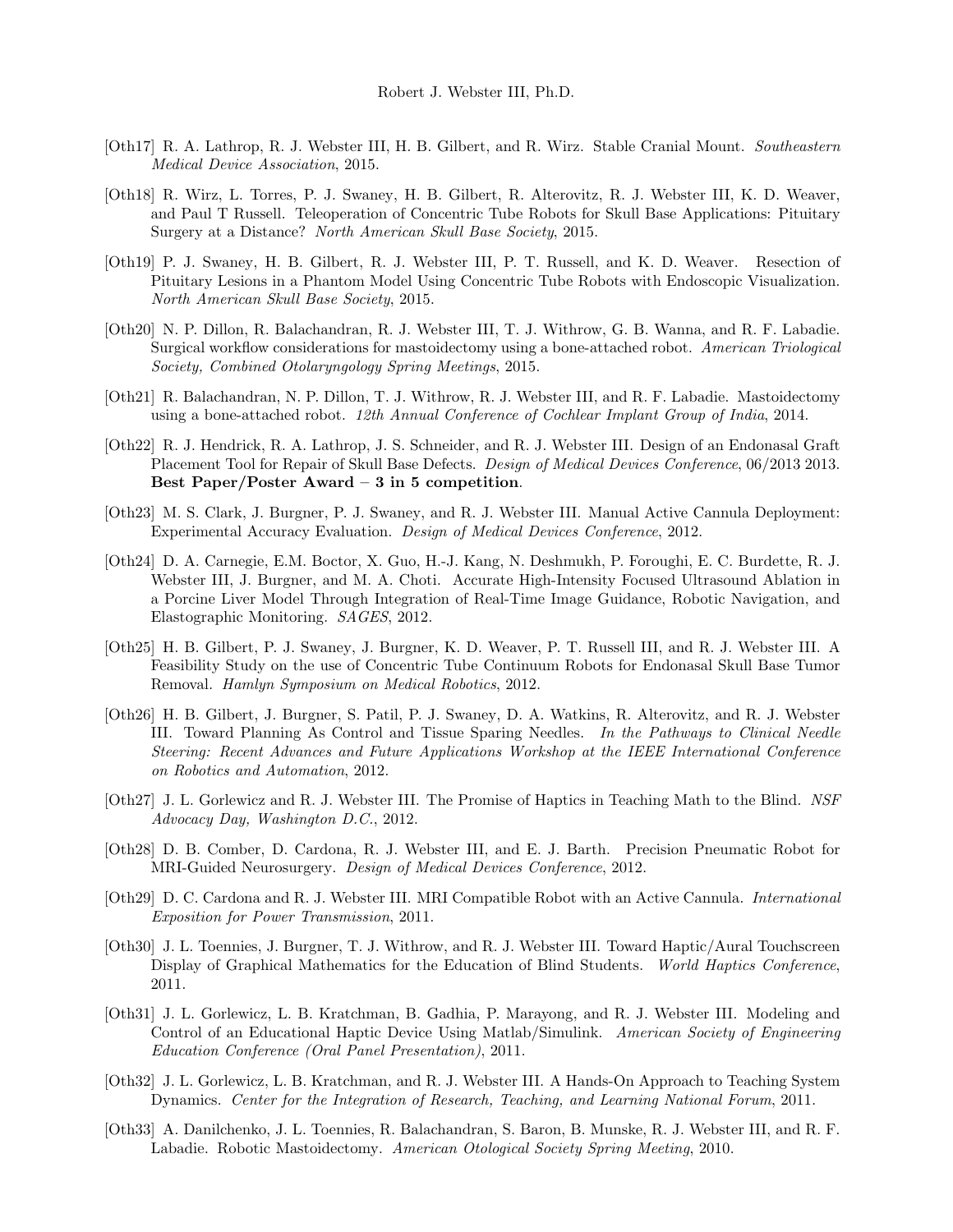[Oth17] R. A. Lathrop, R. J. Webster III, H. B. Gilbert, and R. Wirz. Stable Cranial Mount. *Southeastern Medical Device Association*, 2015.

[Oth18] R. Wirz, L. Torres, P. J. Swaney, H. B. Gilbert, R. Alterovitz, R. J. Webster III, K. D. Weaver, and Paul T Russell. Teleoperation of Concentric Tube Robots for Skull Base Applications: Pituitary Surgery at a Distance? *North American Skull Base Society*, 2015.

[Oth19] P. J. Swaney, H. B. Gilbert, R. J. Webster III, P. T. Russell, and K. D. Weaver. Resection of Pituitary Lesions in a Phantom Model Using Concentric Tube Robots with Endoscopic Visualization. *North American Skull Base Society*, 2015.

[Oth20] N. P. Dillon, R. Balachandran, R. J. Webster III, T. J. Withrow, G. B. Wanna, and R. F. Labadie. Surgical workflow considerations for mastoidectomy using a bone-attached robot. *American Triological Society, Combined Otolaryngology Spring Meetings*, 2015.

[Oth21] R. Balachandran, N. P. Dillon, T. J. Withrow, R. J. Webster III, and R. F. Labadie. Mastoidectomy using a bone-attached robot. *12th Annual Conference of Cochlear Implant Group of India*, 2014.

[Oth22] R. J. Hendrick, R. A. Lathrop, J. S. Schneider, and R. J. Webster III. Design of an Endonasal Graft Placement Tool for Repair of Skull Base Defects. *Design of Medical Devices Conference*, 06/2013 2013. **Best Paper/Poster Award – 3 in 5 competition**.

[Oth23] M. S. Clark, J. Burgner, P. J. Swaney, and R. J. Webster III. Manual Active Cannula Deployment: Experimental Accuracy Evaluation. *Design of Medical Devices Conference*, 2012.

[Oth24] D. A. Carnegie, E.M. Boctor, X. Guo, H.-J. Kang, N. Deshmukh, P. Foroughi, E. C. Burdette, R. J. Webster III, J. Burgner, and M. A. Choti. Accurate High-Intensity Focused Ultrasound Ablation in a Porcine Liver Model Through Integration of Real-Time Image Guidance, Robotic Navigation, and Elastographic Monitoring. *SAGES*, 2012.

[Oth25] H. B. Gilbert, P. J. Swaney, J. Burgner, K. D. Weaver, P. T. Russell III, and R. J. Webster III. A Feasibility Study on the use of Concentric Tube Continuum Robots for Endonasal Skull Base Tumor Removal. *Hamlyn Symposium on Medical Robotics*, 2012.

[Oth26] H. B. Gilbert, J. Burgner, S. Patil, P. J. Swaney, D. A. Watkins, R. Alterovitz, and R. J. Webster III. Toward Planning As Control and Tissue Sparing Needles. *In the Pathways to Clinical Needle Steering: Recent Advances and Future Applications Workshop at the IEEE International Conference on Robotics and Automation*, 2012.

[Oth27] J. L. Gorlewicz and R. J. Webster III. The Promise of Haptics in Teaching Math to the Blind. *NSF Advocacy Day, Washington D.C.*, 2012.

[Oth28] D. B. Comber, D. Cardona, R. J. Webster III, and E. J. Barth. Precision Pneumatic Robot for MRI-Guided Neurosurgery. *Design of Medical Devices Conference*, 2012.

[Oth29] D. C. Cardona and R. J. Webster III. MRI Compatible Robot with an Active Cannula. *International Exposition for Power Transmission*, 2011.

[Oth30] J. L. Toennies, J. Burgner, T. J. Withrow, and R. J. Webster III. Toward Haptic/Aural Touchscreen Display of Graphical Mathematics for the Education of Blind Students. *World Haptics Conference*, 2011.

[Oth31] J. L. Gorlewicz, L. B. Kratchman, B. Gadhia, P. Marayong, and R. J. Webster III. Modeling and Control of an Educational Haptic Device Using Matlab/Simulink. *American Society of Engineering Education Conference (Oral Panel Presentation)*, 2011.

[Oth32] J. L. Gorlewicz, L. B. Kratchman, and R. J. Webster III. A Hands-On Approach to Teaching System Dynamics. *Center for the Integration of Research, Teaching, and Learning National Forum*, 2011.

[Oth33] A. Danilchenko, J. L. Toennies, R. Balachandran, S. Baron, B. Munske, R. J. Webster III, and R. F. Labadie. Robotic Mastoidectomy. *American Otological Society Spring Meeting*, 2010.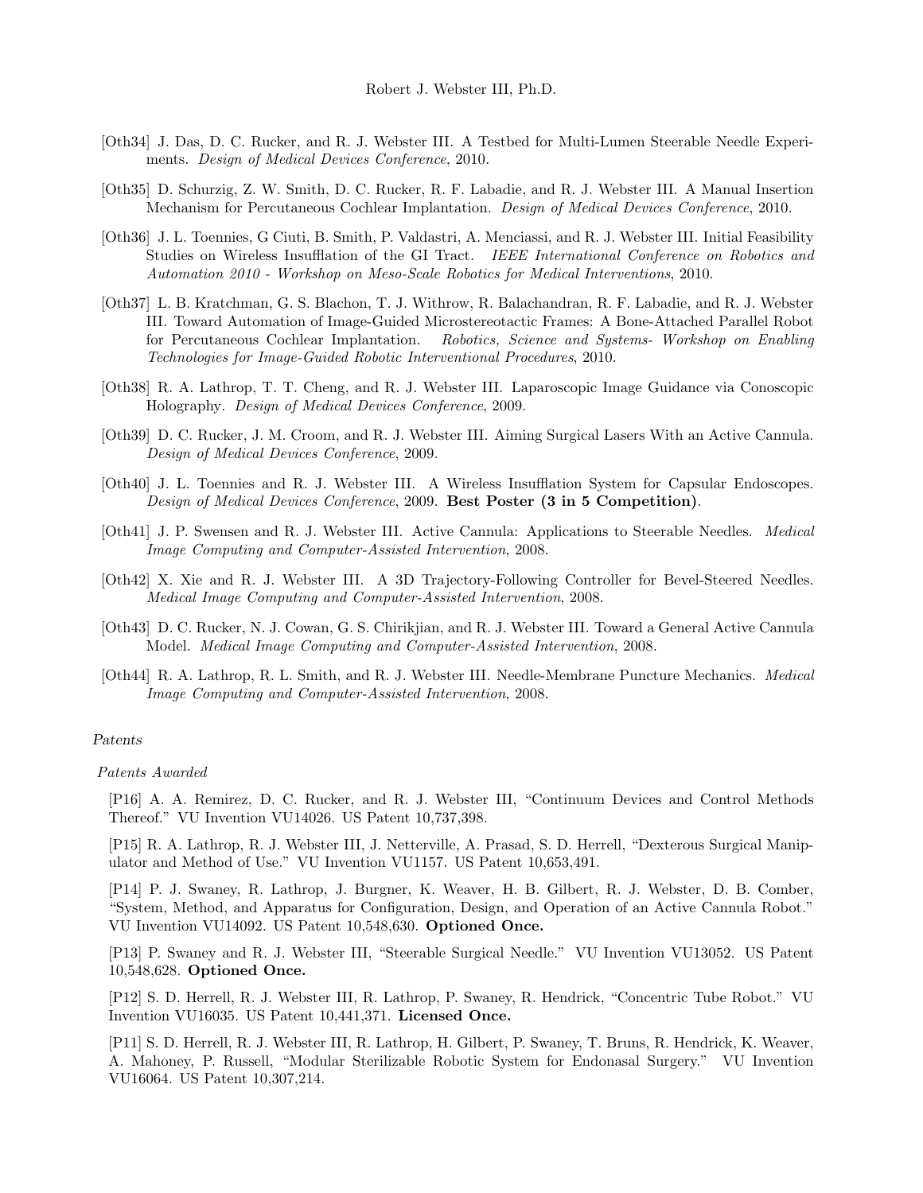[Oth34] J. Das, D. C. Rucker, and R. J. Webster III. A Testbed for Multi-Lumen Steerable Needle Experiments. *Design of Medical Devices Conference*, 2010.

[Oth35] D. Schurzig, Z. W. Smith, D. C. Rucker, R. F. Labadie, and R. J. Webster III. A Manual Insertion Mechanism for Percutaneous Cochlear Implantation. *Design of Medical Devices Conference*, 2010.

[Oth36] J. L. Toennies, G Ciuti, B. Smith, P. Valdastri, A. Menciassi, and R. J. Webster III. Initial Feasibility Studies on Wireless Insufflation of the GI Tract. *IEEE International Conference on Robotics and Automation 2010 - Workshop on Meso-Scale Robotics for Medical Interventions*, 2010.

[Oth37] L. B. Kratchman, G. S. Blachon, T. J. Withrow, R. Balachandran, R. F. Labadie, and R. J. Webster III. Toward Automation of Image-Guided Microstereotactic Frames: A Bone-Attached Parallel Robot for Percutaneous Cochlear Implantation. *Robotics, Science and Systems- Workshop on Enabling Technologies for Image-Guided Robotic Interventional Procedures*, 2010.

[Oth38] R. A. Lathrop, T. T. Cheng, and R. J. Webster III. Laparoscopic Image Guidance via Conoscopic Holography. *Design of Medical Devices Conference*, 2009.

[Oth39] D. C. Rucker, J. M. Croom, and R. J. Webster III. Aiming Surgical Lasers With an Active Cannula. *Design of Medical Devices Conference*, 2009.

[Oth40] J. L. Toennies and R. J. Webster III. A Wireless Insufflation System for Capsular Endoscopes. *Design of Medical Devices Conference*, 2009. **Best Poster (3 in 5 Competition)**.

[Oth41] J. P. Swensen and R. J. Webster III. Active Cannula: Applications to Steerable Needles. *Medical Image Computing and Computer-Assisted Intervention*, 2008.

[Oth42] X. Xie and R. J. Webster III. A 3D Trajectory-Following Controller for Bevel-Steered Needles. *Medical Image Computing and Computer-Assisted Intervention*, 2008.

[Oth43] D. C. Rucker, N. J. Cowan, G. S. Chirikjian, and R. J. Webster III. Toward a General Active Cannula Model. *Medical Image Computing and Computer-Assisted Intervention*, 2008.

[Oth44] R. A. Lathrop, R. L. Smith, and R. J. Webster III. Needle-Membrane Puncture Mechanics. *Medical Image Computing and Computer-Assisted Intervention*, 2008.

*Patents*

*Patents Awarded*

[P16] A. A. Remirez, D. C. Rucker, and R. J. Webster III, "Continuum Devices and Control Methods Thereof." VU Invention VU14026. US Patent 10,737,398.

[P15] R. A. Lathrop, R. J. Webster III, J. Netterville, A. Prasad, S. D. Herrell, "Dexterous Surgical Manipulator and Method of Use." VU Invention VU1157. US Patent 10,653,491.

[P14] P. J. Swaney, R. Lathrop, J. Burgner, K. Weaver, H. B. Gilbert, R. J. Webster, D. B. Comber, "System, Method, and Apparatus for Configuration, Design, and Operation of an Active Cannula Robot." VU Invention VU14092. US Patent 10,548,630. **Optioned Once.**

[P13] P. Swaney and R. J. Webster III, "Steerable Surgical Needle." VU Invention VU13052. US Patent 10,548,628. **Optioned Once.**

[P12] S. D. Herrell, R. J. Webster III, R. Lathrop, P. Swaney, R. Hendrick, "Concentric Tube Robot." VU Invention VU16035. US Patent 10,441,371. **Licensed Once.**

[P11] S. D. Herrell, R. J. Webster III, R. Lathrop, H. Gilbert, P. Swaney, T. Bruns, R. Hendrick, K. Weaver, A. Mahoney, P. Russell, "Modular Sterilizable Robotic System for Endonasal Surgery." VU Invention VU16064. US Patent 10,307,214.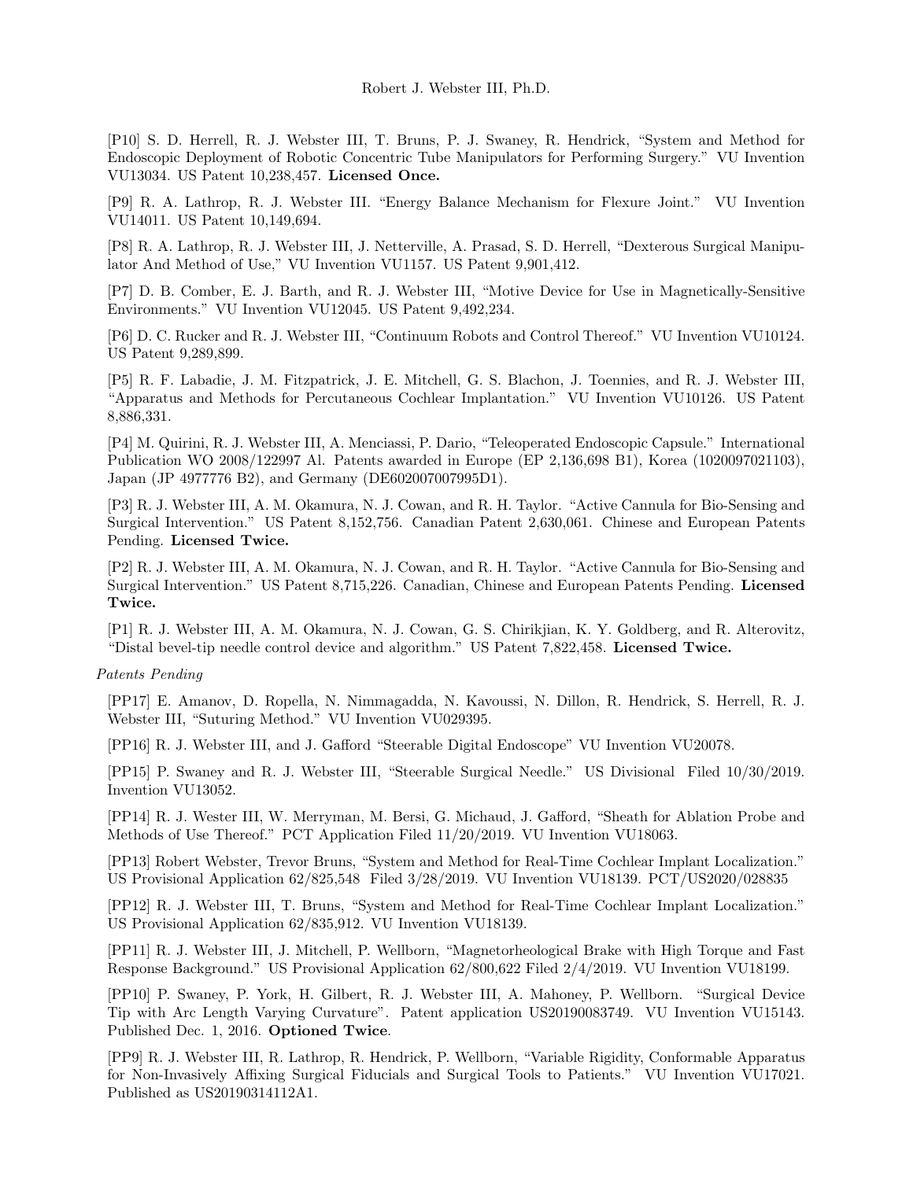[P10] S. D. Herrell, R. J. Webster III, T. Bruns, P. J. Swaney, R. Hendrick, "System and Method for Endoscopic Deployment of Robotic Concentric Tube Manipulators for Performing Surgery." VU Invention VU13034. US Patent 10,238,457. **Licensed Once.**

[P9] R. A. Lathrop, R. J. Webster III. "Energy Balance Mechanism for Flexure Joint." VU Invention VU14011. US Patent 10,149,694.

[P8] R. A. Lathrop, R. J. Webster III, J. Netterville, A. Prasad, S. D. Herrell, "Dexterous Surgical Manipulator And Method of Use," VU Invention VU1157. US Patent 9,901,412.

[P7] D. B. Comber, E. J. Barth, and R. J. Webster III, "Motive Device for Use in Magnetically-Sensitive Environments." VU Invention VU12045. US Patent 9,492,234.

[P6] D. C. Rucker and R. J. Webster III, "Continuum Robots and Control Thereof." VU Invention VU10124. US Patent 9,289,899.

[P5] R. F. Labadie, J. M. Fitzpatrick, J. E. Mitchell, G. S. Blachon, J. Toennies, and R. J. Webster III, "Apparatus and Methods for Percutaneous Cochlear Implantation." VU Invention VU10126. US Patent 8,886,331.

[P4] M. Quirini, R. J. Webster III, A. Menciassi, P. Dario, "Teleoperated Endoscopic Capsule." International Publication WO 2008/122997 Al. Patents awarded in Europe (EP 2,136,698 B1), Korea (1020097021103), Japan (JP 4977776 B2), and Germany (DE602007007995D1).

[P3] R. J. Webster III, A. M. Okamura, N. J. Cowan, and R. H. Taylor. "Active Cannula for Bio-Sensing and Surgical Intervention." US Patent 8,152,756. Canadian Patent 2,630,061. Chinese and European Patents Pending. **Licensed Twice.**

[P2] R. J. Webster III, A. M. Okamura, N. J. Cowan, and R. H. Taylor. "Active Cannula for Bio-Sensing and Surgical Intervention." US Patent 8,715,226. Canadian, Chinese and European Patents Pending. **Licensed Twice.**

[P1] R. J. Webster III, A. M. Okamura, N. J. Cowan, G. S. Chirikjian, K. Y. Goldberg, and R. Alterovitz, "Distal bevel-tip needle control device and algorithm." US Patent 7,822,458. **Licensed Twice.**

*Patents Pending*

[PP17] E. Amanov, D. Ropella, N. Nimmagadda, N. Kavoussi, N. Dillon, R. Hendrick, S. Herrell, R. J. Webster III, "Suturing Method." VU Invention VU029395.

[PP16] R. J. Webster III, and J. Gafford "Steerable Digital Endoscope" VU Invention VU20078.

[PP15] P. Swaney and R. J. Webster III, "Steerable Surgical Needle." US Divisional Filed 10/30/2019. Invention VU13052.

[PP14] R. J. Wester III, W. Merryman, M. Bersi, G. Michaud, J. Gafford, "Sheath for Ablation Probe and Methods of Use Thereof." PCT Application Filed 11/20/2019. VU Invention VU18063.

[PP13] Robert Webster, Trevor Bruns, "System and Method for Real-Time Cochlear Implant Localization." US Provisional Application 62/825,548 Filed 3/28/2019. VU Invention VU18139. PCT/US2020/028835

[PP12] R. J. Webster III, T. Bruns, "System and Method for Real-Time Cochlear Implant Localization." US Provisional Application 62/835,912. VU Invention VU18139.

[PP11] R. J. Webster III, J. Mitchell, P. Wellborn, "Magnetorheological Brake with High Torque and Fast Response Background." US Provisional Application 62/800,622 Filed 2/4/2019. VU Invention VU18199.

[PP10] P. Swaney, P. York, H. Gilbert, R. J. Webster III, A. Mahoney, P. Wellborn. "Surgical Device Tip with Arc Length Varying Curvature". Patent application US20190083749. VU Invention VU15143. Published Dec. 1, 2016. **Optioned Twice**.

[PP9] R. J. Webster III, R. Lathrop, R. Hendrick, P. Wellborn, "Variable Rigidity, Conformable Apparatus for Non-Invasively Affixing Surgical Fiducials and Surgical Tools to Patients." VU Invention VU17021. Published as US20190314112A1.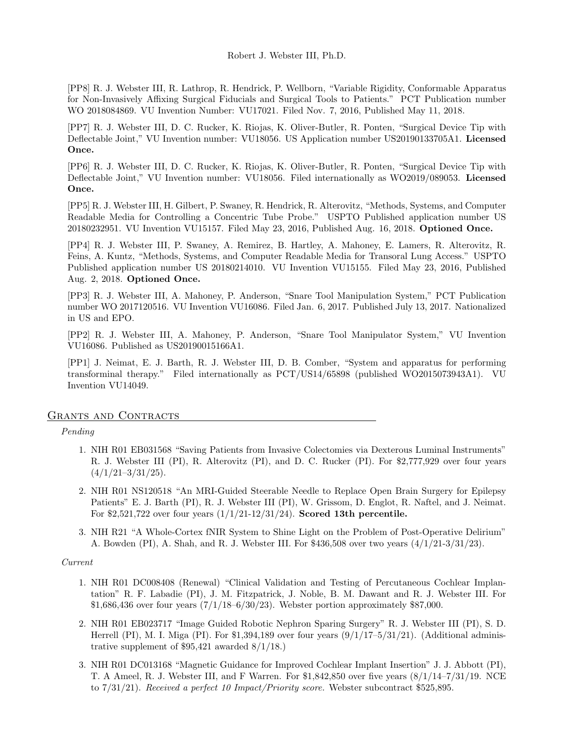[PP8] R. J. Webster III, R. Lathrop, R. Hendrick, P. Wellborn, "Variable Rigidity, Conformable Apparatus for Non-Invasively Affixing Surgical Fiducials and Surgical Tools to Patients." PCT Publication number WO 2018084869. VU Invention Number: VU17021. Filed Nov. 7, 2016, Published May 11, 2018.

[PP7] R. J. Webster III, D. C. Rucker, K. Riojas, K. Oliver-Butler, R. Ponten, "Surgical Device Tip with Deflectable Joint," VU Invention number: VU18056. US Application number US20190133705A1. **Licensed Once.**

[PP6] R. J. Webster III, D. C. Rucker, K. Riojas, K. Oliver-Butler, R. Ponten, "Surgical Device Tip with Deflectable Joint," VU Invention number: VU18056. Filed internationally as WO2019/089053. **Licensed Once.**

[PP5] R. J. Webster III, H. Gilbert, P. Swaney, R. Hendrick, R. Alterovitz, "Methods, Systems, and Computer Readable Media for Controlling a Concentric Tube Probe." USPTO Published application number US 20180232951. VU Invention VU15157. Filed May 23, 2016, Published Aug. 16, 2018. **Optioned Once.**

[PP4] R. J. Webster III, P. Swaney, A. Remirez, B. Hartley, A. Mahoney, E. Lamers, R. Alterovitz, R. Feins, A. Kuntz, "Methods, Systems, and Computer Readable Media for Transoral Lung Access." USPTO Published application number US 20180214010. VU Invention VU15155. Filed May 23, 2016, Published Aug. 2, 2018. **Optioned Once.**

[PP3] R. J. Webster III, A. Mahoney, P. Anderson, "Snare Tool Manipulation System," PCT Publication number WO 2017120516. VU Invention VU16086. Filed Jan. 6, 2017. Published July 13, 2017. Nationalized in US and EPO.

[PP2] R. J. Webster III, A. Mahoney, P. Anderson, "Snare Tool Manipulator System," VU Invention VU16086. Published as US20190015166A1.

[PP1] J. Neimat, E. J. Barth, R. J. Webster III, D. B. Comber, "System and apparatus for performing transforminal therapy." Filed internationally as PCT/US14/65898 (published WO2015073943A1). VU Invention VU14049.

## Grants and Contracts

*Pending*

1. NIH R01 EB031568 "Saving Patients from Invasive Colectomies via Dexterous Luminal Instruments" R. J. Webster III (PI), R. Alterovitz (PI), and D. C. Rucker (PI). For $2,777,929 over four years (4/1/21–3/31/25).
2. NIH R01 NS120518 "An MRI-Guided Steerable Needle to Replace Open Brain Surgery for Epilepsy Patients" E. J. Barth (PI), R. J. Webster III (PI), W. Grissom, D. Englot, R. Naftel, and J. Neimat. For $2,521,722 over four years (1/1/21-12/31/24). **Scored 13th percentile.**
3. NIH R21 "A Whole-Cortex fNIR System to Shine Light on the Problem of Post-Operative Delirium" A. Bowden (PI), A. Shah, and R. J. Webster III. For $436,508 over two years (4/1/21-3/31/23).

*Current*

1. NIH R01 DC008408 (Renewal) "Clinical Validation and Testing of Percutaneous Cochlear Implantation" R. F. Labadie (PI), J. M. Fitzpatrick, J. Noble, B. M. Dawant and R. J. Webster III. For $1,686,436 over four years (7/1/18–6/30/23). Webster portion approximately $87,000.
2. NIH R01 EB023717 "Image Guided Robotic Nephron Sparing Surgery" R. J. Webster III (PI), S. D. Herrell (PI), M. I. Miga (PI). For $1,394,189 over four years (9/1/17–5/31/21). (Additional administrative supplement of $95,421 awarded 8/1/18.)
3. NIH R01 DC013168 "Magnetic Guidance for Improved Cochlear Implant Insertion" J. J. Abbott (PI), T. A Ameel, R. J. Webster III, and F Warren. For $1,842,850 over five years (8/1/14–7/31/19. NCE to 7/31/21). *Received a perfect 10 Impact/Priority score.* Webster subcontract $525,895.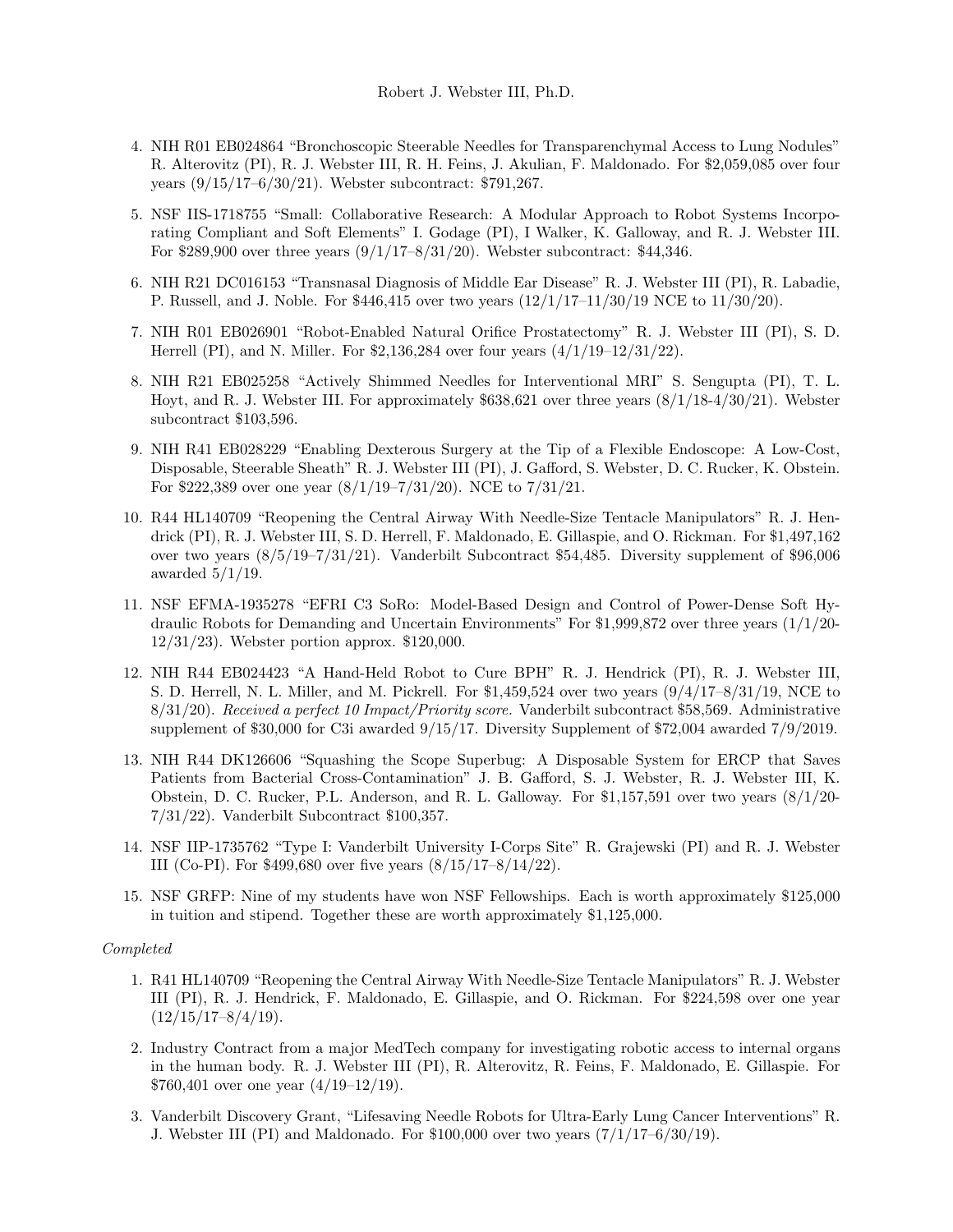4. NIH R01 EB024864 "Bronchoscopic Steerable Needles for Transparenchymal Access to Lung Nodules" R. Alterovitz (PI), R. J. Webster III, R. H. Feins, J. Akulian, F. Maldonado. For $2,059,085 over four years (9/15/17–6/30/21). Webster subcontract: $791,267.

5. NSF IIS-1718755 "Small: Collaborative Research: A Modular Approach to Robot Systems Incorporating Compliant and Soft Elements" I. Godage (PI), I Walker, K. Galloway, and R. J. Webster III. For $289,900 over three years (9/1/17–8/31/20). Webster subcontract: $44,346.

6. NIH R21 DC016153 "Transnasal Diagnosis of Middle Ear Disease" R. J. Webster III (PI), R. Labadie, P. Russell, and J. Noble. For $446,415 over two years (12/1/17–11/30/19 NCE to 11/30/20).

7. NIH R01 EB026901 "Robot-Enabled Natural Orifice Prostatectomy" R. J. Webster III (PI), S. D. Herrell (PI), and N. Miller. For $2,136,284 over four years (4/1/19–12/31/22).

8. NIH R21 EB025258 "Actively Shimmed Needles for Interventional MRI" S. Sengupta (PI), T. L. Hoyt, and R. J. Webster III. For approximately $638,621 over three years (8/1/18-4/30/21). Webster subcontract $103,596.

9. NIH R41 EB028229 "Enabling Dexterous Surgery at the Tip of a Flexible Endoscope: A Low-Cost, Disposable, Steerable Sheath" R. J. Webster III (PI), J. Gafford, S. Webster, D. C. Rucker, K. Obstein. For $222,389 over one year (8/1/19–7/31/20). NCE to 7/31/21.

10. R44 HL140709 "Reopening the Central Airway With Needle-Size Tentacle Manipulators" R. J. Hendrick (PI), R. J. Webster III, S. D. Herrell, F. Maldonado, E. Gillaspie, and O. Rickman. For $1,497,162 over two years (8/5/19–7/31/21). Vanderbilt Subcontract $54,485. Diversity supplement of $96,006 awarded 5/1/19.

11. NSF EFMA-1935278 "EFRI C3 SoRo: Model-Based Design and Control of Power-Dense Soft Hydraulic Robots for Demanding and Uncertain Environments" For $1,999,872 over three years (1/1/20-12/31/23). Webster portion approx. $120,000.

12. NIH R44 EB024423 "A Hand-Held Robot to Cure BPH" R. J. Hendrick (PI), R. J. Webster III, S. D. Herrell, N. L. Miller, and M. Pickrell. For $1,459,524 over two years (9/4/17–8/31/19, NCE to 8/31/20). *Received a perfect 10 Impact/Priority score.* Vanderbilt subcontract $58,569. Administrative supplement of $30,000 for C3i awarded 9/15/17. Diversity Supplement of $72,004 awarded 7/9/2019.

13. NIH R44 DK126606 "Squashing the Scope Superbug: A Disposable System for ERCP that Saves Patients from Bacterial Cross-Contamination" J. B. Gafford, S. J. Webster, R. J. Webster III, K. Obstein, D. C. Rucker, P.L. Anderson, and R. L. Galloway. For $1,157,591 over two years (8/1/20-7/31/22). Vanderbilt Subcontract $100,357.

14. NSF IIP-1735762 "Type I: Vanderbilt University I-Corps Site" R. Grajewski (PI) and R. J. Webster III (Co-PI). For $499,680 over five years (8/15/17–8/14/22).

15. NSF GRFP: Nine of my students have won NSF Fellowships. Each is worth approximately $125,000 in tuition and stipend. Together these are worth approximately $1,125,000.

*Completed*

1. R41 HL140709 "Reopening the Central Airway With Needle-Size Tentacle Manipulators" R. J. Webster III (PI), R. J. Hendrick, F. Maldonado, E. Gillaspie, and O. Rickman. For $224,598 over one year (12/15/17–8/4/19).

2. Industry Contract from a major MedTech company for investigating robotic access to internal organs in the human body. R. J. Webster III (PI), R. Alterovitz, R. Feins, F. Maldonado, E. Gillaspie. For $760,401 over one year (4/19–12/19).

3. Vanderbilt Discovery Grant, "Lifesaving Needle Robots for Ultra-Early Lung Cancer Interventions" R. J. Webster III (PI) and Maldonado. For $100,000 over two years (7/1/17–6/30/19).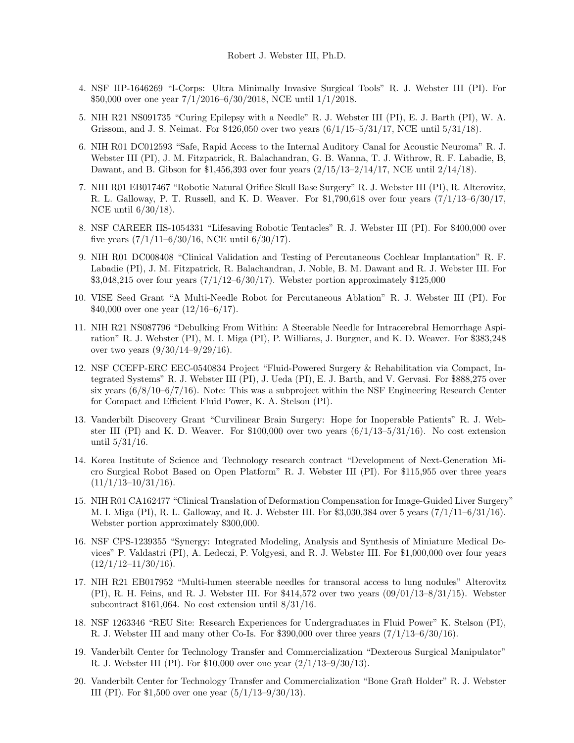4. NSF IIP-1646269 "I-Corps: Ultra Minimally Invasive Surgical Tools" R. J. Webster III (PI). For $50,000 over one year 7/1/2016–6/30/2018, NCE until 1/1/2018.

5. NIH R21 NS091735 "Curing Epilepsy with a Needle" R. J. Webster III (PI), E. J. Barth (PI), W. A. Grissom, and J. S. Neimat. For $426,050 over two years (6/1/15–5/31/17, NCE until 5/31/18).

6. NIH R01 DC012593 "Safe, Rapid Access to the Internal Auditory Canal for Acoustic Neuroma" R. J. Webster III (PI), J. M. Fitzpatrick, R. Balachandran, G. B. Wanna, T. J. Withrow, R. F. Labadie, B, Dawant, and B. Gibson for $1,456,393 over four years (2/15/13–2/14/17, NCE until 2/14/18).

7. NIH R01 EB017467 "Robotic Natural Orifice Skull Base Surgery" R. J. Webster III (PI), R. Alterovitz, R. L. Galloway, P. T. Russell, and K. D. Weaver. For $1,790,618 over four years (7/1/13–6/30/17, NCE until 6/30/18).

8. NSF CAREER IIS-1054331 "Lifesaving Robotic Tentacles" R. J. Webster III (PI). For $400,000 over five years (7/1/11–6/30/16, NCE until 6/30/17).

9. NIH R01 DC008408 "Clinical Validation and Testing of Percutaneous Cochlear Implantation" R. F. Labadie (PI), J. M. Fitzpatrick, R. Balachandran, J. Noble, B. M. Dawant and R. J. Webster III. For $3,048,215 over four years (7/1/12–6/30/17). Webster portion approximately $125,000

10. VISE Seed Grant "A Multi-Needle Robot for Percutaneous Ablation" R. J. Webster III (PI). For $40,000 over one year (12/16–6/17).

11. NIH R21 NS087796 "Debulking From Within: A Steerable Needle for Intracerebral Hemorrhage Aspiration" R. J. Webster (PI), M. I. Miga (PI), P. Williams, J. Burgner, and K. D. Weaver. For $383,248 over two years (9/30/14–9/29/16).

12. NSF CCEFP-ERC EEC-0540834 Project "Fluid-Powered Surgery & Rehabilitation via Compact, Integrated Systems" R. J. Webster III (PI), J. Ueda (PI), E. J. Barth, and V. Gervasi. For $888,275 over six years (6/8/10–6/7/16). Note: This was a subproject within the NSF Engineering Research Center for Compact and Efficient Fluid Power, K. A. Stelson (PI).

13. Vanderbilt Discovery Grant "Curvilinear Brain Surgery: Hope for Inoperable Patients" R. J. Webster III (PI) and K. D. Weaver. For $100,000 over two years (6/1/13–5/31/16). No cost extension until 5/31/16.

14. Korea Institute of Science and Technology research contract "Development of Next-Generation Micro Surgical Robot Based on Open Platform" R. J. Webster III (PI). For $115,955 over three years (11/1/13–10/31/16).

15. NIH R01 CA162477 "Clinical Translation of Deformation Compensation for Image-Guided Liver Surgery" M. I. Miga (PI), R. L. Galloway, and R. J. Webster III. For $3,030,384 over 5 years (7/1/11–6/31/16). Webster portion approximately $300,000.

16. NSF CPS-1239355 "Synergy: Integrated Modeling, Analysis and Synthesis of Miniature Medical Devices" P. Valdastri (PI), A. Ledeczi, P. Volgyesi, and R. J. Webster III. For $1,000,000 over four years (12/1/12–11/30/16).

17. NIH R21 EB017952 "Multi-lumen steerable needles for transoral access to lung nodules" Alterovitz (PI), R. H. Feins, and R. J. Webster III. For $414,572 over two years (09/01/13–8/31/15). Webster subcontract $161,064. No cost extension until 8/31/16.

18. NSF 1263346 "REU Site: Research Experiences for Undergraduates in Fluid Power" K. Stelson (PI), R. J. Webster III and many other Co-Is. For $390,000 over three years (7/1/13–6/30/16).

19. Vanderbilt Center for Technology Transfer and Commercialization "Dexterous Surgical Manipulator" R. J. Webster III (PI). For $10,000 over one year (2/1/13–9/30/13).

20. Vanderbilt Center for Technology Transfer and Commercialization "Bone Graft Holder" R. J. Webster III (PI). For $1,500 over one year (5/1/13–9/30/13).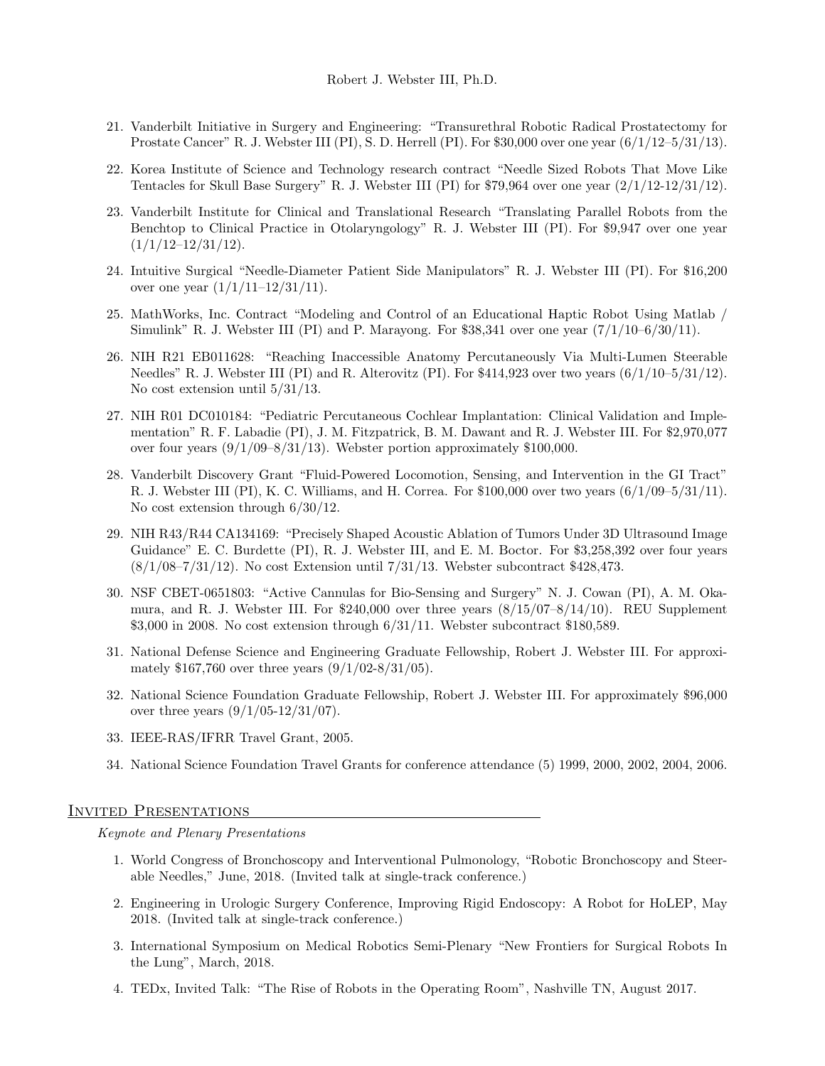21. Vanderbilt Initiative in Surgery and Engineering: "Transurethral Robotic Radical Prostatectomy for Prostate Cancer" R. J. Webster III (PI), S. D. Herrell (PI). For $30,000 over one year (6/1/12–5/31/13).

22. Korea Institute of Science and Technology research contract "Needle Sized Robots That Move Like Tentacles for Skull Base Surgery" R. J. Webster III (PI) for $79,964 over one year (2/1/12-12/31/12).

23. Vanderbilt Institute for Clinical and Translational Research "Translating Parallel Robots from the Benchtop to Clinical Practice in Otolaryngology" R. J. Webster III (PI). For $9,947 over one year (1/1/12–12/31/12).

24. Intuitive Surgical "Needle-Diameter Patient Side Manipulators" R. J. Webster III (PI). For $16,200 over one year (1/1/11–12/31/11).

25. MathWorks, Inc. Contract "Modeling and Control of an Educational Haptic Robot Using Matlab / Simulink" R. J. Webster III (PI) and P. Marayong. For $38,341 over one year (7/1/10–6/30/11).

26. NIH R21 EB011628: "Reaching Inaccessible Anatomy Percutaneously Via Multi-Lumen Steerable Needles" R. J. Webster III (PI) and R. Alterovitz (PI). For $414,923 over two years (6/1/10–5/31/12). No cost extension until 5/31/13.

27. NIH R01 DC010184: "Pediatric Percutaneous Cochlear Implantation: Clinical Validation and Implementation" R. F. Labadie (PI), J. M. Fitzpatrick, B. M. Dawant and R. J. Webster III. For $2,970,077 over four years (9/1/09–8/31/13). Webster portion approximately $100,000.

28. Vanderbilt Discovery Grant "Fluid-Powered Locomotion, Sensing, and Intervention in the GI Tract" R. J. Webster III (PI), K. C. Williams, and H. Correa. For $100,000 over two years (6/1/09–5/31/11). No cost extension through 6/30/12.

29. NIH R43/R44 CA134169: "Precisely Shaped Acoustic Ablation of Tumors Under 3D Ultrasound Image Guidance" E. C. Burdette (PI), R. J. Webster III, and E. M. Boctor. For $3,258,392 over four years (8/1/08–7/31/12). No cost Extension until 7/31/13. Webster subcontract $428,473.

30. NSF CBET-0651803: "Active Cannulas for Bio-Sensing and Surgery" N. J. Cowan (PI), A. M. Okamura, and R. J. Webster III. For $240,000 over three years (8/15/07–8/14/10). REU Supplement $3,000 in 2008. No cost extension through 6/31/11. Webster subcontract $180,589.

31. National Defense Science and Engineering Graduate Fellowship, Robert J. Webster III. For approximately $167,760 over three years (9/1/02-8/31/05).

32. National Science Foundation Graduate Fellowship, Robert J. Webster III. For approximately $96,000 over three years (9/1/05-12/31/07).

33. IEEE-RAS/IFRR Travel Grant, 2005.

34. National Science Foundation Travel Grants for conference attendance (5) 1999, 2000, 2002, 2004, 2006.

## Invited Presentations

*Keynote and Plenary Presentations*

1. World Congress of Bronchoscopy and Interventional Pulmonology, "Robotic Bronchoscopy and Steerable Needles," June, 2018. (Invited talk at single-track conference.)

2. Engineering in Urologic Surgery Conference, Improving Rigid Endoscopy: A Robot for HoLEP, May 2018. (Invited talk at single-track conference.)

3. International Symposium on Medical Robotics Semi-Plenary "New Frontiers for Surgical Robots In the Lung", March, 2018.

4. TEDx, Invited Talk: "The Rise of Robots in the Operating Room", Nashville TN, August 2017.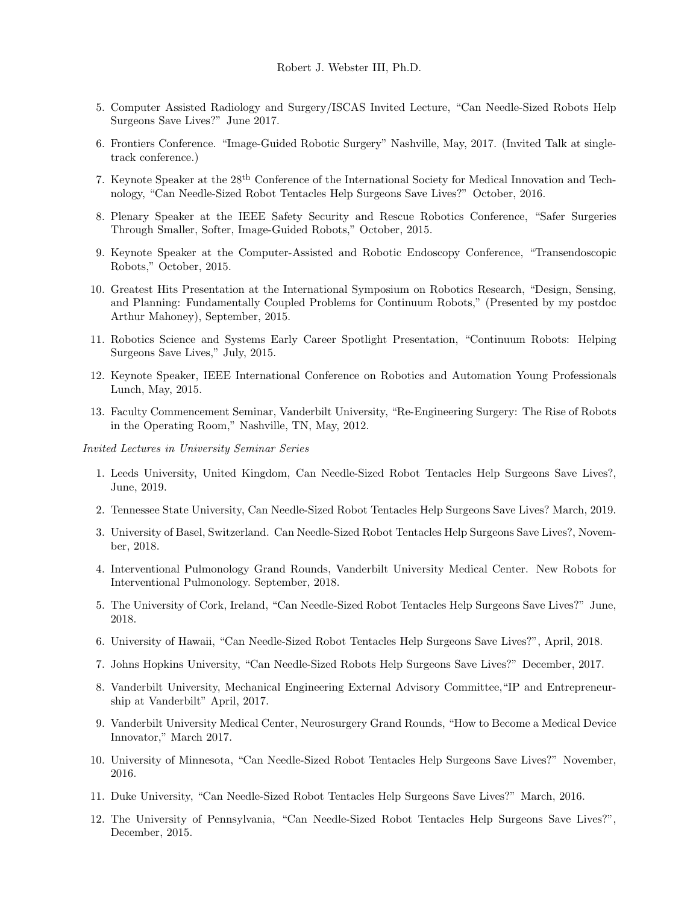5. Computer Assisted Radiology and Surgery/ISCAS Invited Lecture, "Can Needle-Sized Robots Help Surgeons Save Lives?" June 2017.

6. Frontiers Conference. "Image-Guided Robotic Surgery" Nashville, May, 2017. (Invited Talk at single-track conference.)

7. Keynote Speaker at the 28th Conference of the International Society for Medical Innovation and Technology, "Can Needle-Sized Robot Tentacles Help Surgeons Save Lives?" October, 2016.

8. Plenary Speaker at the IEEE Safety Security and Rescue Robotics Conference, "Safer Surgeries Through Smaller, Softer, Image-Guided Robots," October, 2015.

9. Keynote Speaker at the Computer-Assisted and Robotic Endoscopy Conference, "Transendoscopic Robots," October, 2015.

10. Greatest Hits Presentation at the International Symposium on Robotics Research, "Design, Sensing, and Planning: Fundamentally Coupled Problems for Continuum Robots," (Presented by my postdoc Arthur Mahoney), September, 2015.

11. Robotics Science and Systems Early Career Spotlight Presentation, "Continuum Robots: Helping Surgeons Save Lives," July, 2015.

12. Keynote Speaker, IEEE International Conference on Robotics and Automation Young Professionals Lunch, May, 2015.

13. Faculty Commencement Seminar, Vanderbilt University, "Re-Engineering Surgery: The Rise of Robots in the Operating Room," Nashville, TN, May, 2012.

*Invited Lectures in University Seminar Series*

1. Leeds University, United Kingdom, Can Needle-Sized Robot Tentacles Help Surgeons Save Lives?, June, 2019.

2. Tennessee State University, Can Needle-Sized Robot Tentacles Help Surgeons Save Lives? March, 2019.

3. University of Basel, Switzerland. Can Needle-Sized Robot Tentacles Help Surgeons Save Lives?, November, 2018.

4. Interventional Pulmonology Grand Rounds, Vanderbilt University Medical Center. New Robots for Interventional Pulmonology. September, 2018.

5. The University of Cork, Ireland, "Can Needle-Sized Robot Tentacles Help Surgeons Save Lives?" June, 2018.

6. University of Hawaii, "Can Needle-Sized Robot Tentacles Help Surgeons Save Lives?", April, 2018.

7. Johns Hopkins University, "Can Needle-Sized Robots Help Surgeons Save Lives?" December, 2017.

8. Vanderbilt University, Mechanical Engineering External Advisory Committee,"IP and Entrepreneurship at Vanderbilt" April, 2017.

9. Vanderbilt University Medical Center, Neurosurgery Grand Rounds, "How to Become a Medical Device Innovator," March 2017.

10. University of Minnesota, "Can Needle-Sized Robot Tentacles Help Surgeons Save Lives?" November, 2016.

11. Duke University, "Can Needle-Sized Robot Tentacles Help Surgeons Save Lives?" March, 2016.

12. The University of Pennsylvania, "Can Needle-Sized Robot Tentacles Help Surgeons Save Lives?", December, 2015.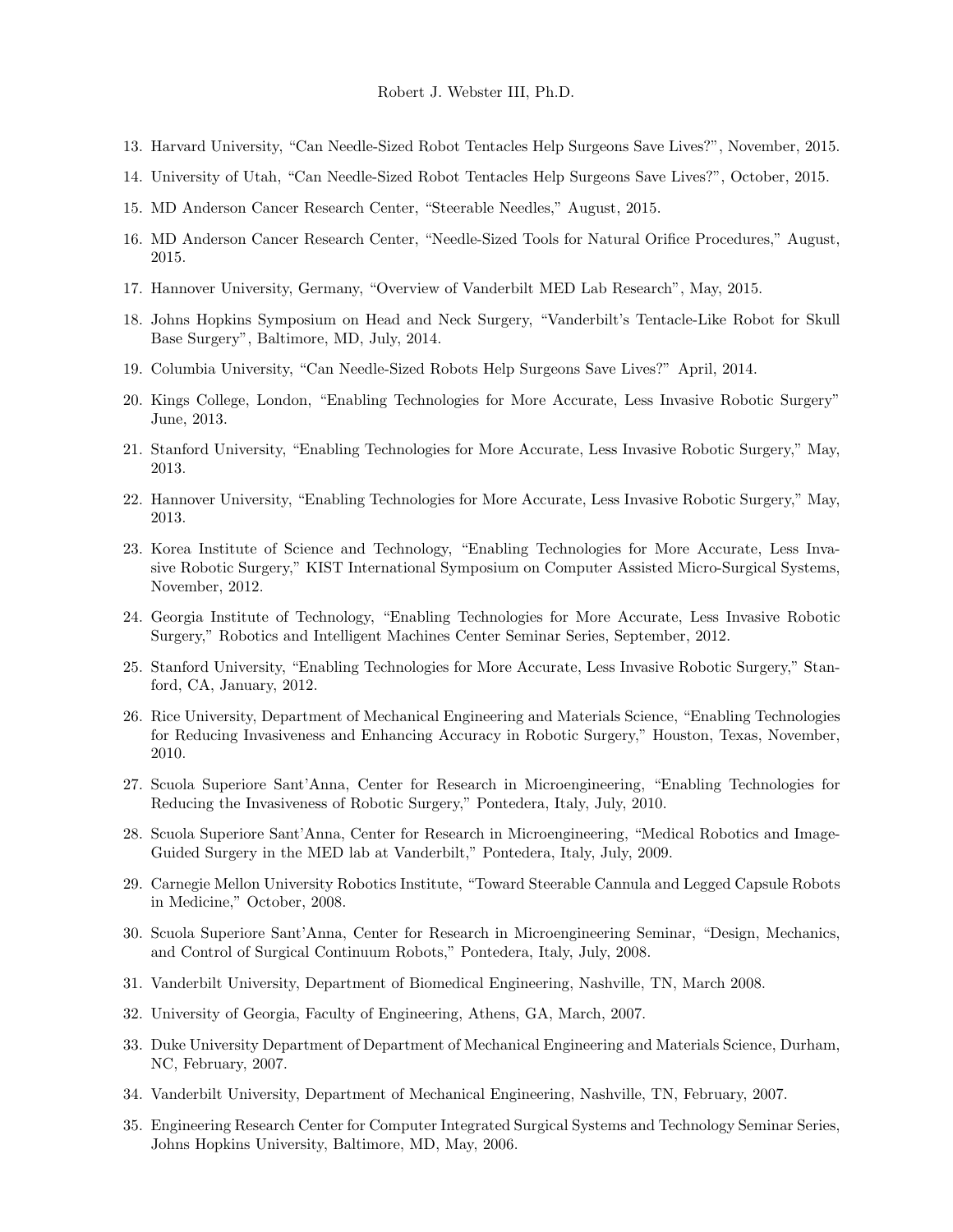13. Harvard University, “Can Needle-Sized Robot Tentacles Help Surgeons Save Lives?”, November, 2015.
14. University of Utah, “Can Needle-Sized Robot Tentacles Help Surgeons Save Lives?”, October, 2015.
15. MD Anderson Cancer Research Center, “Steerable Needles,” August, 2015.
16. MD Anderson Cancer Research Center, “Needle-Sized Tools for Natural Orifice Procedures,” August, 2015.
17. Hannover University, Germany, “Overview of Vanderbilt MED Lab Research”, May, 2015.
18. Johns Hopkins Symposium on Head and Neck Surgery, “Vanderbilt’s Tentacle-Like Robot for Skull Base Surgery”, Baltimore, MD, July, 2014.
19. Columbia University, “Can Needle-Sized Robots Help Surgeons Save Lives?” April, 2014.
20. Kings College, London, “Enabling Technologies for More Accurate, Less Invasive Robotic Surgery” June, 2013.
21. Stanford University, “Enabling Technologies for More Accurate, Less Invasive Robotic Surgery,” May, 2013.
22. Hannover University, “Enabling Technologies for More Accurate, Less Invasive Robotic Surgery,” May, 2013.
23. Korea Institute of Science and Technology, “Enabling Technologies for More Accurate, Less Invasive Robotic Surgery,” KIST International Symposium on Computer Assisted Micro-Surgical Systems, November, 2012.
24. Georgia Institute of Technology, “Enabling Technologies for More Accurate, Less Invasive Robotic Surgery,” Robotics and Intelligent Machines Center Seminar Series, September, 2012.
25. Stanford University, “Enabling Technologies for More Accurate, Less Invasive Robotic Surgery,” Stanford, CA, January, 2012.
26. Rice University, Department of Mechanical Engineering and Materials Science, “Enabling Technologies for Reducing Invasiveness and Enhancing Accuracy in Robotic Surgery,” Houston, Texas, November, 2010.
27. Scuola Superiore Sant’Anna, Center for Research in Microengineering, “Enabling Technologies for Reducing the Invasiveness of Robotic Surgery,” Pontedera, Italy, July, 2010.
28. Scuola Superiore Sant’Anna, Center for Research in Microengineering, “Medical Robotics and Image-Guided Surgery in the MED lab at Vanderbilt,” Pontedera, Italy, July, 2009.
29. Carnegie Mellon University Robotics Institute, “Toward Steerable Cannula and Legged Capsule Robots in Medicine,” October, 2008.
30. Scuola Superiore Sant’Anna, Center for Research in Microengineering Seminar, “Design, Mechanics, and Control of Surgical Continuum Robots,” Pontedera, Italy, July, 2008.
31. Vanderbilt University, Department of Biomedical Engineering, Nashville, TN, March 2008.
32. University of Georgia, Faculty of Engineering, Athens, GA, March, 2007.
33. Duke University Department of Department of Mechanical Engineering and Materials Science, Durham, NC, February, 2007.
34. Vanderbilt University, Department of Mechanical Engineering, Nashville, TN, February, 2007.
35. Engineering Research Center for Computer Integrated Surgical Systems and Technology Seminar Series, Johns Hopkins University, Baltimore, MD, May, 2006.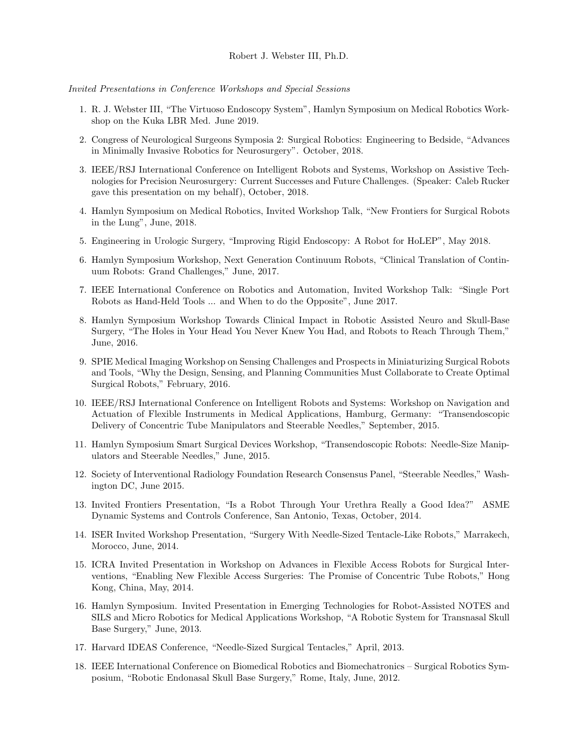*Invited Presentations in Conference Workshops and Special Sessions*

1. R. J. Webster III, "The Virtuoso Endoscopy System", Hamlyn Symposium on Medical Robotics Workshop on the Kuka LBR Med. June 2019.

2. Congress of Neurological Surgeons Symposia 2: Surgical Robotics: Engineering to Bedside, "Advances in Minimally Invasive Robotics for Neurosurgery". October, 2018.

3. IEEE/RSJ International Conference on Intelligent Robots and Systems, Workshop on Assistive Technologies for Precision Neurosurgery: Current Successes and Future Challenges. (Speaker: Caleb Rucker gave this presentation on my behalf), October, 2018.

4. Hamlyn Symposium on Medical Robotics, Invited Workshop Talk, "New Frontiers for Surgical Robots in the Lung", June, 2018.

5. Engineering in Urologic Surgery, "Improving Rigid Endoscopy: A Robot for HoLEP", May 2018.

6. Hamlyn Symposium Workshop, Next Generation Continuum Robots, "Clinical Translation of Continuum Robots: Grand Challenges," June, 2017.

7. IEEE International Conference on Robotics and Automation, Invited Workshop Talk: "Single Port Robots as Hand-Held Tools ... and When to do the Opposite", June 2017.

8. Hamlyn Symposium Workshop Towards Clinical Impact in Robotic Assisted Neuro and Skull-Base Surgery, "The Holes in Your Head You Never Knew You Had, and Robots to Reach Through Them," June, 2016.

9. SPIE Medical Imaging Workshop on Sensing Challenges and Prospects in Miniaturizing Surgical Robots and Tools, "Why the Design, Sensing, and Planning Communities Must Collaborate to Create Optimal Surgical Robots," February, 2016.

10. IEEE/RSJ International Conference on Intelligent Robots and Systems: Workshop on Navigation and Actuation of Flexible Instruments in Medical Applications, Hamburg, Germany: "Transendoscopic Delivery of Concentric Tube Manipulators and Steerable Needles," September, 2015.

11. Hamlyn Symposium Smart Surgical Devices Workshop, "Transendoscopic Robots: Needle-Size Manipulators and Steerable Needles," June, 2015.

12. Society of Interventional Radiology Foundation Research Consensus Panel, "Steerable Needles," Washington DC, June 2015.

13. Invited Frontiers Presentation, "Is a Robot Through Your Urethra Really a Good Idea?" ASME Dynamic Systems and Controls Conference, San Antonio, Texas, October, 2014.

14. ISER Invited Workshop Presentation, "Surgery With Needle-Sized Tentacle-Like Robots," Marrakech, Morocco, June, 2014.

15. ICRA Invited Presentation in Workshop on Advances in Flexible Access Robots for Surgical Interventions, "Enabling New Flexible Access Surgeries: The Promise of Concentric Tube Robots," Hong Kong, China, May, 2014.

16. Hamlyn Symposium. Invited Presentation in Emerging Technologies for Robot-Assisted NOTES and SILS and Micro Robotics for Medical Applications Workshop, "A Robotic System for Transnasal Skull Base Surgery," June, 2013.

17. Harvard IDEAS Conference, "Needle-Sized Surgical Tentacles," April, 2013.

18. IEEE International Conference on Biomedical Robotics and Biomechatronics – Surgical Robotics Symposium, "Robotic Endonasal Skull Base Surgery," Rome, Italy, June, 2012.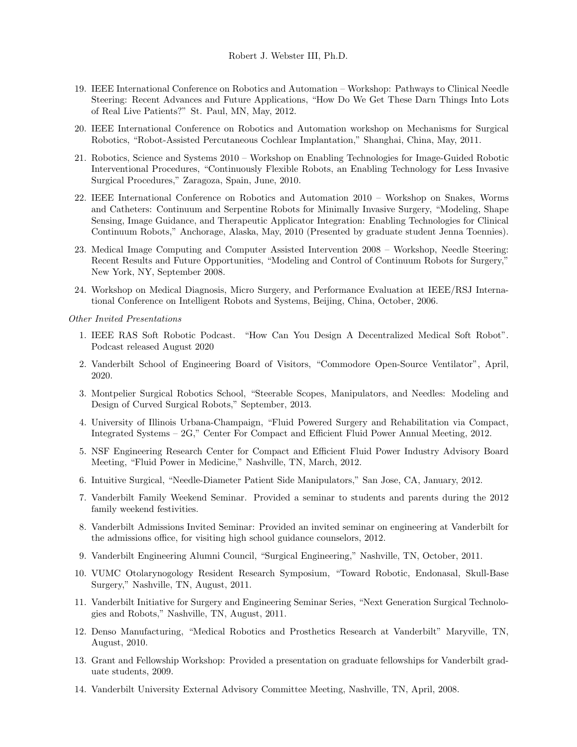19. IEEE International Conference on Robotics and Automation – Workshop: Pathways to Clinical Needle Steering: Recent Advances and Future Applications, "How Do We Get These Darn Things Into Lots of Real Live Patients?" St. Paul, MN, May, 2012.

20. IEEE International Conference on Robotics and Automation workshop on Mechanisms for Surgical Robotics, "Robot-Assisted Percutaneous Cochlear Implantation," Shanghai, China, May, 2011.

21. Robotics, Science and Systems 2010 – Workshop on Enabling Technologies for Image-Guided Robotic Interventional Procedures, "Continuously Flexible Robots, an Enabling Technology for Less Invasive Surgical Procedures," Zaragoza, Spain, June, 2010.

22. IEEE International Conference on Robotics and Automation 2010 – Workshop on Snakes, Worms and Catheters: Continuum and Serpentine Robots for Minimally Invasive Surgery, "Modeling, Shape Sensing, Image Guidance, and Therapeutic Applicator Integration: Enabling Technologies for Clinical Continuum Robots," Anchorage, Alaska, May, 2010 (Presented by graduate student Jenna Toennies).

23. Medical Image Computing and Computer Assisted Intervention 2008 – Workshop, Needle Steering: Recent Results and Future Opportunities, "Modeling and Control of Continuum Robots for Surgery," New York, NY, September 2008.

24. Workshop on Medical Diagnosis, Micro Surgery, and Performance Evaluation at IEEE/RSJ International Conference on Intelligent Robots and Systems, Beijing, China, October, 2006.

*Other Invited Presentations*

1. IEEE RAS Soft Robotic Podcast. "How Can You Design A Decentralized Medical Soft Robot". Podcast released August 2020

2. Vanderbilt School of Engineering Board of Visitors, "Commodore Open-Source Ventilator", April, 2020.

3. Montpelier Surgical Robotics School, "Steerable Scopes, Manipulators, and Needles: Modeling and Design of Curved Surgical Robots," September, 2013.

4. University of Illinois Urbana-Champaign, "Fluid Powered Surgery and Rehabilitation via Compact, Integrated Systems – 2G," Center For Compact and Efficient Fluid Power Annual Meeting, 2012.

5. NSF Engineering Research Center for Compact and Efficient Fluid Power Industry Advisory Board Meeting, "Fluid Power in Medicine," Nashville, TN, March, 2012.

6. Intuitive Surgical, "Needle-Diameter Patient Side Manipulators," San Jose, CA, January, 2012.

7. Vanderbilt Family Weekend Seminar. Provided a seminar to students and parents during the 2012 family weekend festivities.

8. Vanderbilt Admissions Invited Seminar: Provided an invited seminar on engineering at Vanderbilt for the admissions office, for visiting high school guidance counselors, 2012.

9. Vanderbilt Engineering Alumni Council, "Surgical Engineering," Nashville, TN, October, 2011.

10. VUMC Otolarynogology Resident Research Symposium, "Toward Robotic, Endonasal, Skull-Base Surgery," Nashville, TN, August, 2011.

11. Vanderbilt Initiative for Surgery and Engineering Seminar Series, "Next Generation Surgical Technologies and Robots," Nashville, TN, August, 2011.

12. Denso Manufacturing, "Medical Robotics and Prosthetics Research at Vanderbilt" Maryville, TN, August, 2010.

13. Grant and Fellowship Workshop: Provided a presentation on graduate fellowships for Vanderbilt graduate students, 2009.

14. Vanderbilt University External Advisory Committee Meeting, Nashville, TN, April, 2008.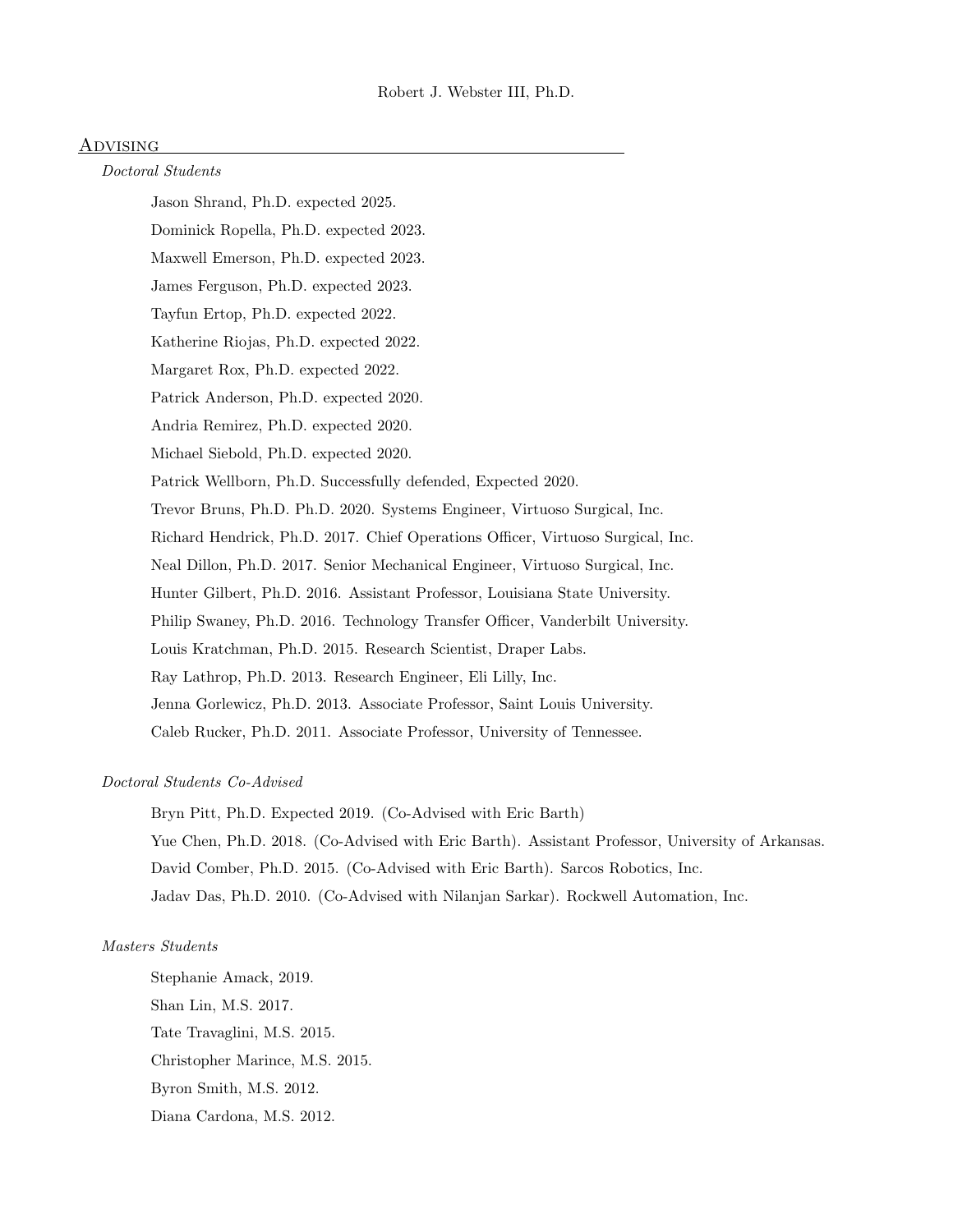## Advising

*Doctoral Students*

Jason Shrand, Ph.D. expected 2025.

Dominick Ropella, Ph.D. expected 2023.

Maxwell Emerson, Ph.D. expected 2023.

James Ferguson, Ph.D. expected 2023.

Tayfun Ertop, Ph.D. expected 2022.

Katherine Riojas, Ph.D. expected 2022.

Margaret Rox, Ph.D. expected 2022.

Patrick Anderson, Ph.D. expected 2020.

Andria Remirez, Ph.D. expected 2020.

Michael Siebold, Ph.D. expected 2020.

Patrick Wellborn, Ph.D. Successfully defended, Expected 2020.

Trevor Bruns, Ph.D. Ph.D. 2020. Systems Engineer, Virtuoso Surgical, Inc.

Richard Hendrick, Ph.D. 2017. Chief Operations Officer, Virtuoso Surgical, Inc.

Neal Dillon, Ph.D. 2017. Senior Mechanical Engineer, Virtuoso Surgical, Inc.

Hunter Gilbert, Ph.D. 2016. Assistant Professor, Louisiana State University.

Philip Swaney, Ph.D. 2016. Technology Transfer Officer, Vanderbilt University.

Louis Kratchman, Ph.D. 2015. Research Scientist, Draper Labs.

Ray Lathrop, Ph.D. 2013. Research Engineer, Eli Lilly, Inc.

Jenna Gorlewicz, Ph.D. 2013. Associate Professor, Saint Louis University.

Caleb Rucker, Ph.D. 2011. Associate Professor, University of Tennessee.

*Doctoral Students Co-Advised*

Bryn Pitt, Ph.D. Expected 2019. (Co-Advised with Eric Barth)

Yue Chen, Ph.D. 2018. (Co-Advised with Eric Barth). Assistant Professor, University of Arkansas.

David Comber, Ph.D. 2015. (Co-Advised with Eric Barth). Sarcos Robotics, Inc.

Jadav Das, Ph.D. 2010. (Co-Advised with Nilanjan Sarkar). Rockwell Automation, Inc.

*Masters Students*

Stephanie Amack, 2019.

Shan Lin, M.S. 2017.

Tate Travaglini, M.S. 2015.

Christopher Marince, M.S. 2015.

Byron Smith, M.S. 2012.

Diana Cardona, M.S. 2012.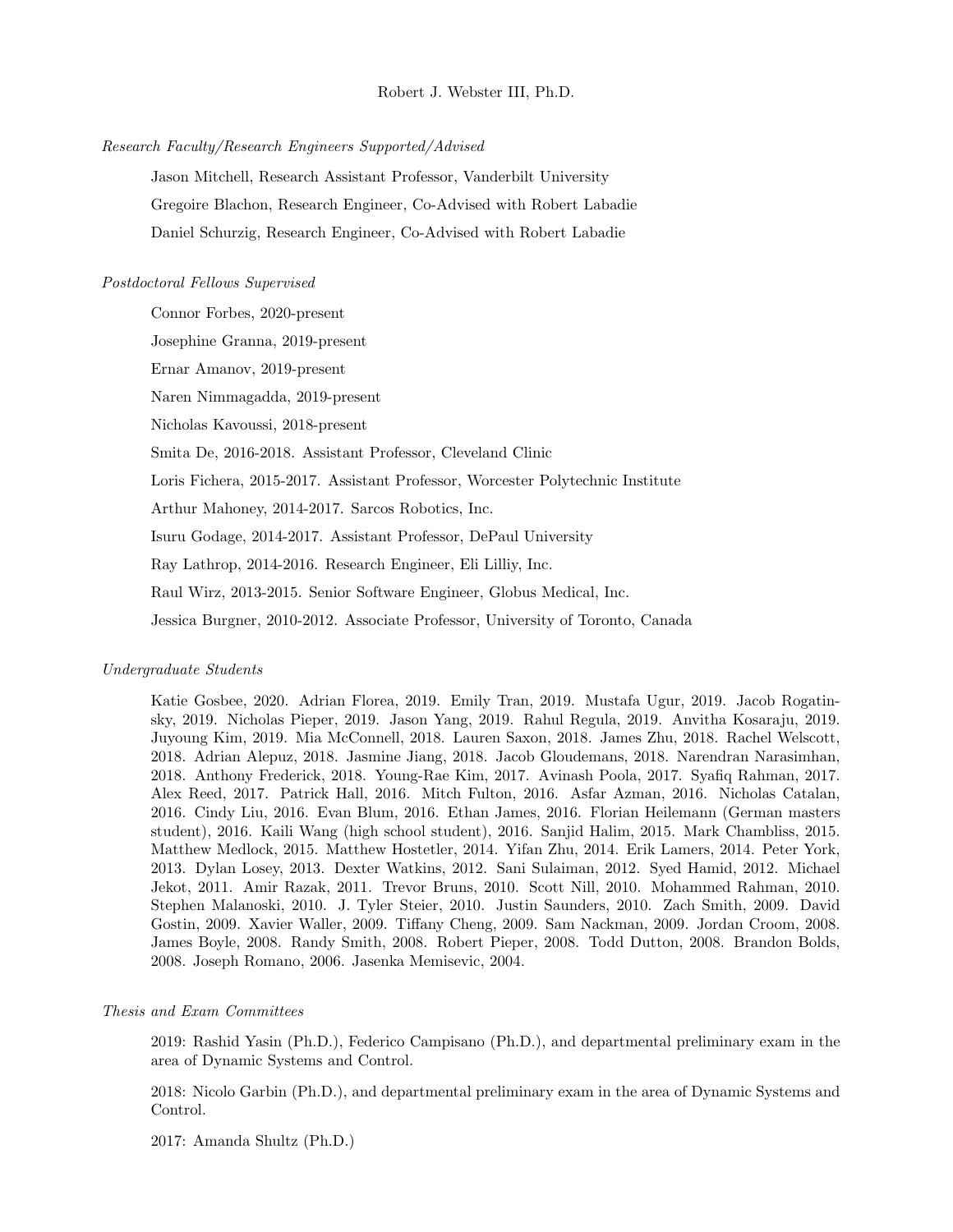*Research Faculty/Research Engineers Supported/Advised*

Jason Mitchell, Research Assistant Professor, Vanderbilt University

Gregoire Blachon, Research Engineer, Co-Advised with Robert Labadie

Daniel Schurzig, Research Engineer, Co-Advised with Robert Labadie

*Postdoctoral Fellows Supervised*

Connor Forbes, 2020-present

Josephine Granna, 2019-present

Ernar Amanov, 2019-present

Naren Nimmagadda, 2019-present

Nicholas Kavoussi, 2018-present

Smita De, 2016-2018. Assistant Professor, Cleveland Clinic

Loris Fichera, 2015-2017. Assistant Professor, Worcester Polytechnic Institute

Arthur Mahoney, 2014-2017. Sarcos Robotics, Inc.

Isuru Godage, 2014-2017. Assistant Professor, DePaul University

Ray Lathrop, 2014-2016. Research Engineer, Eli Lilliy, Inc.

Raul Wirz, 2013-2015. Senior Software Engineer, Globus Medical, Inc.

Jessica Burgner, 2010-2012. Associate Professor, University of Toronto, Canada

*Undergraduate Students*

Katie Gosbee, 2020. Adrian Florea, 2019. Emily Tran, 2019. Mustafa Ugur, 2019. Jacob Rogatinsky, 2019. Nicholas Pieper, 2019. Jason Yang, 2019. Rahul Regula, 2019. Anvitha Kosaraju, 2019. Juyoung Kim, 2019. Mia McConnell, 2018. Lauren Saxon, 2018. James Zhu, 2018. Rachel Welscott, 2018. Adrian Alepuz, 2018. Jasmine Jiang, 2018. Jacob Gloudemans, 2018. Narendran Narasimhan, 2018. Anthony Frederick, 2018. Young-Rae Kim, 2017. Avinash Poola, 2017. Syafiq Rahman, 2017. Alex Reed, 2017. Patrick Hall, 2016. Mitch Fulton, 2016. Asfar Azman, 2016. Nicholas Catalan, 2016. Cindy Liu, 2016. Evan Blum, 2016. Ethan James, 2016. Florian Heilemann (German masters student), 2016. Kaili Wang (high school student), 2016. Sanjid Halim, 2015. Mark Chambliss, 2015. Matthew Medlock, 2015. Matthew Hostetler, 2014. Yifan Zhu, 2014. Erik Lamers, 2014. Peter York, 2013. Dylan Losey, 2013. Dexter Watkins, 2012. Sani Sulaiman, 2012. Syed Hamid, 2012. Michael Jekot, 2011. Amir Razak, 2011. Trevor Bruns, 2010. Scott Nill, 2010. Mohammed Rahman, 2010. Stephen Malanoski, 2010. J. Tyler Steier, 2010. Justin Saunders, 2010. Zach Smith, 2009. David Gostin, 2009. Xavier Waller, 2009. Tiffany Cheng, 2009. Sam Nackman, 2009. Jordan Croom, 2008. James Boyle, 2008. Randy Smith, 2008. Robert Pieper, 2008. Todd Dutton, 2008. Brandon Bolds, 2008. Joseph Romano, 2006. Jasenka Memisevic, 2004.

*Thesis and Exam Committees*

2019: Rashid Yasin (Ph.D.), Federico Campisano (Ph.D.), and departmental preliminary exam in the area of Dynamic Systems and Control.

2018: Nicolo Garbin (Ph.D.), and departmental preliminary exam in the area of Dynamic Systems and Control.

2017: Amanda Shultz (Ph.D.)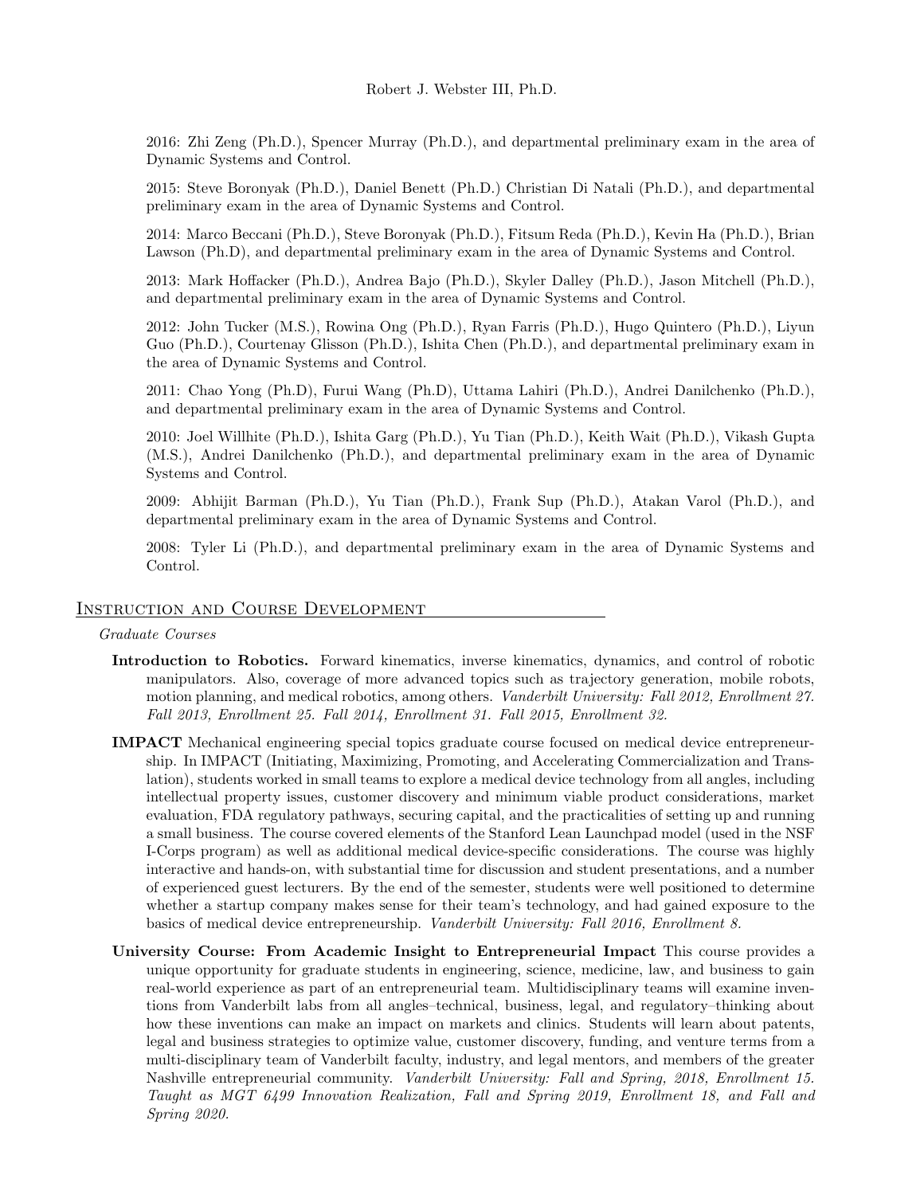2016: Zhi Zeng (Ph.D.), Spencer Murray (Ph.D.), and departmental preliminary exam in the area of Dynamic Systems and Control.

2015: Steve Boronyak (Ph.D.), Daniel Benett (Ph.D.) Christian Di Natali (Ph.D.), and departmental preliminary exam in the area of Dynamic Systems and Control.

2014: Marco Beccani (Ph.D.), Steve Boronyak (Ph.D.), Fitsum Reda (Ph.D.), Kevin Ha (Ph.D.), Brian Lawson (Ph.D), and departmental preliminary exam in the area of Dynamic Systems and Control.

2013: Mark Hoffacker (Ph.D.), Andrea Bajo (Ph.D.), Skyler Dalley (Ph.D.), Jason Mitchell (Ph.D.), and departmental preliminary exam in the area of Dynamic Systems and Control.

2012: John Tucker (M.S.), Rowina Ong (Ph.D.), Ryan Farris (Ph.D.), Hugo Quintero (Ph.D.), Liyun Guo (Ph.D.), Courtenay Glisson (Ph.D.), Ishita Chen (Ph.D.), and departmental preliminary exam in the area of Dynamic Systems and Control.

2011: Chao Yong (Ph.D), Furui Wang (Ph.D), Uttama Lahiri (Ph.D.), Andrei Danilchenko (Ph.D.), and departmental preliminary exam in the area of Dynamic Systems and Control.

2010: Joel Willhite (Ph.D.), Ishita Garg (Ph.D.), Yu Tian (Ph.D.), Keith Wait (Ph.D.), Vikash Gupta (M.S.), Andrei Danilchenko (Ph.D.), and departmental preliminary exam in the area of Dynamic Systems and Control.

2009: Abhijit Barman (Ph.D.), Yu Tian (Ph.D.), Frank Sup (Ph.D.), Atakan Varol (Ph.D.), and departmental preliminary exam in the area of Dynamic Systems and Control.

2008: Tyler Li (Ph.D.), and departmental preliminary exam in the area of Dynamic Systems and Control.

## Instruction and Course Development

*Graduate Courses*

**Introduction to Robotics.** Forward kinematics, inverse kinematics, dynamics, and control of robotic manipulators. Also, coverage of more advanced topics such as trajectory generation, mobile robots, motion planning, and medical robotics, among others. *Vanderbilt University: Fall 2012, Enrollment 27. Fall 2013, Enrollment 25. Fall 2014, Enrollment 31. Fall 2015, Enrollment 32.*

**IMPACT** Mechanical engineering special topics graduate course focused on medical device entrepreneurship. In IMPACT (Initiating, Maximizing, Promoting, and Accelerating Commercialization and Translation), students worked in small teams to explore a medical device technology from all angles, including intellectual property issues, customer discovery and minimum viable product considerations, market evaluation, FDA regulatory pathways, securing capital, and the practicalities of setting up and running a small business. The course covered elements of the Stanford Lean Launchpad model (used in the NSF I-Corps program) as well as additional medical device-specific considerations. The course was highly interactive and hands-on, with substantial time for discussion and student presentations, and a number of experienced guest lecturers. By the end of the semester, students were well positioned to determine whether a startup company makes sense for their team's technology, and had gained exposure to the basics of medical device entrepreneurship. *Vanderbilt University: Fall 2016, Enrollment 8.*

**University Course: From Academic Insight to Entrepreneurial Impact** This course provides a unique opportunity for graduate students in engineering, science, medicine, law, and business to gain real-world experience as part of an entrepreneurial team. Multidisciplinary teams will examine inventions from Vanderbilt labs from all angles–technical, business, legal, and regulatory–thinking about how these inventions can make an impact on markets and clinics. Students will learn about patents, legal and business strategies to optimize value, customer discovery, funding, and venture terms from a multi-disciplinary team of Vanderbilt faculty, industry, and legal mentors, and members of the greater Nashville entrepreneurial community. *Vanderbilt University: Fall and Spring, 2018, Enrollment 15. Taught as MGT 6499 Innovation Realization, Fall and Spring 2019, Enrollment 18, and Fall and Spring 2020.*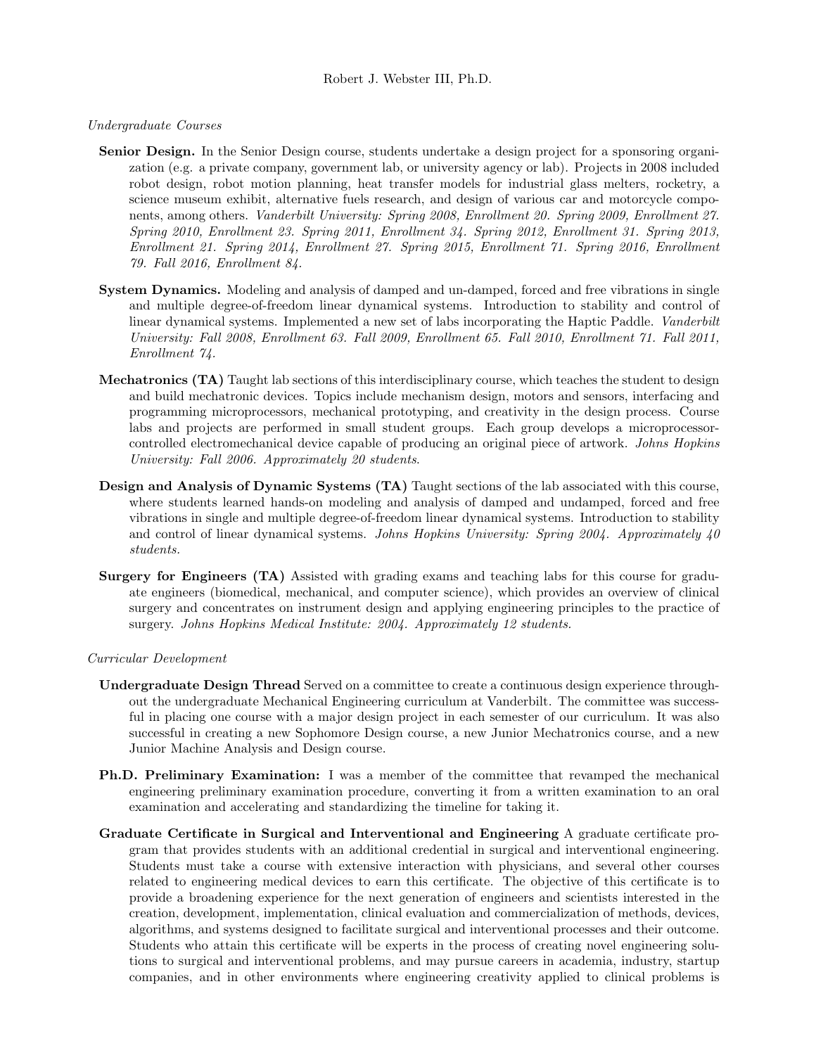*Undergraduate Courses*

**Senior Design.** In the Senior Design course, students undertake a design project for a sponsoring organization (e.g. a private company, government lab, or university agency or lab). Projects in 2008 included robot design, robot motion planning, heat transfer models for industrial glass melters, rocketry, a science museum exhibit, alternative fuels research, and design of various car and motorcycle components, among others. *Vanderbilt University: Spring 2008, Enrollment 20. Spring 2009, Enrollment 27. Spring 2010, Enrollment 23. Spring 2011, Enrollment 34. Spring 2012, Enrollment 31. Spring 2013, Enrollment 21. Spring 2014, Enrollment 27. Spring 2015, Enrollment 71. Spring 2016, Enrollment 79. Fall 2016, Enrollment 84.*

**System Dynamics.** Modeling and analysis of damped and un-damped, forced and free vibrations in single and multiple degree-of-freedom linear dynamical systems. Introduction to stability and control of linear dynamical systems. Implemented a new set of labs incorporating the Haptic Paddle. *Vanderbilt University: Fall 2008, Enrollment 63. Fall 2009, Enrollment 65. Fall 2010, Enrollment 71. Fall 2011, Enrollment 74.*

**Mechatronics (TA)** Taught lab sections of this interdisciplinary course, which teaches the student to design and build mechatronic devices. Topics include mechanism design, motors and sensors, interfacing and programming microprocessors, mechanical prototyping, and creativity in the design process. Course labs and projects are performed in small student groups. Each group develops a microprocessor-controlled electromechanical device capable of producing an original piece of artwork. *Johns Hopkins University: Fall 2006. Approximately 20 students.*

**Design and Analysis of Dynamic Systems (TA)** Taught sections of the lab associated with this course, where students learned hands-on modeling and analysis of damped and undamped, forced and free vibrations in single and multiple degree-of-freedom linear dynamical systems. Introduction to stability and control of linear dynamical systems. *Johns Hopkins University: Spring 2004. Approximately 40 students.*

**Surgery for Engineers (TA)** Assisted with grading exams and teaching labs for this course for graduate engineers (biomedical, mechanical, and computer science), which provides an overview of clinical surgery and concentrates on instrument design and applying engineering principles to the practice of surgery. *Johns Hopkins Medical Institute: 2004. Approximately 12 students.*

*Curricular Development*

**Undergraduate Design Thread** Served on a committee to create a continuous design experience throughout the undergraduate Mechanical Engineering curriculum at Vanderbilt. The committee was successful in placing one course with a major design project in each semester of our curriculum. It was also successful in creating a new Sophomore Design course, a new Junior Mechatronics course, and a new Junior Machine Analysis and Design course.

**Ph.D. Preliminary Examination:** I was a member of the committee that revamped the mechanical engineering preliminary examination procedure, converting it from a written examination to an oral examination and accelerating and standardizing the timeline for taking it.

**Graduate Certificate in Surgical and Interventional and Engineering** A graduate certificate program that provides students with an additional credential in surgical and interventional engineering. Students must take a course with extensive interaction with physicians, and several other courses related to engineering medical devices to earn this certificate. The objective of this certificate is to provide a broadening experience for the next generation of engineers and scientists interested in the creation, development, implementation, clinical evaluation and commercialization of methods, devices, algorithms, and systems designed to facilitate surgical and interventional processes and their outcome. Students who attain this certificate will be experts in the process of creating novel engineering solutions to surgical and interventional problems, and may pursue careers in academia, industry, startup companies, and in other environments where engineering creativity applied to clinical problems is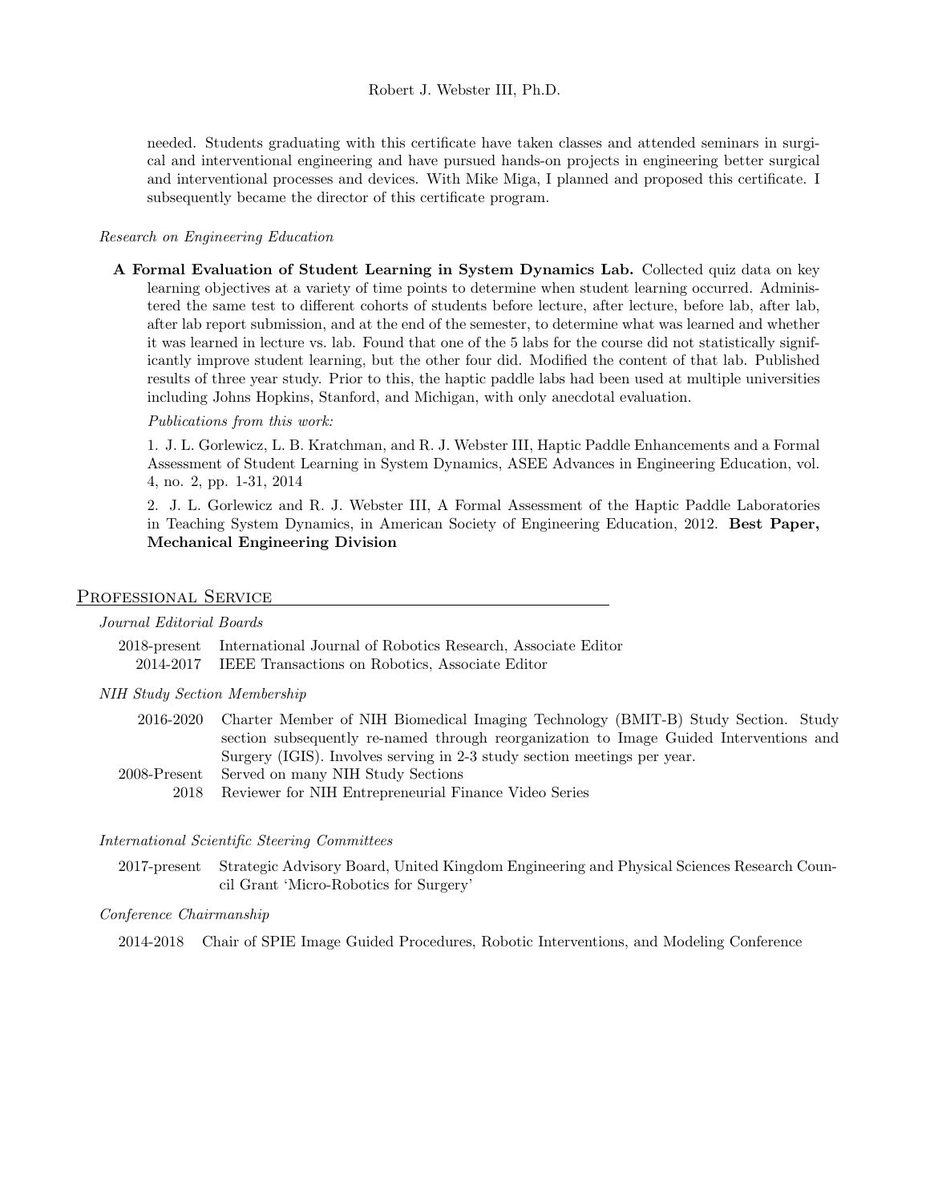needed. Students graduating with this certificate have taken classes and attended seminars in surgical and interventional engineering and have pursued hands-on projects in engineering better surgical and interventional processes and devices. With Mike Miga, I planned and proposed this certificate. I subsequently became the director of this certificate program.

*Research on Engineering Education*

**A Formal Evaluation of Student Learning in System Dynamics Lab.** Collected quiz data on key learning objectives at a variety of time points to determine when student learning occurred. Administered the same test to different cohorts of students before lecture, after lecture, before lab, after lab, after lab report submission, and at the end of the semester, to determine what was learned and whether it was learned in lecture vs. lab. Found that one of the 5 labs for the course did not statistically significantly improve student learning, but the other four did. Modified the content of that lab. Published results of three year study. Prior to this, the haptic paddle labs had been used at multiple universities including Johns Hopkins, Stanford, and Michigan, with only anecdotal evaluation.

*Publications from this work:*

1. J. L. Gorlewicz, L. B. Kratchman, and R. J. Webster III, Haptic Paddle Enhancements and a Formal Assessment of Student Learning in System Dynamics, ASEE Advances in Engineering Education, vol. 4, no. 2, pp. 1-31, 2014

2. J. L. Gorlewicz and R. J. Webster III, A Formal Assessment of the Haptic Paddle Laboratories in Teaching System Dynamics, in American Society of Engineering Education, 2012. **Best Paper, Mechanical Engineering Division**

## Professional Service

*Journal Editorial Boards*

2018-present International Journal of Robotics Research, Associate Editor
2014-2017 IEEE Transactions on Robotics, Associate Editor

*NIH Study Section Membership*

2016-2020 Charter Member of NIH Biomedical Imaging Technology (BMIT-B) Study Section. Study section subsequently re-named through reorganization to Image Guided Interventions and Surgery (IGIS). Involves serving in 2-3 study section meetings per year.
2008-Present Served on many NIH Study Sections
2018 Reviewer for NIH Entrepreneurial Finance Video Series

*International Scientific Steering Committees*

2017-present Strategic Advisory Board, United Kingdom Engineering and Physical Sciences Research Council Grant 'Micro-Robotics for Surgery'

*Conference Chairmanship*

2014-2018 Chair of SPIE Image Guided Procedures, Robotic Interventions, and Modeling Conference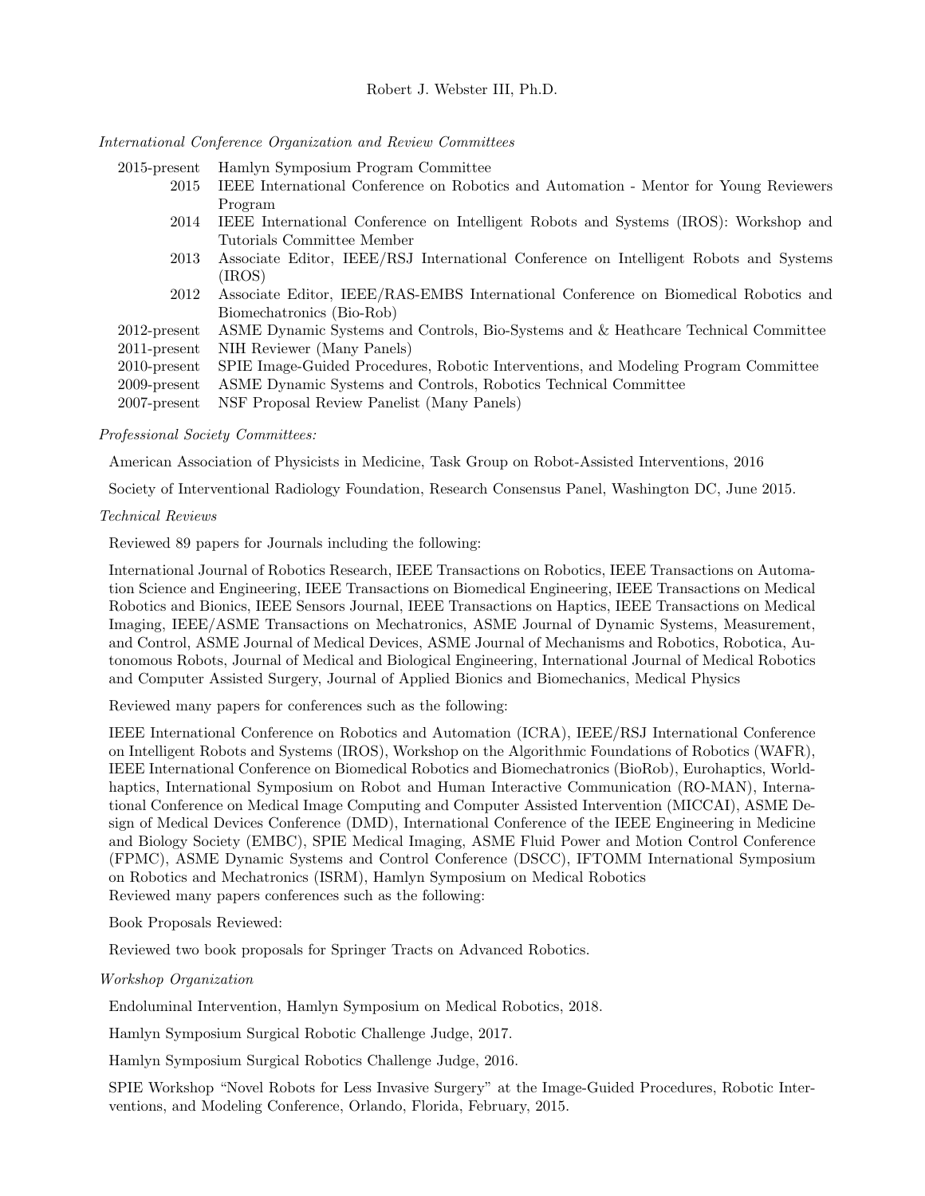*International Conference Organization and Review Committees*

| | |
|---|---|
| 2015-present | Hamlyn Symposium Program Committee |
| 2015 | IEEE International Conference on Robotics and Automation - Mentor for Young Reviewers Program |
| 2014 | IEEE International Conference on Intelligent Robots and Systems (IROS): Workshop and Tutorials Committee Member |
| 2013 | Associate Editor, IEEE/RSJ International Conference on Intelligent Robots and Systems (IROS) |
| 2012 | Associate Editor, IEEE/RAS-EMBS International Conference on Biomedical Robotics and Biomechatronics (Bio-Rob) |
| 2012-present | ASME Dynamic Systems and Controls, Bio-Systems and & Heathcare Technical Committee |
| 2011-present | NIH Reviewer (Many Panels) |
| 2010-present | SPIE Image-Guided Procedures, Robotic Interventions, and Modeling Program Committee |
| 2009-present | ASME Dynamic Systems and Controls, Robotics Technical Committee |
| 2007-present | NSF Proposal Review Panelist (Many Panels) |

*Professional Society Committees:*

American Association of Physicists in Medicine, Task Group on Robot-Assisted Interventions, 2016

Society of Interventional Radiology Foundation, Research Consensus Panel, Washington DC, June 2015.

*Technical Reviews*

Reviewed 89 papers for Journals including the following:

International Journal of Robotics Research, IEEE Transactions on Robotics, IEEE Transactions on Automation Science and Engineering, IEEE Transactions on Biomedical Engineering, IEEE Transactions on Medical Robotics and Bionics, IEEE Sensors Journal, IEEE Transactions on Haptics, IEEE Transactions on Medical Imaging, IEEE/ASME Transactions on Mechatronics, ASME Journal of Dynamic Systems, Measurement, and Control, ASME Journal of Medical Devices, ASME Journal of Mechanisms and Robotics, Robotica, Autonomous Robots, Journal of Medical and Biological Engineering, International Journal of Medical Robotics and Computer Assisted Surgery, Journal of Applied Bionics and Biomechanics, Medical Physics

Reviewed many papers for conferences such as the following:

IEEE International Conference on Robotics and Automation (ICRA), IEEE/RSJ International Conference on Intelligent Robots and Systems (IROS), Workshop on the Algorithmic Foundations of Robotics (WAFR), IEEE International Conference on Biomedical Robotics and Biomechatronics (BioRob), Eurohaptics, Worldhaptics, International Symposium on Robot and Human Interactive Communication (RO-MAN), International Conference on Medical Image Computing and Computer Assisted Intervention (MICCAI), ASME Design of Medical Devices Conference (DMD), International Conference of the IEEE Engineering in Medicine and Biology Society (EMBC), SPIE Medical Imaging, ASME Fluid Power and Motion Control Conference (FPMC), ASME Dynamic Systems and Control Conference (DSCC), IFTOMM International Symposium on Robotics and Mechatronics (ISRM), Hamlyn Symposium on Medical Robotics
Reviewed many papers conferences such as the following:

Book Proposals Reviewed:

Reviewed two book proposals for Springer Tracts on Advanced Robotics.

*Workshop Organization*

Endoluminal Intervention, Hamlyn Symposium on Medical Robotics, 2018.

Hamlyn Symposium Surgical Robotic Challenge Judge, 2017.

Hamlyn Symposium Surgical Robotics Challenge Judge, 2016.

SPIE Workshop "Novel Robots for Less Invasive Surgery" at the Image-Guided Procedures, Robotic Interventions, and Modeling Conference, Orlando, Florida, February, 2015.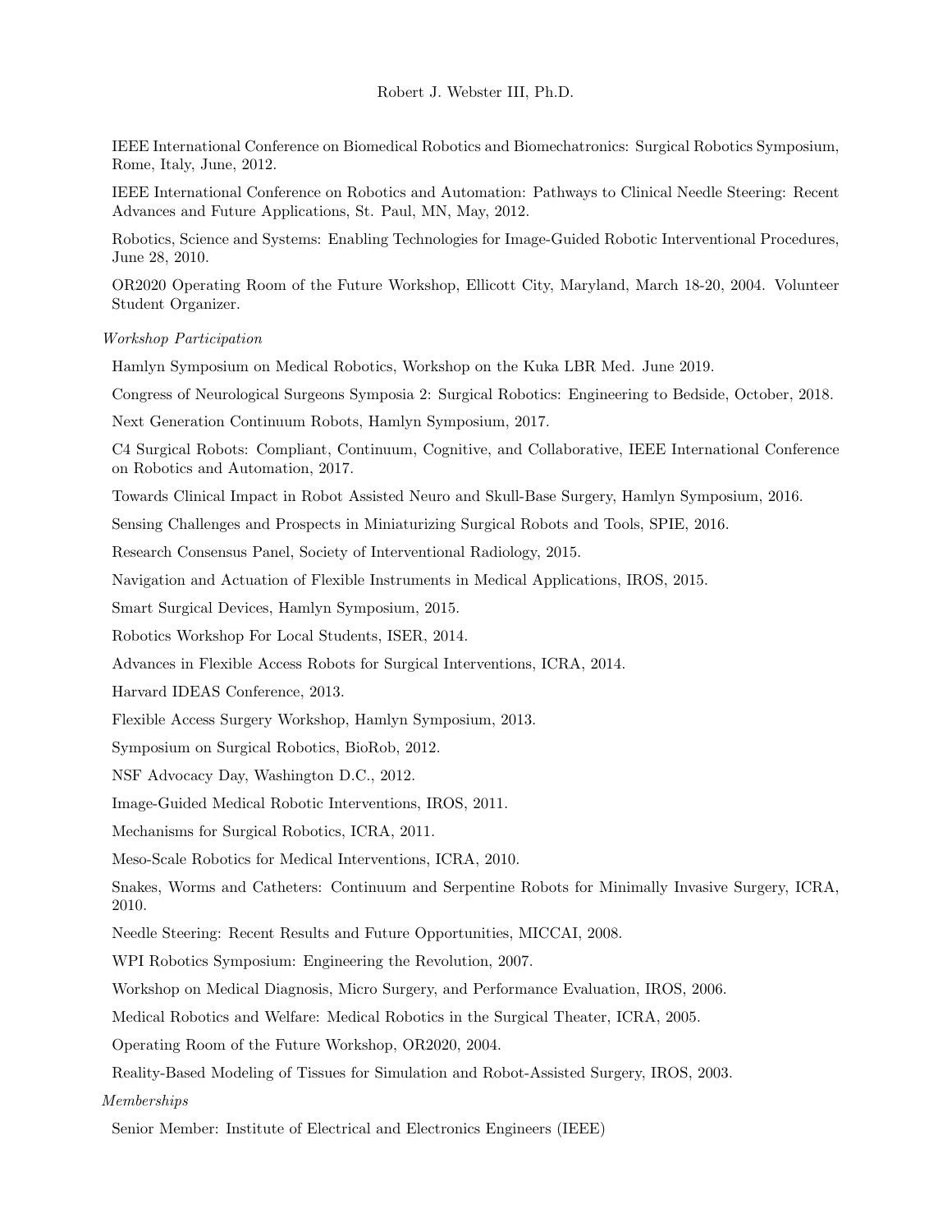IEEE International Conference on Biomedical Robotics and Biomechatronics: Surgical Robotics Symposium, Rome, Italy, June, 2012.

IEEE International Conference on Robotics and Automation: Pathways to Clinical Needle Steering: Recent Advances and Future Applications, St. Paul, MN, May, 2012.

Robotics, Science and Systems: Enabling Technologies for Image-Guided Robotic Interventional Procedures, June 28, 2010.

OR2020 Operating Room of the Future Workshop, Ellicott City, Maryland, March 18-20, 2004. Volunteer Student Organizer.

*Workshop Participation*

Hamlyn Symposium on Medical Robotics, Workshop on the Kuka LBR Med. June 2019.

Congress of Neurological Surgeons Symposia 2: Surgical Robotics: Engineering to Bedside, October, 2018.

Next Generation Continuum Robots, Hamlyn Symposium, 2017.

C4 Surgical Robots: Compliant, Continuum, Cognitive, and Collaborative, IEEE International Conference on Robotics and Automation, 2017.

Towards Clinical Impact in Robot Assisted Neuro and Skull-Base Surgery, Hamlyn Symposium, 2016.

Sensing Challenges and Prospects in Miniaturizing Surgical Robots and Tools, SPIE, 2016.

Research Consensus Panel, Society of Interventional Radiology, 2015.

Navigation and Actuation of Flexible Instruments in Medical Applications, IROS, 2015.

Smart Surgical Devices, Hamlyn Symposium, 2015.

Robotics Workshop For Local Students, ISER, 2014.

Advances in Flexible Access Robots for Surgical Interventions, ICRA, 2014.

Harvard IDEAS Conference, 2013.

Flexible Access Surgery Workshop, Hamlyn Symposium, 2013.

Symposium on Surgical Robotics, BioRob, 2012.

NSF Advocacy Day, Washington D.C., 2012.

Image-Guided Medical Robotic Interventions, IROS, 2011.

Mechanisms for Surgical Robotics, ICRA, 2011.

Meso-Scale Robotics for Medical Interventions, ICRA, 2010.

Snakes, Worms and Catheters: Continuum and Serpentine Robots for Minimally Invasive Surgery, ICRA, 2010.

Needle Steering: Recent Results and Future Opportunities, MICCAI, 2008.

WPI Robotics Symposium: Engineering the Revolution, 2007.

Workshop on Medical Diagnosis, Micro Surgery, and Performance Evaluation, IROS, 2006.

Medical Robotics and Welfare: Medical Robotics in the Surgical Theater, ICRA, 2005.

Operating Room of the Future Workshop, OR2020, 2004.

Reality-Based Modeling of Tissues for Simulation and Robot-Assisted Surgery, IROS, 2003.

*Memberships*

Senior Member: Institute of Electrical and Electronics Engineers (IEEE)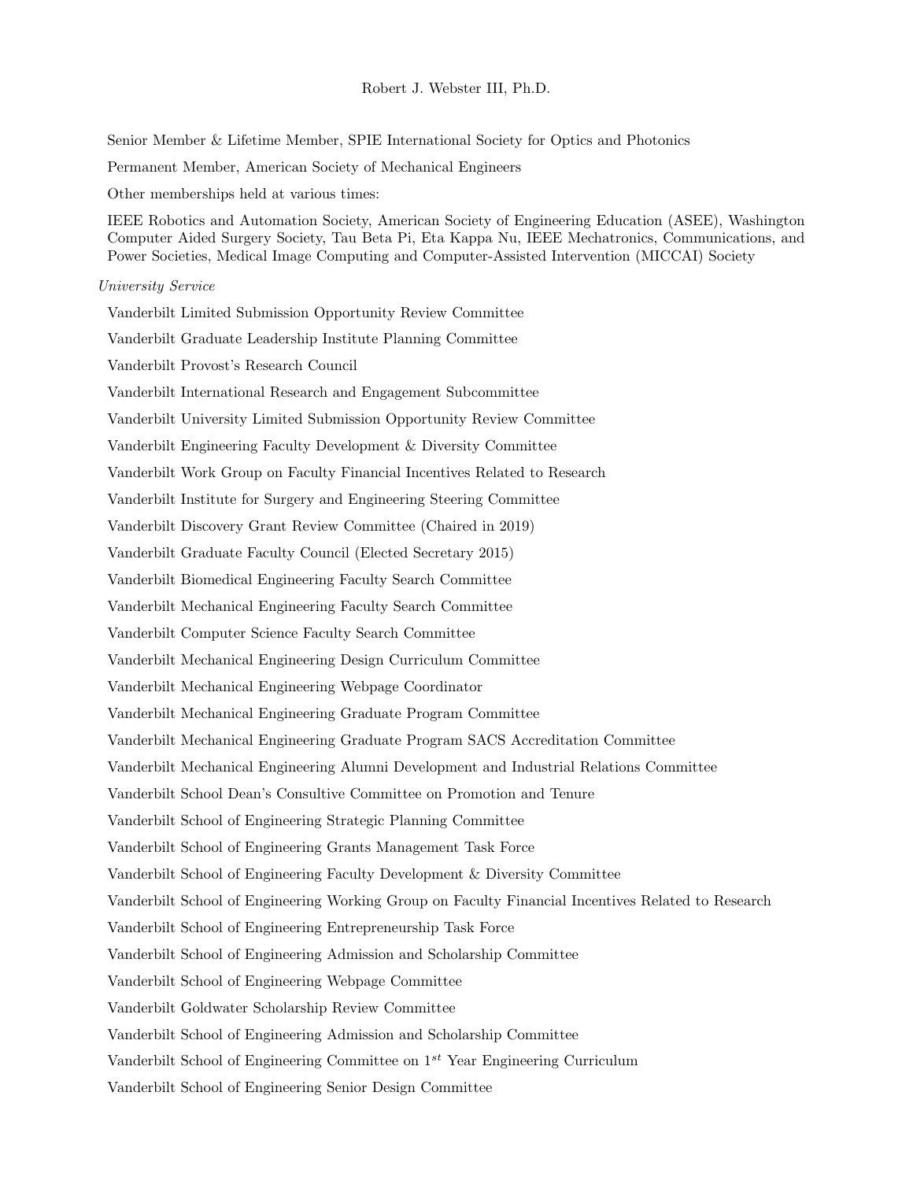Senior Member & Lifetime Member, SPIE International Society for Optics and Photonics

Permanent Member, American Society of Mechanical Engineers

Other memberships held at various times:

IEEE Robotics and Automation Society, American Society of Engineering Education (ASEE), Washington Computer Aided Surgery Society, Tau Beta Pi, Eta Kappa Nu, IEEE Mechatronics, Communications, and Power Societies, Medical Image Computing and Computer-Assisted Intervention (MICCAI) Society

*University Service*

Vanderbilt Limited Submission Opportunity Review Committee

Vanderbilt Graduate Leadership Institute Planning Committee

Vanderbilt Provost's Research Council

Vanderbilt International Research and Engagement Subcommittee

Vanderbilt University Limited Submission Opportunity Review Committee

Vanderbilt Engineering Faculty Development & Diversity Committee

Vanderbilt Work Group on Faculty Financial Incentives Related to Research

Vanderbilt Institute for Surgery and Engineering Steering Committee

Vanderbilt Discovery Grant Review Committee (Chaired in 2019)

Vanderbilt Graduate Faculty Council (Elected Secretary 2015)

Vanderbilt Biomedical Engineering Faculty Search Committee

Vanderbilt Mechanical Engineering Faculty Search Committee

Vanderbilt Computer Science Faculty Search Committee

Vanderbilt Mechanical Engineering Design Curriculum Committee

Vanderbilt Mechanical Engineering Webpage Coordinator

Vanderbilt Mechanical Engineering Graduate Program Committee

Vanderbilt Mechanical Engineering Graduate Program SACS Accreditation Committee

Vanderbilt Mechanical Engineering Alumni Development and Industrial Relations Committee

Vanderbilt School Dean's Consultive Committee on Promotion and Tenure

Vanderbilt School of Engineering Strategic Planning Committee

Vanderbilt School of Engineering Grants Management Task Force

Vanderbilt School of Engineering Faculty Development & Diversity Committee

Vanderbilt School of Engineering Working Group on Faculty Financial Incentives Related to Research

Vanderbilt School of Engineering Entrepreneurship Task Force

Vanderbilt School of Engineering Admission and Scholarship Committee

Vanderbilt School of Engineering Webpage Committee

Vanderbilt Goldwater Scholarship Review Committee

Vanderbilt School of Engineering Admission and Scholarship Committee

Vanderbilt School of Engineering Committee on 1$^{st}$ Year Engineering Curriculum

Vanderbilt School of Engineering Senior Design Committee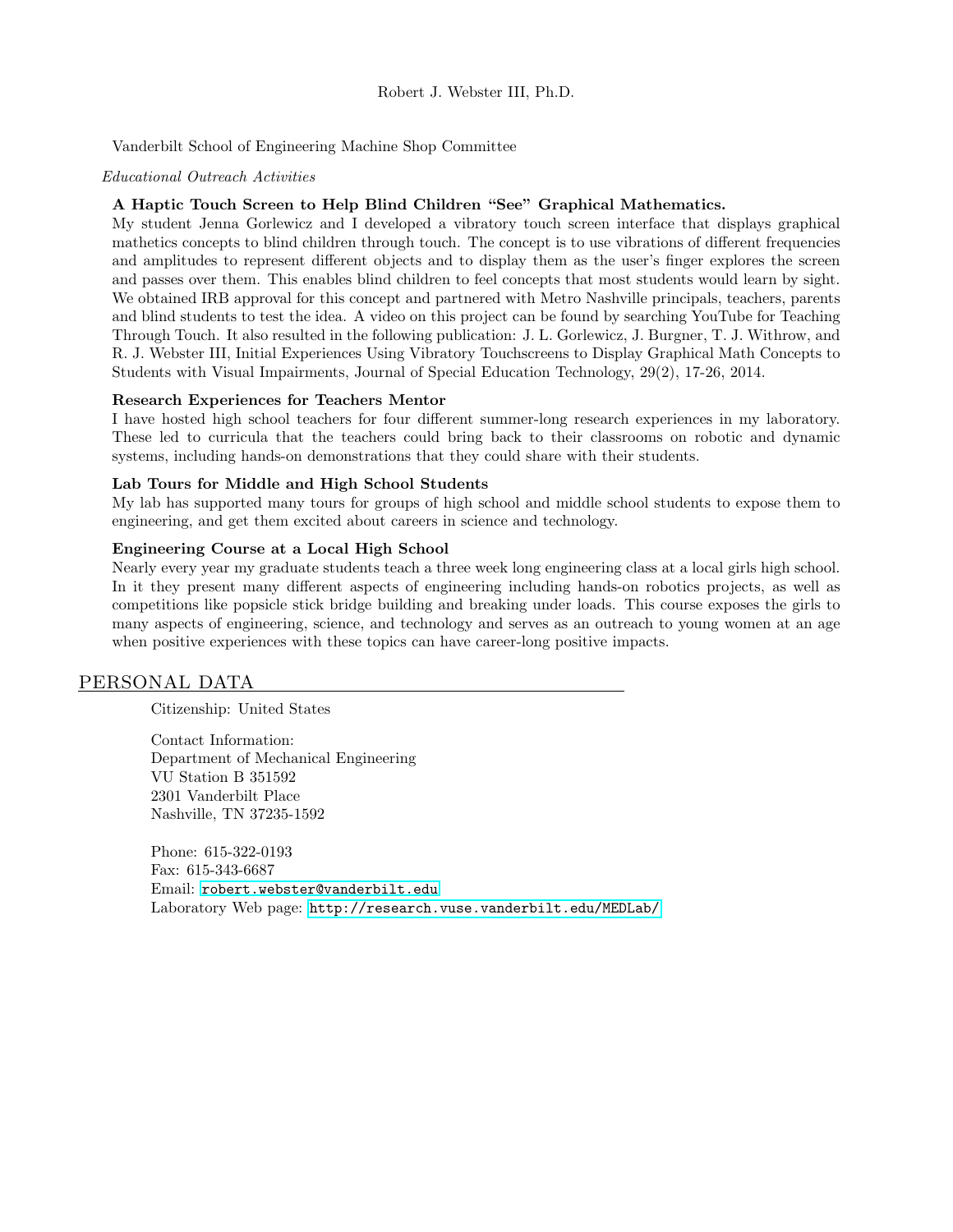Vanderbilt School of Engineering Machine Shop Committee

*Educational Outreach Activities*

**A Haptic Touch Screen to Help Blind Children "See" Graphical Mathematics.**
My student Jenna Gorlewicz and I developed a vibratory touch screen interface that displays graphical mathetics concepts to blind children through touch. The concept is to use vibrations of different frequencies and amplitudes to represent different objects and to display them as the user's finger explores the screen and passes over them. This enables blind children to feel concepts that most students would learn by sight. We obtained IRB approval for this concept and partnered with Metro Nashville principals, teachers, parents and blind students to test the idea. A video on this project can be found by searching YouTube for Teaching Through Touch. It also resulted in the following publication: J. L. Gorlewicz, J. Burgner, T. J. Withrow, and R. J. Webster III, Initial Experiences Using Vibratory Touchscreens to Display Graphical Math Concepts to Students with Visual Impairments, Journal of Special Education Technology, 29(2), 17-26, 2014.

**Research Experiences for Teachers Mentor**
I have hosted high school teachers for four different summer-long research experiences in my laboratory. These led to curricula that the teachers could bring back to their classrooms on robotic and dynamic systems, including hands-on demonstrations that they could share with their students.

**Lab Tours for Middle and High School Students**
My lab has supported many tours for groups of high school and middle school students to expose them to engineering, and get them excited about careers in science and technology.

**Engineering Course at a Local High School**
Nearly every year my graduate students teach a three week long engineering class at a local girls high school. In it they present many different aspects of engineering including hands-on robotics projects, as well as competitions like popsicle stick bridge building and breaking under loads. This course exposes the girls to many aspects of engineering, science, and technology and serves as an outreach to young women at an age when positive experiences with these topics can have career-long positive impacts.

## PERSONAL DATA

Citizenship: United States

Contact Information:
Department of Mechanical Engineering
VU Station B 351592
2301 Vanderbilt Place
Nashville, TN 37235-1592

Phone: 615-322-0193
Fax: 615-343-6687
Email: robert.webster@vanderbilt.edu
Laboratory Web page: http://research.vuse.vanderbilt.edu/MEDLab/